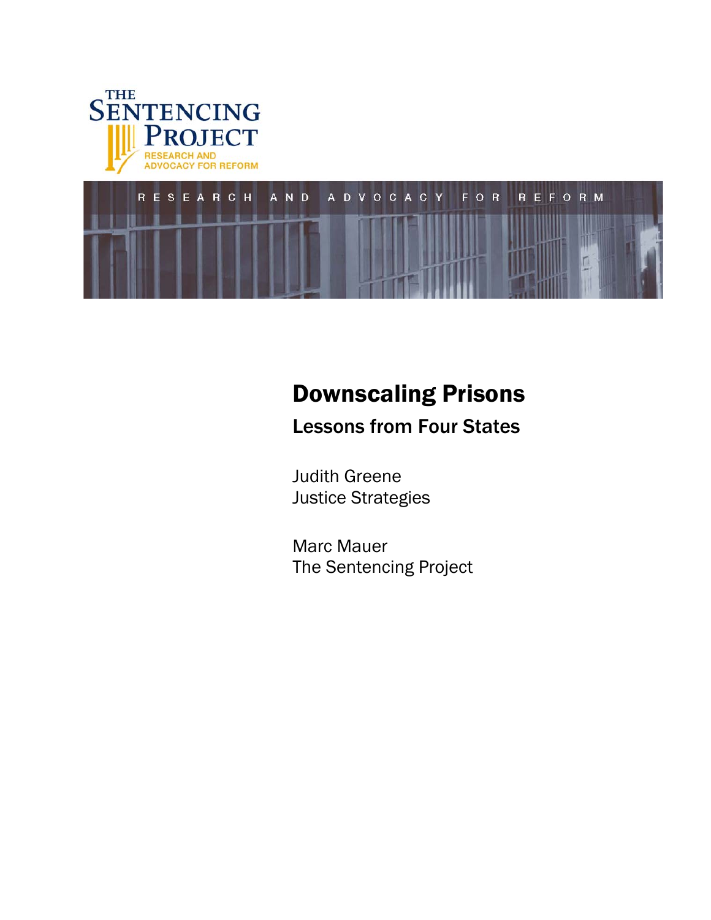THE SENTENCING PROJECT

RESEARCH AND ADVOCACY FOR REFORM

R E S E A R C H   A N D   A D V O C A C Y   F O R   R E F O R M

# Downscaling Prisons

## Lessons from Four States

Judith Greene
Justice Strategies

Marc Mauer
The Sentencing Project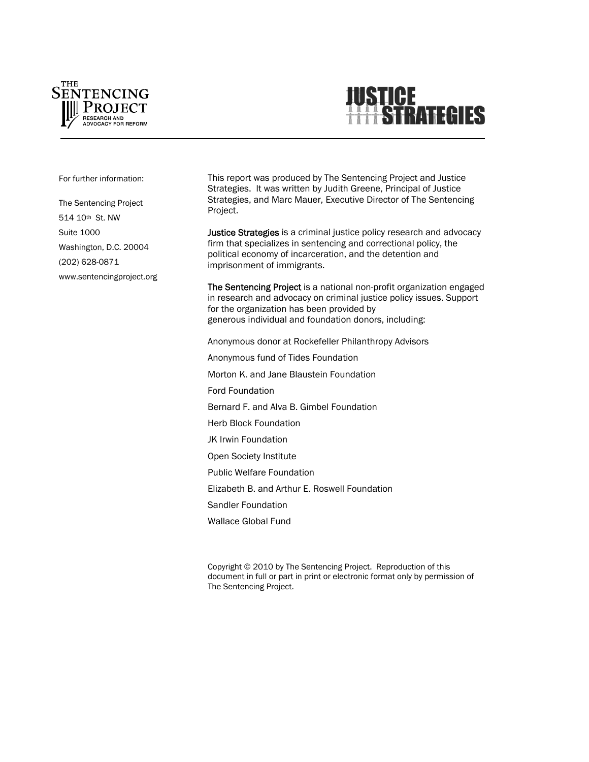For further information:

The Sentencing Project
514 10th St. NW
Suite 1000
Washington, D.C. 20004
(202) 628-0871
www.sentencingproject.org

This report was produced by The Sentencing Project and Justice Strategies. It was written by Judith Greene, Principal of Justice Strategies, and Marc Mauer, Executive Director of The Sentencing Project.

**Justice Strategies** is a criminal justice policy research and advocacy firm that specializes in sentencing and correctional policy, the political economy of incarceration, and the detention and imprisonment of immigrants.

**The Sentencing Project** is a national non-profit organization engaged in research and advocacy on criminal justice policy issues. Support for the organization has been provided by generous individual and foundation donors, including:

Anonymous donor at Rockefeller Philanthropy Advisors

Anonymous fund of Tides Foundation

Morton K. and Jane Blaustein Foundation

Ford Foundation

Bernard F. and Alva B. Gimbel Foundation

Herb Block Foundation

JK Irwin Foundation

Open Society Institute

Public Welfare Foundation

Elizabeth B. and Arthur E. Roswell Foundation

Sandler Foundation

Wallace Global Fund

Copyright © 2010 by The Sentencing Project. Reproduction of this document in full or part in print or electronic format only by permission of The Sentencing Project.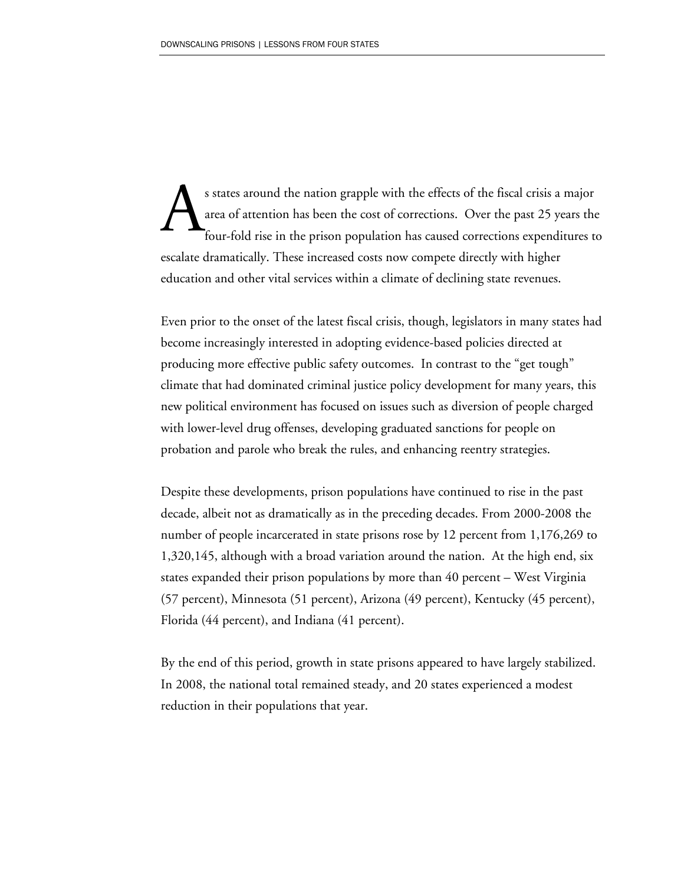As states around the nation grapple with the effects of the fiscal crisis a major area of attention has been the cost of corrections. Over the past 25 years the four-fold rise in the prison population has caused corrections expenditures to escalate dramatically. These increased costs now compete directly with higher education and other vital services within a climate of declining state revenues.

Even prior to the onset of the latest fiscal crisis, though, legislators in many states had become increasingly interested in adopting evidence-based policies directed at producing more effective public safety outcomes. In contrast to the "get tough" climate that had dominated criminal justice policy development for many years, this new political environment has focused on issues such as diversion of people charged with lower-level drug offenses, developing graduated sanctions for people on probation and parole who break the rules, and enhancing reentry strategies.

Despite these developments, prison populations have continued to rise in the past decade, albeit not as dramatically as in the preceding decades. From 2000-2008 the number of people incarcerated in state prisons rose by 12 percent from 1,176,269 to 1,320,145, although with a broad variation around the nation. At the high end, six states expanded their prison populations by more than 40 percent – West Virginia (57 percent), Minnesota (51 percent), Arizona (49 percent), Kentucky (45 percent), Florida (44 percent), and Indiana (41 percent).

By the end of this period, growth in state prisons appeared to have largely stabilized. In 2008, the national total remained steady, and 20 states experienced a modest reduction in their populations that year.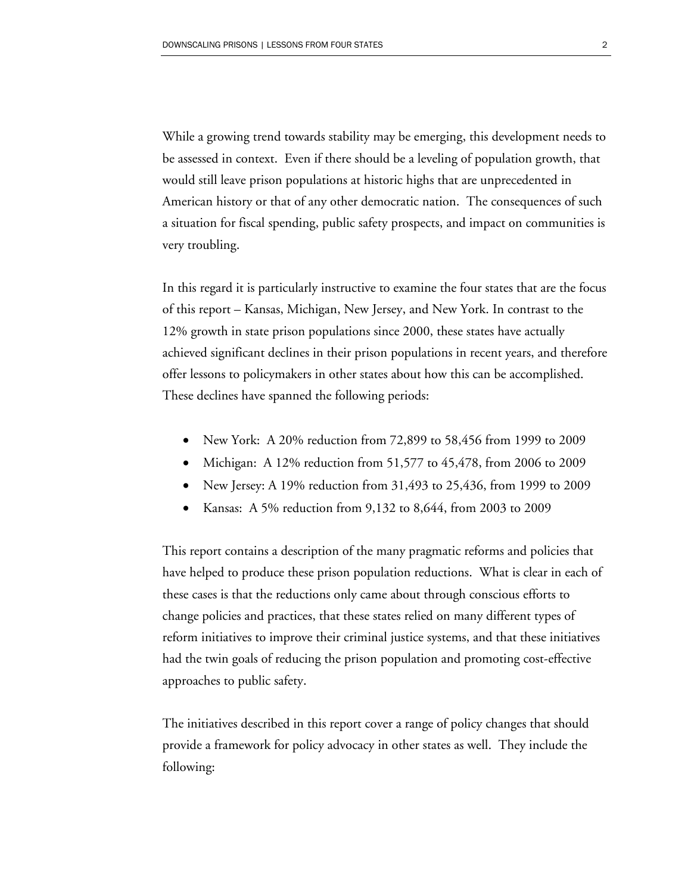While a growing trend towards stability may be emerging, this development needs to be assessed in context. Even if there should be a leveling of population growth, that would still leave prison populations at historic highs that are unprecedented in American history or that of any other democratic nation. The consequences of such a situation for fiscal spending, public safety prospects, and impact on communities is very troubling.

In this regard it is particularly instructive to examine the four states that are the focus of this report – Kansas, Michigan, New Jersey, and New York. In contrast to the 12% growth in state prison populations since 2000, these states have actually achieved significant declines in their prison populations in recent years, and therefore offer lessons to policymakers in other states about how this can be accomplished. These declines have spanned the following periods:

- New York: A 20% reduction from 72,899 to 58,456 from 1999 to 2009
- Michigan: A 12% reduction from 51,577 to 45,478, from 2006 to 2009
- New Jersey: A 19% reduction from 31,493 to 25,436, from 1999 to 2009
- Kansas: A 5% reduction from 9,132 to 8,644, from 2003 to 2009

This report contains a description of the many pragmatic reforms and policies that have helped to produce these prison population reductions. What is clear in each of these cases is that the reductions only came about through conscious efforts to change policies and practices, that these states relied on many different types of reform initiatives to improve their criminal justice systems, and that these initiatives had the twin goals of reducing the prison population and promoting cost-effective approaches to public safety.

The initiatives described in this report cover a range of policy changes that should provide a framework for policy advocacy in other states as well. They include the following: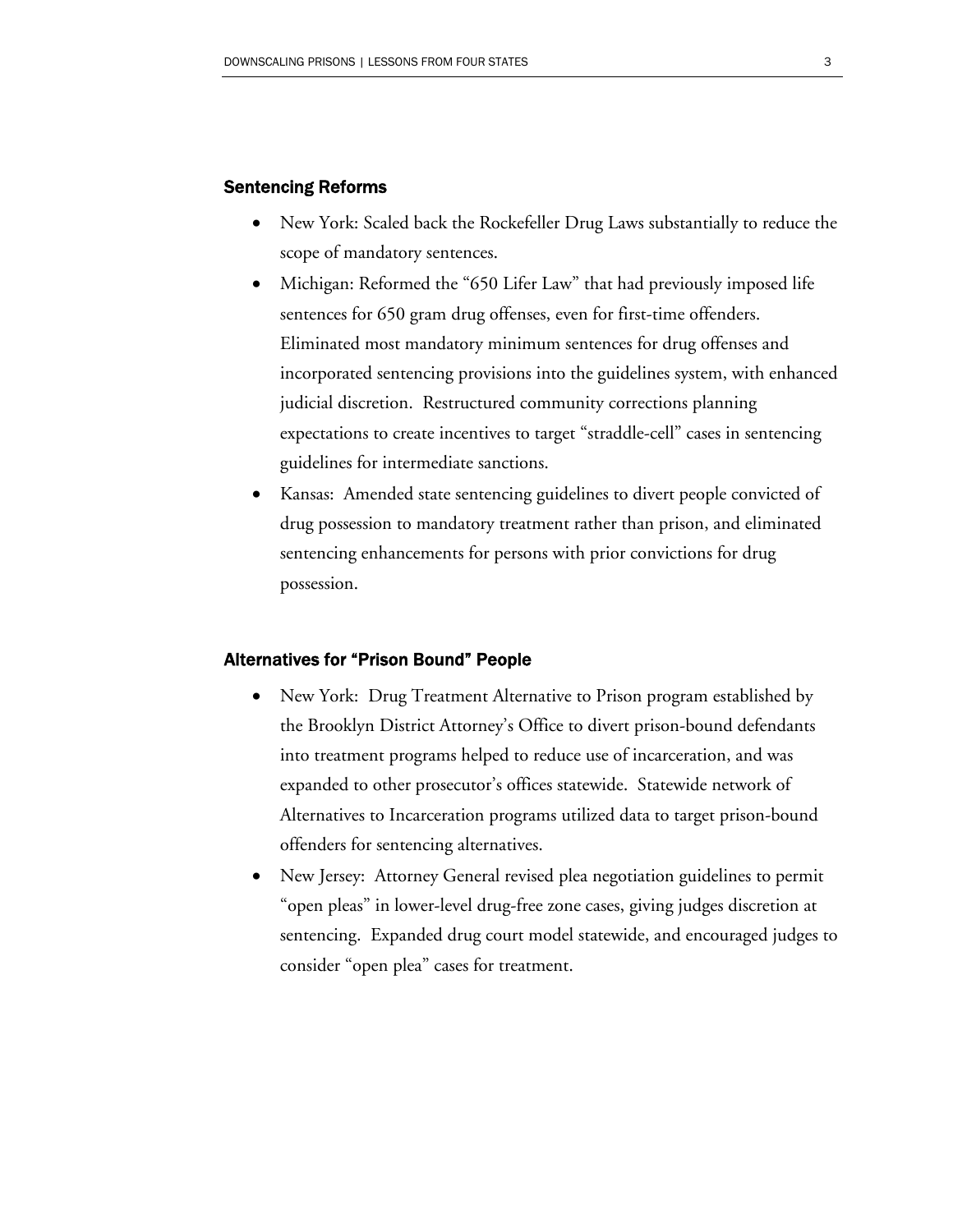### Sentencing Reforms

- New York: Scaled back the Rockefeller Drug Laws substantially to reduce the scope of mandatory sentences.
- Michigan: Reformed the "650 Lifer Law" that had previously imposed life sentences for 650 gram drug offenses, even for first-time offenders. Eliminated most mandatory minimum sentences for drug offenses and incorporated sentencing provisions into the guidelines system, with enhanced judicial discretion. Restructured community corrections planning expectations to create incentives to target "straddle-cell" cases in sentencing guidelines for intermediate sanctions.
- Kansas: Amended state sentencing guidelines to divert people convicted of drug possession to mandatory treatment rather than prison, and eliminated sentencing enhancements for persons with prior convictions for drug possession.

### Alternatives for "Prison Bound" People

- New York: Drug Treatment Alternative to Prison program established by the Brooklyn District Attorney's Office to divert prison-bound defendants into treatment programs helped to reduce use of incarceration, and was expanded to other prosecutor's offices statewide. Statewide network of Alternatives to Incarceration programs utilized data to target prison-bound offenders for sentencing alternatives.
- New Jersey: Attorney General revised plea negotiation guidelines to permit "open pleas" in lower-level drug-free zone cases, giving judges discretion at sentencing. Expanded drug court model statewide, and encouraged judges to consider "open plea" cases for treatment.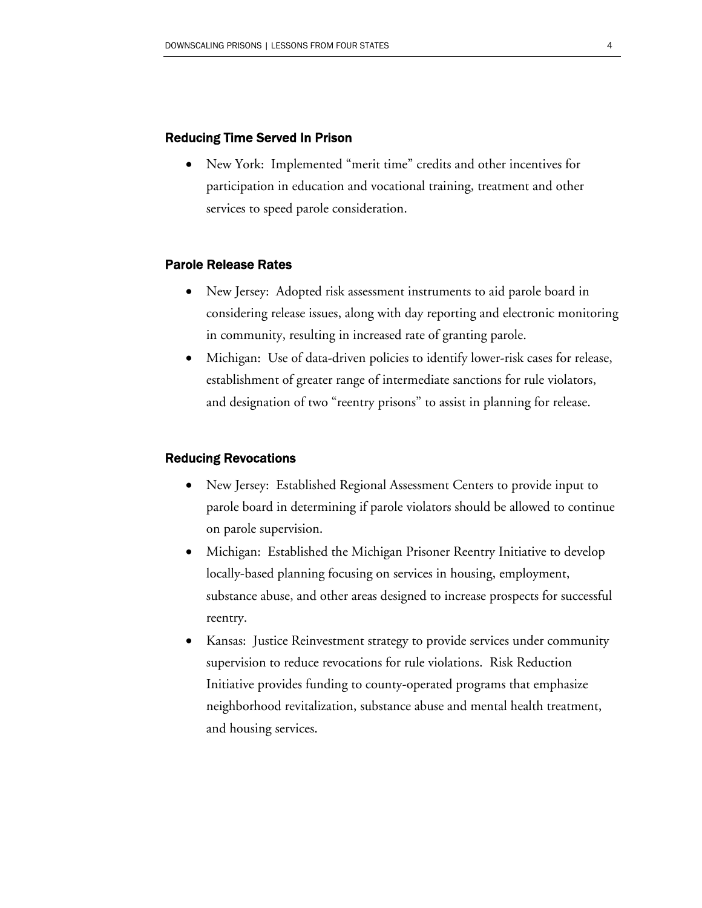### Reducing Time Served In Prison

- New York: Implemented "merit time" credits and other incentives for participation in education and vocational training, treatment and other services to speed parole consideration.

### Parole Release Rates

- New Jersey: Adopted risk assessment instruments to aid parole board in considering release issues, along with day reporting and electronic monitoring in community, resulting in increased rate of granting parole.
- Michigan: Use of data-driven policies to identify lower-risk cases for release, establishment of greater range of intermediate sanctions for rule violators, and designation of two "reentry prisons" to assist in planning for release.

### Reducing Revocations

- New Jersey: Established Regional Assessment Centers to provide input to parole board in determining if parole violators should be allowed to continue on parole supervision.
- Michigan: Established the Michigan Prisoner Reentry Initiative to develop locally-based planning focusing on services in housing, employment, substance abuse, and other areas designed to increase prospects for successful reentry.
- Kansas: Justice Reinvestment strategy to provide services under community supervision to reduce revocations for rule violations. Risk Reduction Initiative provides funding to county-operated programs that emphasize neighborhood revitalization, substance abuse and mental health treatment, and housing services.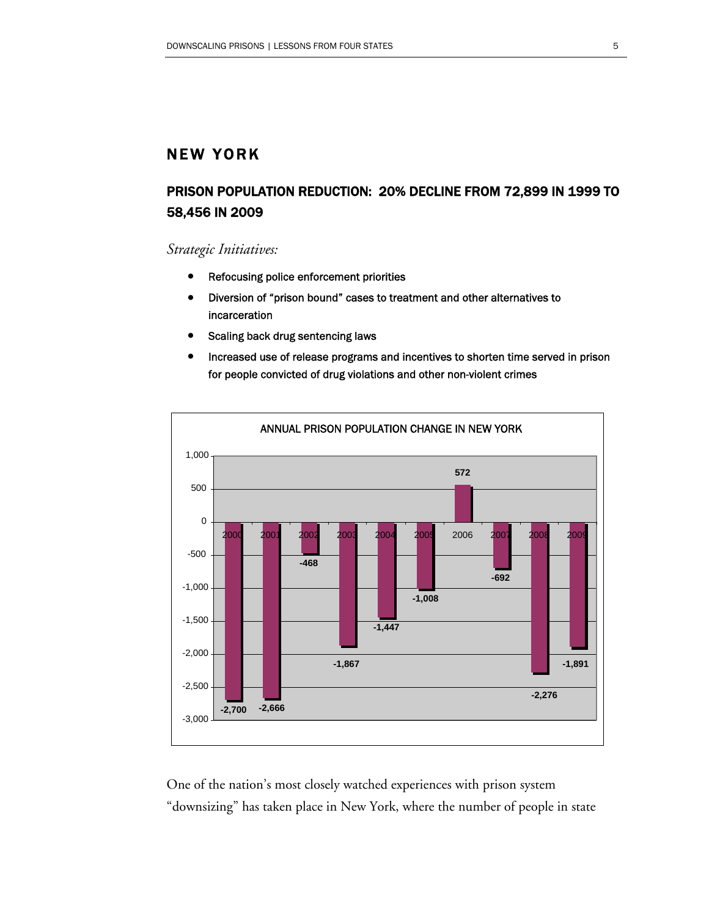# NEW YORK

## PRISON POPULATION REDUCTION: 20% DECLINE FROM 72,899 IN 1999 TO 58,456 IN 2009

*Strategic Initiatives:*

- Refocusing police enforcement priorities
- Diversion of "prison bound" cases to treatment and other alternatives to incarceration
- Scaling back drug sentencing laws
- Increased use of release programs and incentives to shorten time served in prison for people convicted of drug violations and other non-violent crimes

ANNUAL PRISON POPULATION CHANGE IN NEW YORK

| Year | Change |
|---|---|
| 2000 | -2,700 |
| 2001 | -2,666 |
| 2002 | -468 |
| 2003 | -1,867 |
| 2004 | -1,447 |
| 2005 | -1,008 |
| 2006 | 572 |
| 2007 | -692 |
| 2008 | -2,276 |
| 2009 | -1,891 |

One of the nation's most closely watched experiences with prison system "downsizing" has taken place in New York, where the number of people in state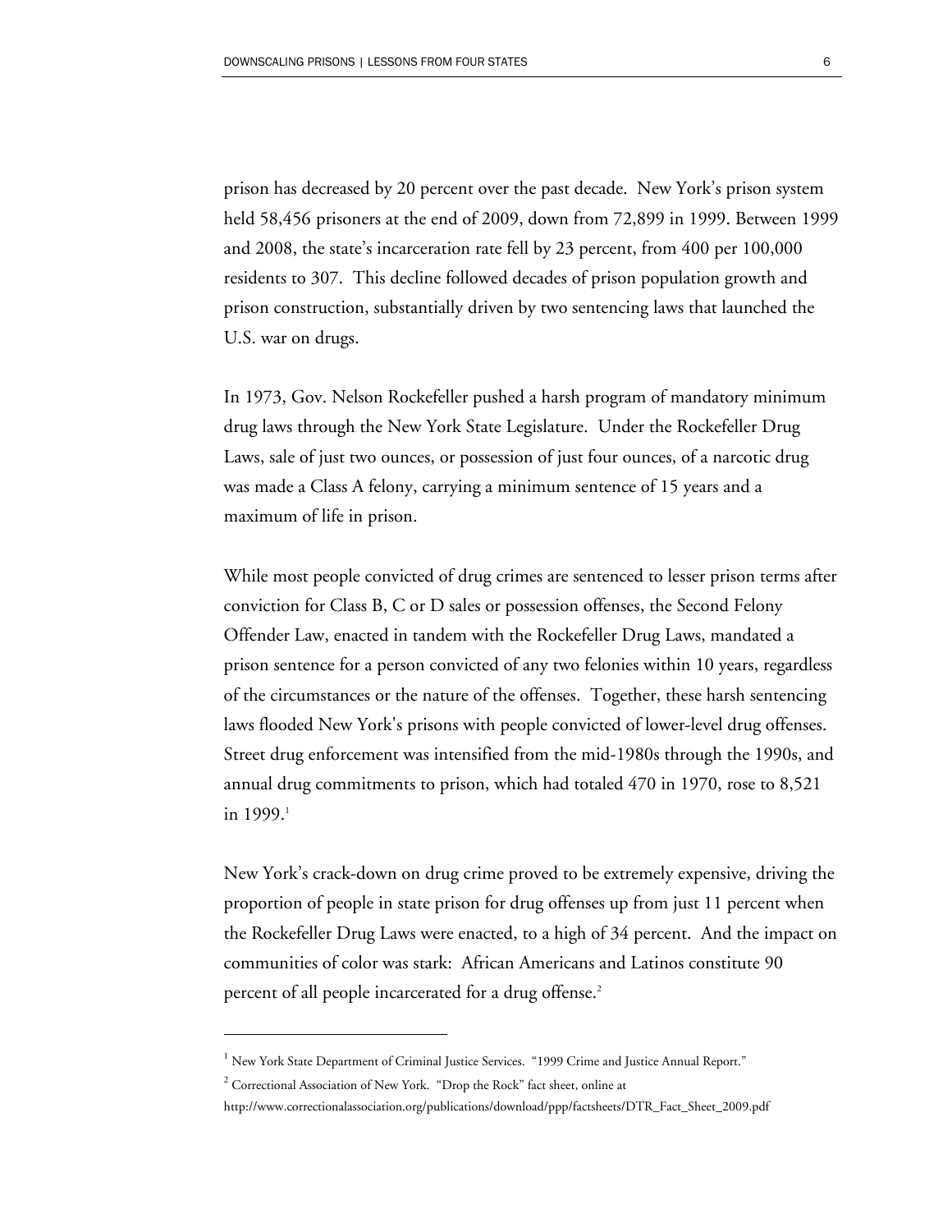prison has decreased by 20 percent over the past decade. New York's prison system held 58,456 prisoners at the end of 2009, down from 72,899 in 1999. Between 1999 and 2008, the state's incarceration rate fell by 23 percent, from 400 per 100,000 residents to 307. This decline followed decades of prison population growth and prison construction, substantially driven by two sentencing laws that launched the U.S. war on drugs.

In 1973, Gov. Nelson Rockefeller pushed a harsh program of mandatory minimum drug laws through the New York State Legislature. Under the Rockefeller Drug Laws, sale of just two ounces, or possession of just four ounces, of a narcotic drug was made a Class A felony, carrying a minimum sentence of 15 years and a maximum of life in prison.

While most people convicted of drug crimes are sentenced to lesser prison terms after conviction for Class B, C or D sales or possession offenses, the Second Felony Offender Law, enacted in tandem with the Rockefeller Drug Laws, mandated a prison sentence for a person convicted of any two felonies within 10 years, regardless of the circumstances or the nature of the offenses. Together, these harsh sentencing laws flooded New York's prisons with people convicted of lower-level drug offenses. Street drug enforcement was intensified from the mid-1980s through the 1990s, and annual drug commitments to prison, which had totaled 470 in 1970, rose to 8,521 in 1999.[1]

New York's crack-down on drug crime proved to be extremely expensive, driving the proportion of people in state prison for drug offenses up from just 11 percent when the Rockefeller Drug Laws were enacted, to a high of 34 percent. And the impact on communities of color was stark: African Americans and Latinos constitute 90 percent of all people incarcerated for a drug offense.[2]

---

[1] New York State Department of Criminal Justice Services. "1999 Crime and Justice Annual Report."

[2] Correctional Association of New York. "Drop the Rock" fact sheet, online at http://www.correctionalassociation.org/publications/download/ppp/factsheets/DTR_Fact_Sheet_2009.pdf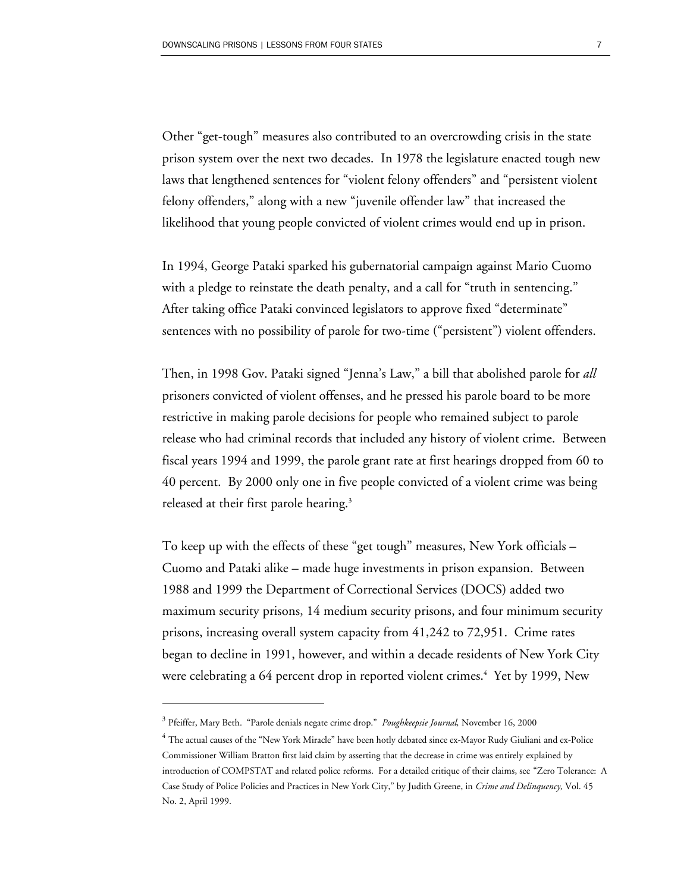Other "get-tough" measures also contributed to an overcrowding crisis in the state prison system over the next two decades. In 1978 the legislature enacted tough new laws that lengthened sentences for "violent felony offenders" and "persistent violent felony offenders," along with a new "juvenile offender law" that increased the likelihood that young people convicted of violent crimes would end up in prison.

In 1994, George Pataki sparked his gubernatorial campaign against Mario Cuomo with a pledge to reinstate the death penalty, and a call for "truth in sentencing." After taking office Pataki convinced legislators to approve fixed "determinate" sentences with no possibility of parole for two-time ("persistent") violent offenders.

Then, in 1998 Gov. Pataki signed "Jenna's Law," a bill that abolished parole for *all* prisoners convicted of violent offenses, and he pressed his parole board to be more restrictive in making parole decisions for people who remained subject to parole release who had criminal records that included any history of violent crime. Between fiscal years 1994 and 1999, the parole grant rate at first hearings dropped from 60 to 40 percent. By 2000 only one in five people convicted of a violent crime was being released at their first parole hearing.[3]

To keep up with the effects of these "get tough" measures, New York officials – Cuomo and Pataki alike – made huge investments in prison expansion. Between 1988 and 1999 the Department of Correctional Services (DOCS) added two maximum security prisons, 14 medium security prisons, and four minimum security prisons, increasing overall system capacity from 41,242 to 72,951. Crime rates began to decline in 1991, however, and within a decade residents of New York City were celebrating a 64 percent drop in reported violent crimes.[4] Yet by 1999, New

---

[3] Pfeiffer, Mary Beth. "Parole denials negate crime drop." *Poughkeepsie Journal,* November 16, 2000

[4] The actual causes of the "New York Miracle" have been hotly debated since ex-Mayor Rudy Giuliani and ex-Police Commissioner William Bratton first laid claim by asserting that the decrease in crime was entirely explained by introduction of COMPSTAT and related police reforms. For a detailed critique of their claims, see "Zero Tolerance: A Case Study of Police Policies and Practices in New York City," by Judith Greene, in *Crime and Delinquency,* Vol. 45 No. 2, April 1999.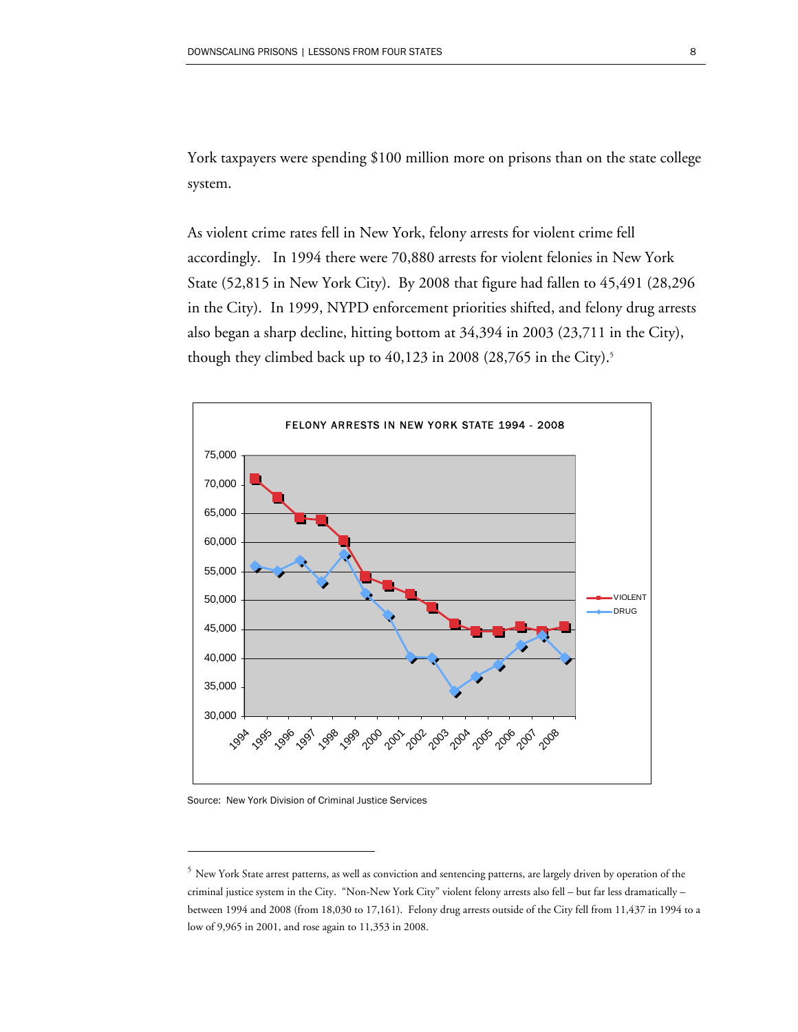York taxpayers were spending $100 million more on prisons than on the state college system.

As violent crime rates fell in New York, felony arrests for violent crime fell accordingly. In 1994 there were 70,880 arrests for violent felonies in New York State (52,815 in New York City). By 2008 that figure had fallen to 45,491 (28,296 in the City). In 1999, NYPD enforcement priorities shifted, and felony drug arrests also began a sharp decline, hitting bottom at 34,394 in 2003 (23,711 in the City), though they climbed back up to 40,123 in 2008 (28,765 in the City).[5]

FELONY ARRESTS IN NEW YORK STATE 1994 - 2008

Source: New York Division of Criminal Justice Services

---

[5] New York State arrest patterns, as well as conviction and sentencing patterns, are largely driven by operation of the criminal justice system in the City. "Non-New York City" violent felony arrests also fell – but far less dramatically – between 1994 and 2008 (from 18,030 to 17,161). Felony drug arrests outside of the City fell from 11,437 in 1994 to a low of 9,965 in 2001, and rose again to 11,353 in 2008.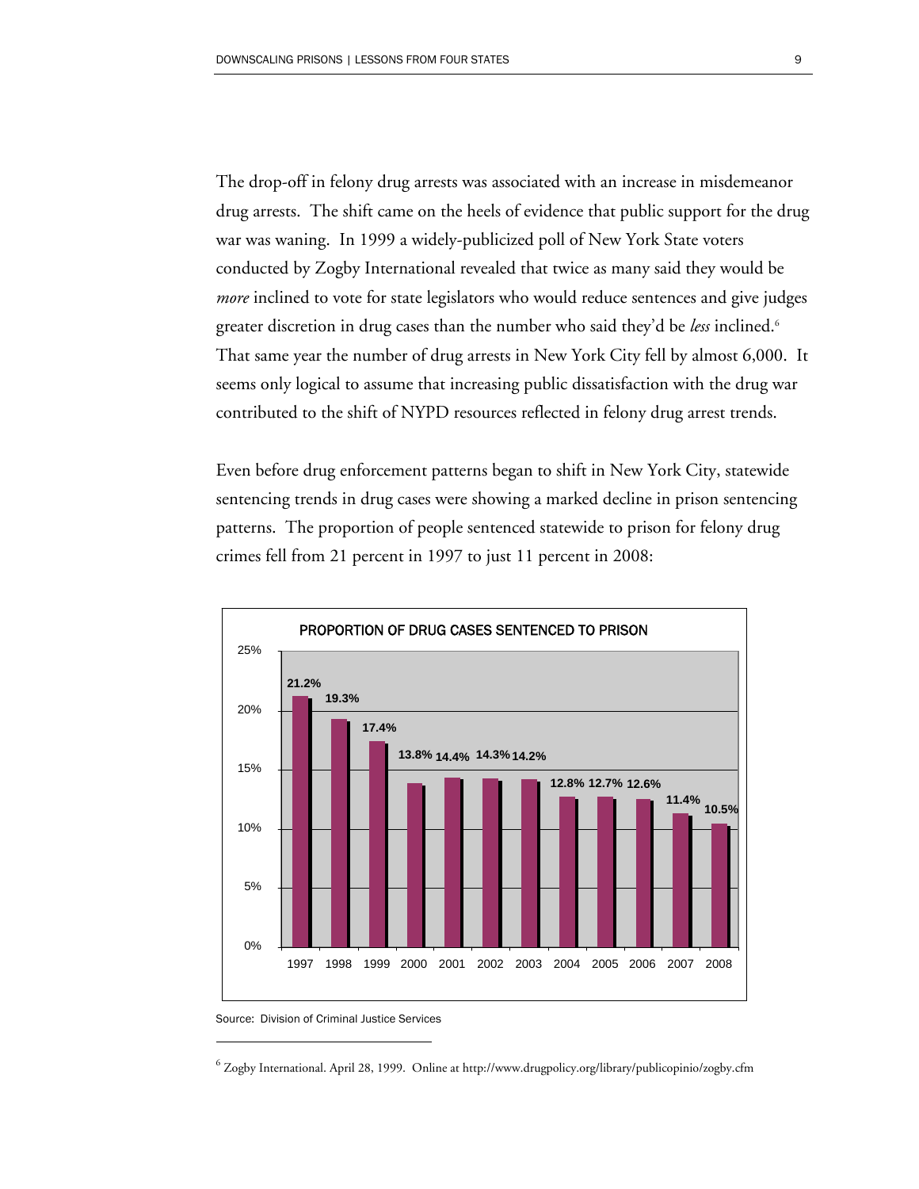The drop-off in felony drug arrests was associated with an increase in misdemeanor drug arrests. The shift came on the heels of evidence that public support for the drug war was waning. In 1999 a widely-publicized poll of New York State voters conducted by Zogby International revealed that twice as many said they would be *more* inclined to vote for state legislators who would reduce sentences and give judges greater discretion in drug cases than the number who said they'd be *less* inclined.[6] That same year the number of drug arrests in New York City fell by almost 6,000. It seems only logical to assume that increasing public dissatisfaction with the drug war contributed to the shift of NYPD resources reflected in felony drug arrest trends.

Even before drug enforcement patterns began to shift in New York City, statewide sentencing trends in drug cases were showing a marked decline in prison sentencing patterns. The proportion of people sentenced statewide to prison for felony drug crimes fell from 21 percent in 1997 to just 11 percent in 2008:

**PROPORTION OF DRUG CASES SENTENCED TO PRISON**

| Year | Proportion |
|---|---|
| 1997 | 21.2% |
| 1998 | 19.3% |
| 1999 | 17.4% |
| 2000 | 13.8% |
| 2001 | 14.4% |
| 2002 | 14.3% |
| 2003 | 14.2% |
| 2004 | 12.8% |
| 2005 | 12.7% |
| 2006 | 12.6% |
| 2007 | 11.4% |
| 2008 | 10.5% |

Source: Division of Criminal Justice Services

[6] Zogby International. April 28, 1999. Online at http://www.drugpolicy.org/library/publicopinio/zogby.cfm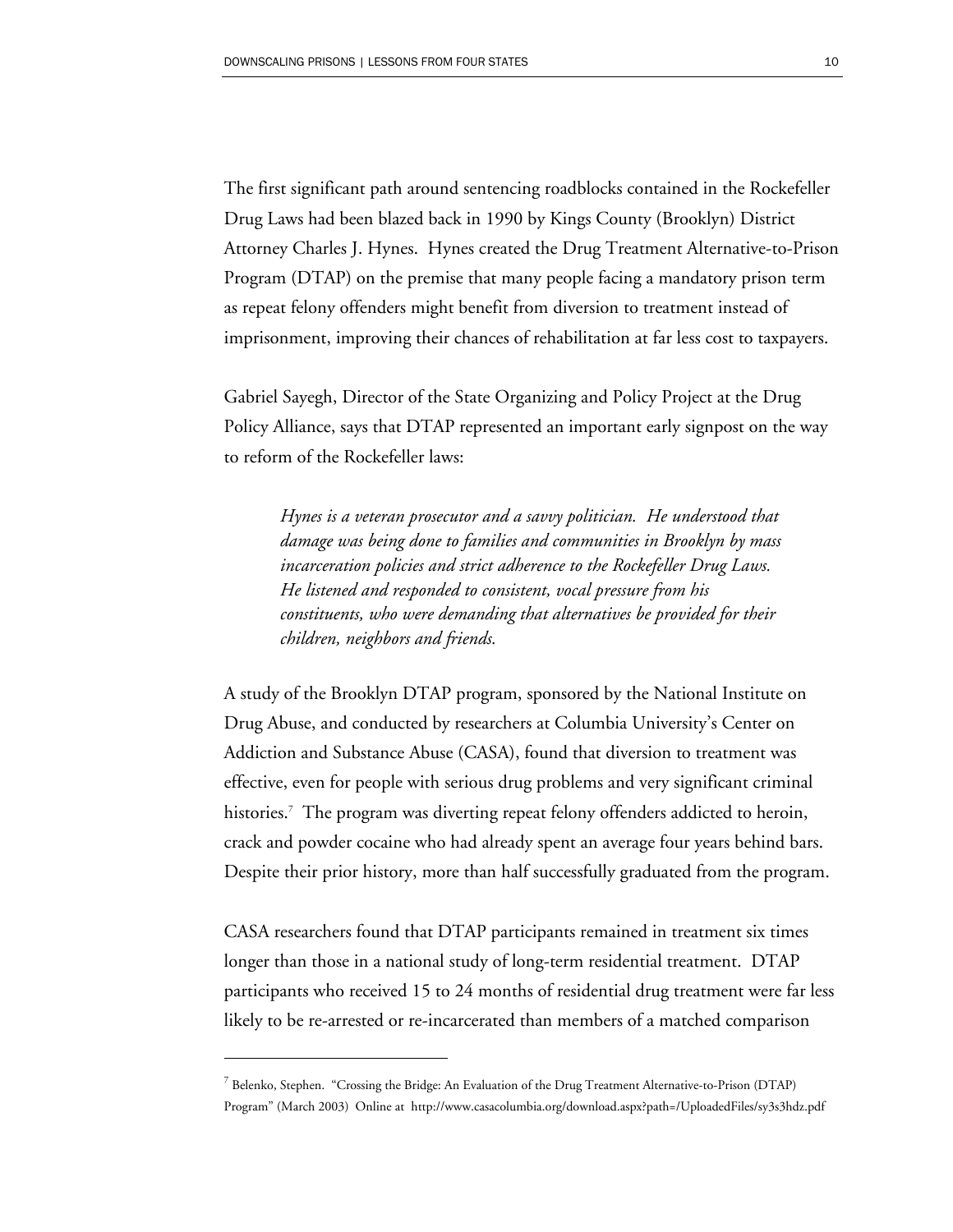The first significant path around sentencing roadblocks contained in the Rockefeller Drug Laws had been blazed back in 1990 by Kings County (Brooklyn) District Attorney Charles J. Hynes. Hynes created the Drug Treatment Alternative-to-Prison Program (DTAP) on the premise that many people facing a mandatory prison term as repeat felony offenders might benefit from diversion to treatment instead of imprisonment, improving their chances of rehabilitation at far less cost to taxpayers.

Gabriel Sayegh, Director of the State Organizing and Policy Project at the Drug Policy Alliance, says that DTAP represented an important early signpost on the way to reform of the Rockefeller laws:

> *Hynes is a veteran prosecutor and a savvy politician. He understood that damage was being done to families and communities in Brooklyn by mass incarceration policies and strict adherence to the Rockefeller Drug Laws. He listened and responded to consistent, vocal pressure from his constituents, who were demanding that alternatives be provided for their children, neighbors and friends.*

A study of the Brooklyn DTAP program, sponsored by the National Institute on Drug Abuse, and conducted by researchers at Columbia University's Center on Addiction and Substance Abuse (CASA), found that diversion to treatment was effective, even for people with serious drug problems and very significant criminal histories.[7] The program was diverting repeat felony offenders addicted to heroin, crack and powder cocaine who had already spent an average four years behind bars. Despite their prior history, more than half successfully graduated from the program.

CASA researchers found that DTAP participants remained in treatment six times longer than those in a national study of long-term residential treatment. DTAP participants who received 15 to 24 months of residential drug treatment were far less likely to be re-arrested or re-incarcerated than members of a matched comparison

---

[7] Belenko, Stephen. "Crossing the Bridge: An Evaluation of the Drug Treatment Alternative-to-Prison (DTAP) Program" (March 2003) Online at http://www.casacolumbia.org/download.aspx?path=/UploadedFiles/sy3s3hdz.pdf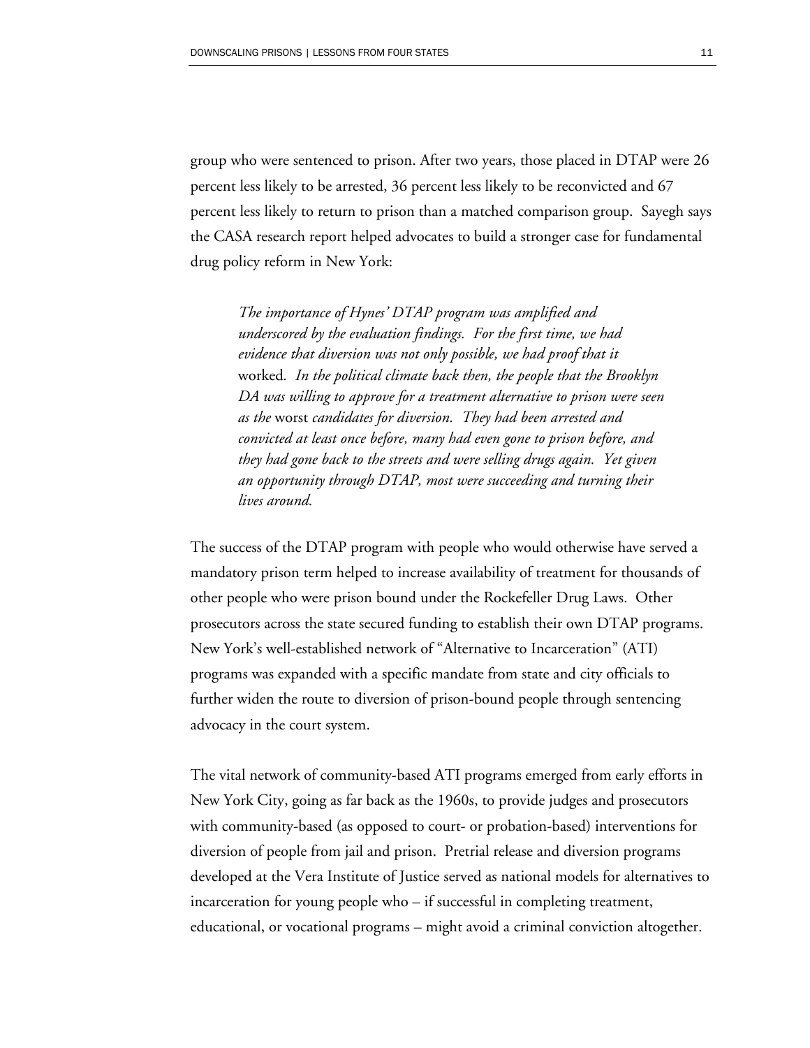group who were sentenced to prison. After two years, those placed in DTAP were 26 percent less likely to be arrested, 36 percent less likely to be reconvicted and 67 percent less likely to return to prison than a matched comparison group. Sayegh says the CASA research report helped advocates to build a stronger case for fundamental drug policy reform in New York:

> *The importance of Hynes' DTAP program was amplified and underscored by the evaluation findings. For the first time, we had evidence that diversion was not only possible, we had proof that it* worked*. In the political climate back then, the people that the Brooklyn DA was willing to approve for a treatment alternative to prison were seen as the* worst *candidates for diversion. They had been arrested and convicted at least once before, many had even gone to prison before, and they had gone back to the streets and were selling drugs again. Yet given an opportunity through DTAP, most were succeeding and turning their lives around.*

The success of the DTAP program with people who would otherwise have served a mandatory prison term helped to increase availability of treatment for thousands of other people who were prison bound under the Rockefeller Drug Laws. Other prosecutors across the state secured funding to establish their own DTAP programs. New York's well-established network of "Alternative to Incarceration" (ATI) programs was expanded with a specific mandate from state and city officials to further widen the route to diversion of prison-bound people through sentencing advocacy in the court system.

The vital network of community-based ATI programs emerged from early efforts in New York City, going as far back as the 1960s, to provide judges and prosecutors with community-based (as opposed to court- or probation-based) interventions for diversion of people from jail and prison. Pretrial release and diversion programs developed at the Vera Institute of Justice served as national models for alternatives to incarceration for young people who – if successful in completing treatment, educational, or vocational programs – might avoid a criminal conviction altogether.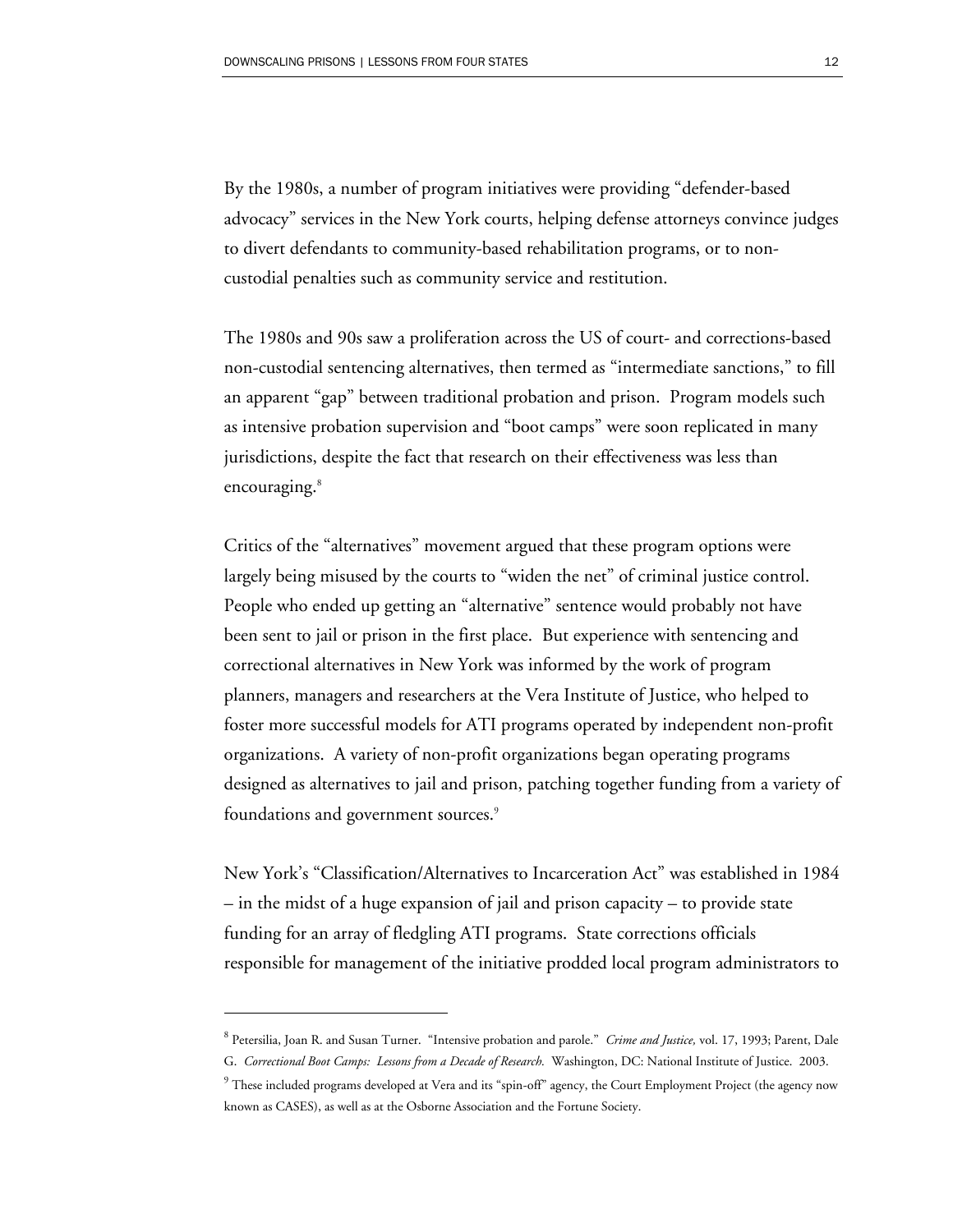By the 1980s, a number of program initiatives were providing "defender-based advocacy" services in the New York courts, helping defense attorneys convince judges to divert defendants to community-based rehabilitation programs, or to non-custodial penalties such as community service and restitution.

The 1980s and 90s saw a proliferation across the US of court- and corrections-based non-custodial sentencing alternatives, then termed as "intermediate sanctions," to fill an apparent "gap" between traditional probation and prison. Program models such as intensive probation supervision and "boot camps" were soon replicated in many jurisdictions, despite the fact that research on their effectiveness was less than encouraging.[8]

Critics of the "alternatives" movement argued that these program options were largely being misused by the courts to "widen the net" of criminal justice control. People who ended up getting an "alternative" sentence would probably not have been sent to jail or prison in the first place. But experience with sentencing and correctional alternatives in New York was informed by the work of program planners, managers and researchers at the Vera Institute of Justice, who helped to foster more successful models for ATI programs operated by independent non-profit organizations. A variety of non-profit organizations began operating programs designed as alternatives to jail and prison, patching together funding from a variety of foundations and government sources.[9]

New York's "Classification/Alternatives to Incarceration Act" was established in 1984 – in the midst of a huge expansion of jail and prison capacity – to provide state funding for an array of fledgling ATI programs. State corrections officials responsible for management of the initiative prodded local program administrators to

---

[8] Petersilia, Joan R. and Susan Turner. "Intensive probation and parole." *Crime and Justice,* vol. 17, 1993; Parent, Dale G. *Correctional Boot Camps: Lessons from a Decade of Research.* Washington, DC: National Institute of Justice. 2003.

[9] These included programs developed at Vera and its "spin-off" agency, the Court Employment Project (the agency now known as CASES), as well as at the Osborne Association and the Fortune Society.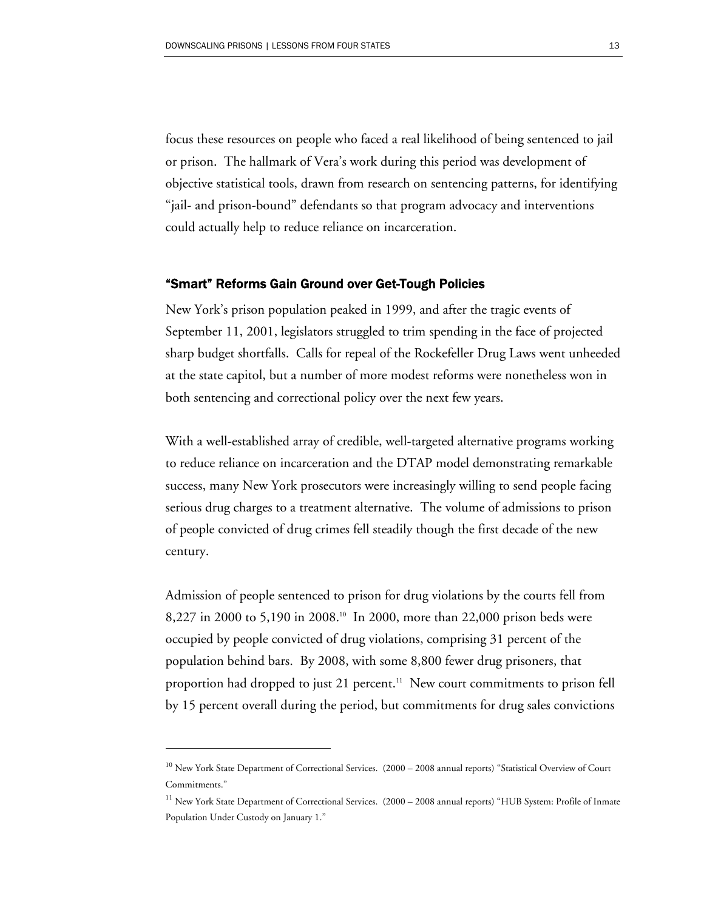focus these resources on people who faced a real likelihood of being sentenced to jail or prison. The hallmark of Vera's work during this period was development of objective statistical tools, drawn from research on sentencing patterns, for identifying "jail- and prison-bound" defendants so that program advocacy and interventions could actually help to reduce reliance on incarceration.

### "Smart" Reforms Gain Ground over Get-Tough Policies

New York's prison population peaked in 1999, and after the tragic events of September 11, 2001, legislators struggled to trim spending in the face of projected sharp budget shortfalls. Calls for repeal of the Rockefeller Drug Laws went unheeded at the state capitol, but a number of more modest reforms were nonetheless won in both sentencing and correctional policy over the next few years.

With a well-established array of credible, well-targeted alternative programs working to reduce reliance on incarceration and the DTAP model demonstrating remarkable success, many New York prosecutors were increasingly willing to send people facing serious drug charges to a treatment alternative. The volume of admissions to prison of people convicted of drug crimes fell steadily though the first decade of the new century.

Admission of people sentenced to prison for drug violations by the courts fell from 8,227 in 2000 to 5,190 in 2008.[10] In 2000, more than 22,000 prison beds were occupied by people convicted of drug violations, comprising 31 percent of the population behind bars. By 2008, with some 8,800 fewer drug prisoners, that proportion had dropped to just 21 percent.[11] New court commitments to prison fell by 15 percent overall during the period, but commitments for drug sales convictions

---

[10] New York State Department of Correctional Services. (2000 – 2008 annual reports) "Statistical Overview of Court Commitments."

[11] New York State Department of Correctional Services. (2000 – 2008 annual reports) "HUB System: Profile of Inmate Population Under Custody on January 1."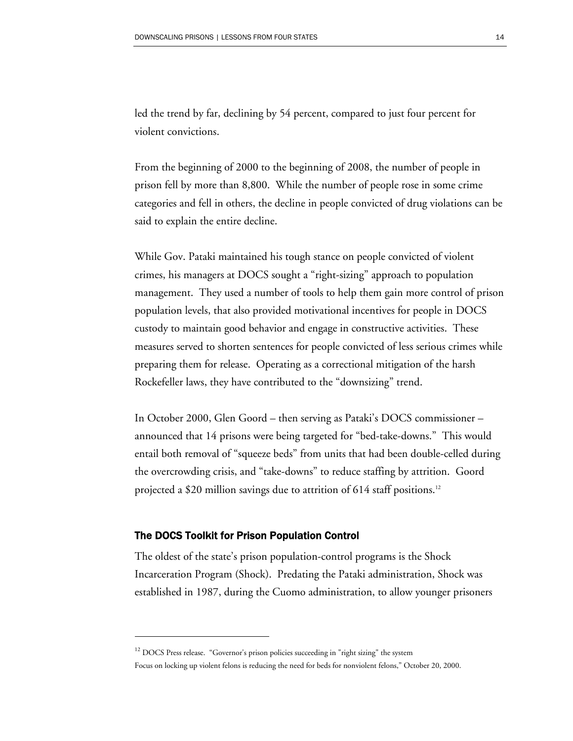led the trend by far, declining by 54 percent, compared to just four percent for violent convictions.

From the beginning of 2000 to the beginning of 2008, the number of people in prison fell by more than 8,800. While the number of people rose in some crime categories and fell in others, the decline in people convicted of drug violations can be said to explain the entire decline.

While Gov. Pataki maintained his tough stance on people convicted of violent crimes, his managers at DOCS sought a "right-sizing" approach to population management. They used a number of tools to help them gain more control of prison population levels, that also provided motivational incentives for people in DOCS custody to maintain good behavior and engage in constructive activities. These measures served to shorten sentences for people convicted of less serious crimes while preparing them for release. Operating as a correctional mitigation of the harsh Rockefeller laws, they have contributed to the "downsizing" trend.

In October 2000, Glen Goord – then serving as Pataki's DOCS commissioner – announced that 14 prisons were being targeted for "bed-take-downs." This would entail both removal of "squeeze beds" from units that had been double-celled during the overcrowding crisis, and "take-downs" to reduce staffing by attrition. Goord projected a $20 million savings due to attrition of 614 staff positions.[12]

### The DOCS Toolkit for Prison Population Control

The oldest of the state's prison population-control programs is the Shock Incarceration Program (Shock). Predating the Pataki administration, Shock was established in 1987, during the Cuomo administration, to allow younger prisoners

---

[12] DOCS Press release. "Governor's prison policies succeeding in "right sizing" the system Focus on locking up violent felons is reducing the need for beds for nonviolent felons," October 20, 2000.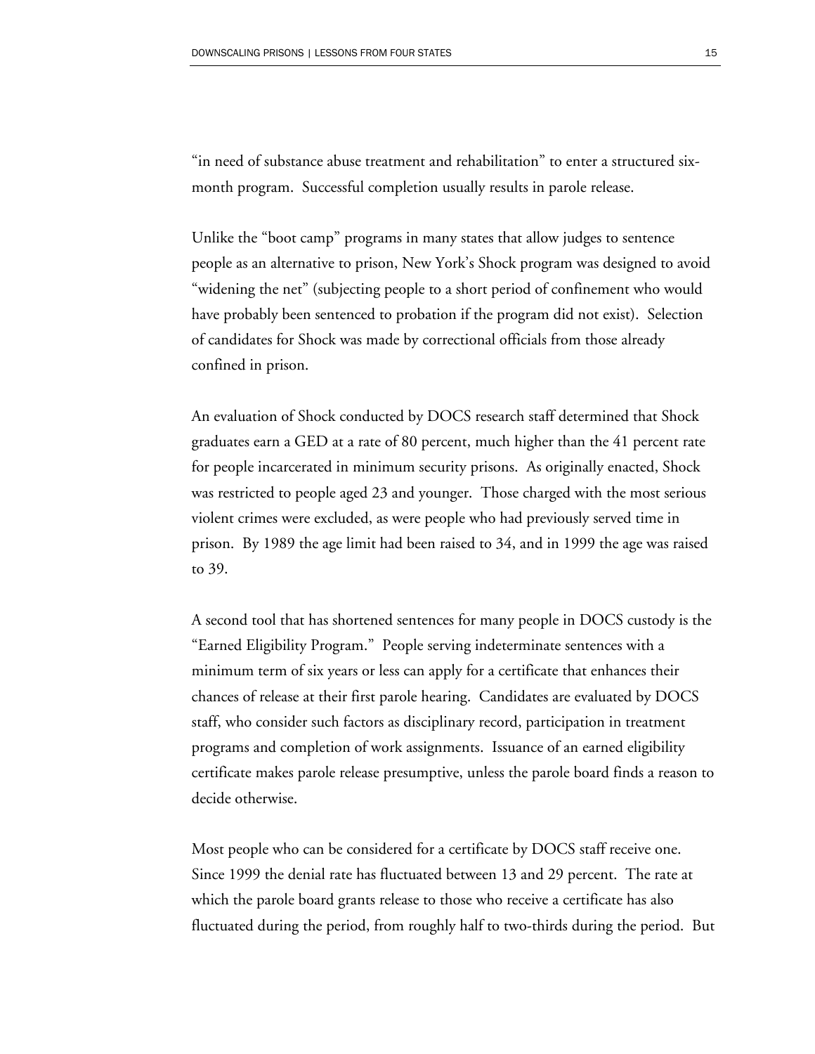"in need of substance abuse treatment and rehabilitation" to enter a structured six-month program. Successful completion usually results in parole release.

Unlike the "boot camp" programs in many states that allow judges to sentence people as an alternative to prison, New York's Shock program was designed to avoid "widening the net" (subjecting people to a short period of confinement who would have probably been sentenced to probation if the program did not exist). Selection of candidates for Shock was made by correctional officials from those already confined in prison.

An evaluation of Shock conducted by DOCS research staff determined that Shock graduates earn a GED at a rate of 80 percent, much higher than the 41 percent rate for people incarcerated in minimum security prisons. As originally enacted, Shock was restricted to people aged 23 and younger. Those charged with the most serious violent crimes were excluded, as were people who had previously served time in prison. By 1989 the age limit had been raised to 34, and in 1999 the age was raised to 39.

A second tool that has shortened sentences for many people in DOCS custody is the "Earned Eligibility Program." People serving indeterminate sentences with a minimum term of six years or less can apply for a certificate that enhances their chances of release at their first parole hearing. Candidates are evaluated by DOCS staff, who consider such factors as disciplinary record, participation in treatment programs and completion of work assignments. Issuance of an earned eligibility certificate makes parole release presumptive, unless the parole board finds a reason to decide otherwise.

Most people who can be considered for a certificate by DOCS staff receive one. Since 1999 the denial rate has fluctuated between 13 and 29 percent. The rate at which the parole board grants release to those who receive a certificate has also fluctuated during the period, from roughly half to two-thirds during the period. But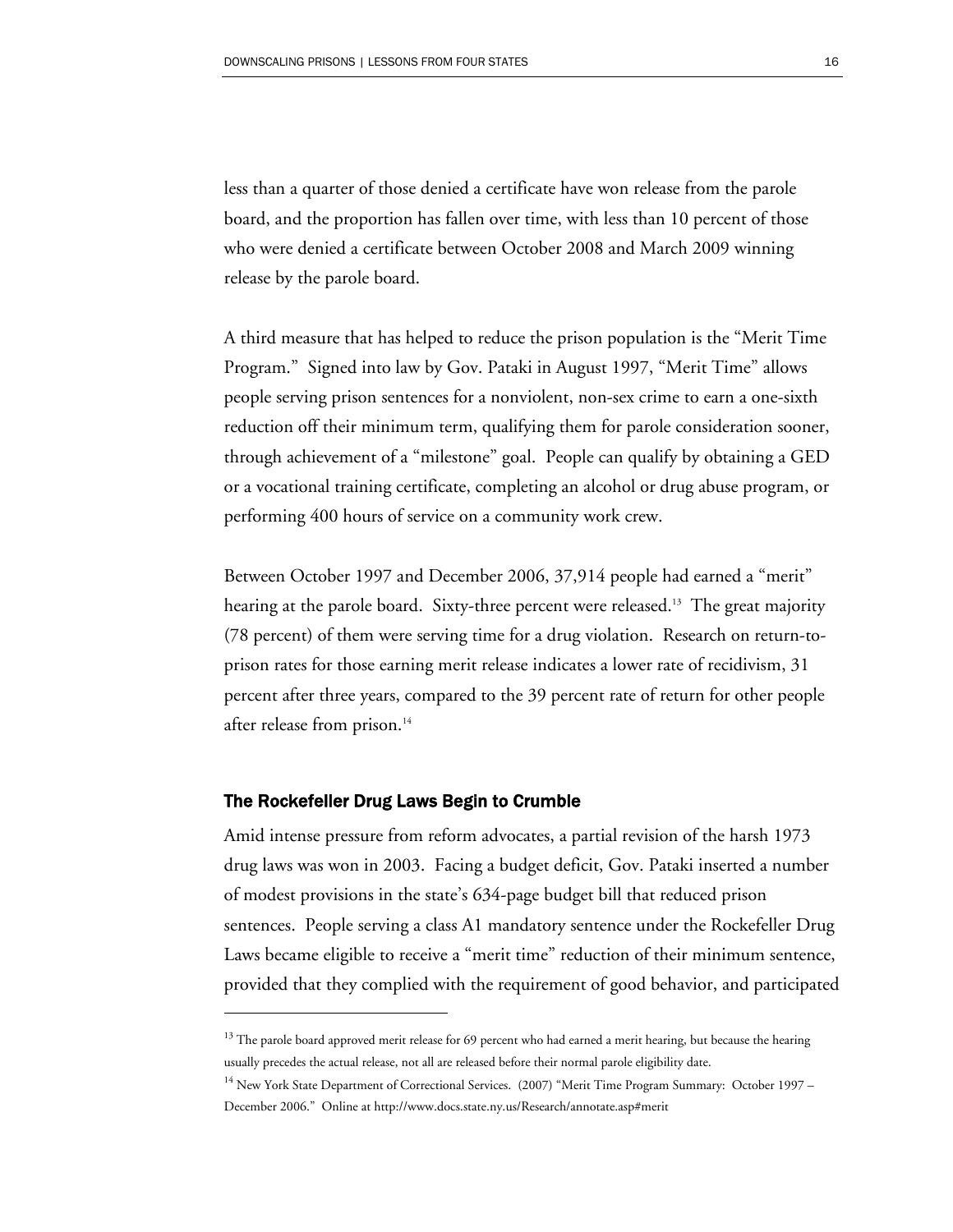less than a quarter of those denied a certificate have won release from the parole board, and the proportion has fallen over time, with less than 10 percent of those who were denied a certificate between October 2008 and March 2009 winning release by the parole board.

A third measure that has helped to reduce the prison population is the "Merit Time Program." Signed into law by Gov. Pataki in August 1997, "Merit Time" allows people serving prison sentences for a nonviolent, non-sex crime to earn a one-sixth reduction off their minimum term, qualifying them for parole consideration sooner, through achievement of a "milestone" goal. People can qualify by obtaining a GED or a vocational training certificate, completing an alcohol or drug abuse program, or performing 400 hours of service on a community work crew.

Between October 1997 and December 2006, 37,914 people had earned a "merit" hearing at the parole board. Sixty-three percent were released.[13] The great majority (78 percent) of them were serving time for a drug violation. Research on return-to-prison rates for those earning merit release indicates a lower rate of recidivism, 31 percent after three years, compared to the 39 percent rate of return for other people after release from prison.[14]

### The Rockefeller Drug Laws Begin to Crumble

Amid intense pressure from reform advocates, a partial revision of the harsh 1973 drug laws was won in 2003. Facing a budget deficit, Gov. Pataki inserted a number of modest provisions in the state's 634-page budget bill that reduced prison sentences. People serving a class A1 mandatory sentence under the Rockefeller Drug Laws became eligible to receive a "merit time" reduction of their minimum sentence, provided that they complied with the requirement of good behavior, and participated

---

[13] The parole board approved merit release for 69 percent who had earned a merit hearing, but because the hearing usually precedes the actual release, not all are released before their normal parole eligibility date.

[14] New York State Department of Correctional Services. (2007) "Merit Time Program Summary: October 1997 – December 2006." Online at http://www.docs.state.ny.us/Research/annotate.asp#merit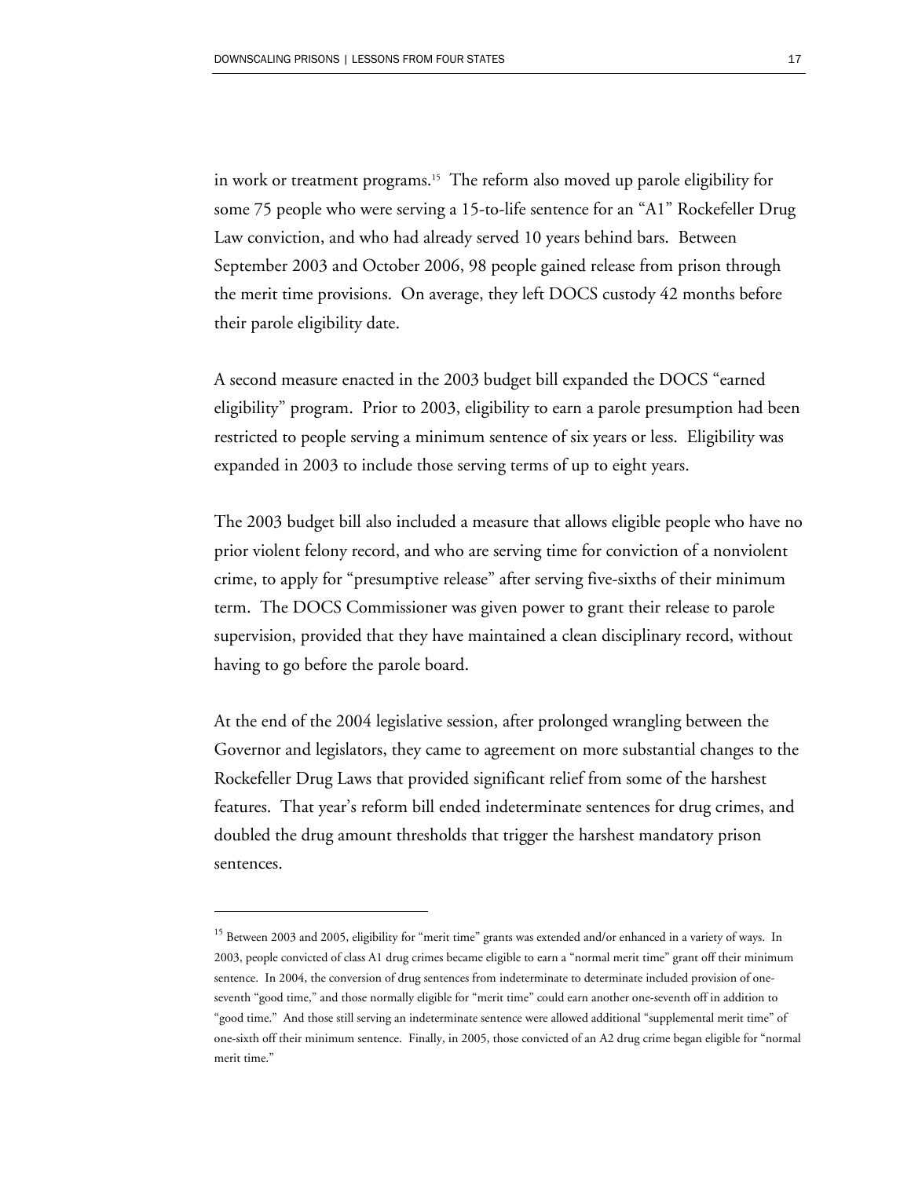in work or treatment programs.[15] The reform also moved up parole eligibility for some 75 people who were serving a 15-to-life sentence for an "A1" Rockefeller Drug Law conviction, and who had already served 10 years behind bars. Between September 2003 and October 2006, 98 people gained release from prison through the merit time provisions. On average, they left DOCS custody 42 months before their parole eligibility date.

A second measure enacted in the 2003 budget bill expanded the DOCS "earned eligibility" program. Prior to 2003, eligibility to earn a parole presumption had been restricted to people serving a minimum sentence of six years or less. Eligibility was expanded in 2003 to include those serving terms of up to eight years.

The 2003 budget bill also included a measure that allows eligible people who have no prior violent felony record, and who are serving time for conviction of a nonviolent crime, to apply for "presumptive release" after serving five-sixths of their minimum term. The DOCS Commissioner was given power to grant their release to parole supervision, provided that they have maintained a clean disciplinary record, without having to go before the parole board.

At the end of the 2004 legislative session, after prolonged wrangling between the Governor and legislators, they came to agreement on more substantial changes to the Rockefeller Drug Laws that provided significant relief from some of the harshest features. That year's reform bill ended indeterminate sentences for drug crimes, and doubled the drug amount thresholds that trigger the harshest mandatory prison sentences.

---

[15] Between 2003 and 2005, eligibility for "merit time" grants was extended and/or enhanced in a variety of ways. In 2003, people convicted of class A1 drug crimes became eligible to earn a "normal merit time" grant off their minimum sentence. In 2004, the conversion of drug sentences from indeterminate to determinate included provision of one-seventh "good time," and those normally eligible for "merit time" could earn another one-seventh off in addition to "good time." And those still serving an indeterminate sentence were allowed additional "supplemental merit time" of one-sixth off their minimum sentence. Finally, in 2005, those convicted of an A2 drug crime began eligible for "normal merit time."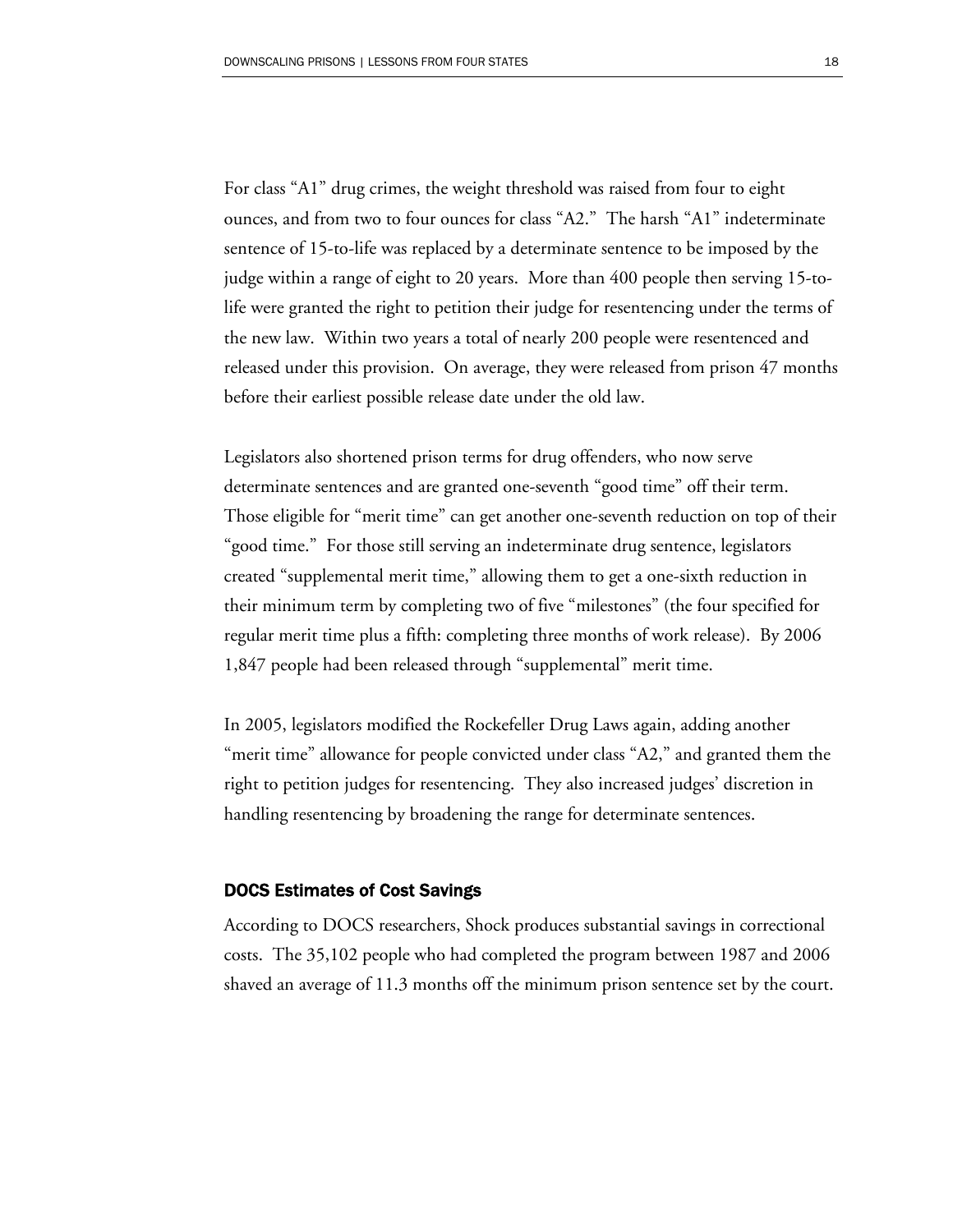For class "A1" drug crimes, the weight threshold was raised from four to eight ounces, and from two to four ounces for class "A2." The harsh "A1" indeterminate sentence of 15-to-life was replaced by a determinate sentence to be imposed by the judge within a range of eight to 20 years. More than 400 people then serving 15-to-life were granted the right to petition their judge for resentencing under the terms of the new law. Within two years a total of nearly 200 people were resentenced and released under this provision. On average, they were released from prison 47 months before their earliest possible release date under the old law.

Legislators also shortened prison terms for drug offenders, who now serve determinate sentences and are granted one-seventh "good time" off their term. Those eligible for "merit time" can get another one-seventh reduction on top of their "good time." For those still serving an indeterminate drug sentence, legislators created "supplemental merit time," allowing them to get a one-sixth reduction in their minimum term by completing two of five "milestones" (the four specified for regular merit time plus a fifth: completing three months of work release). By 2006 1,847 people had been released through "supplemental" merit time.

In 2005, legislators modified the Rockefeller Drug Laws again, adding another "merit time" allowance for people convicted under class "A2," and granted them the right to petition judges for resentencing. They also increased judges' discretion in handling resentencing by broadening the range for determinate sentences.

### DOCS Estimates of Cost Savings

According to DOCS researchers, Shock produces substantial savings in correctional costs. The 35,102 people who had completed the program between 1987 and 2006 shaved an average of 11.3 months off the minimum prison sentence set by the court.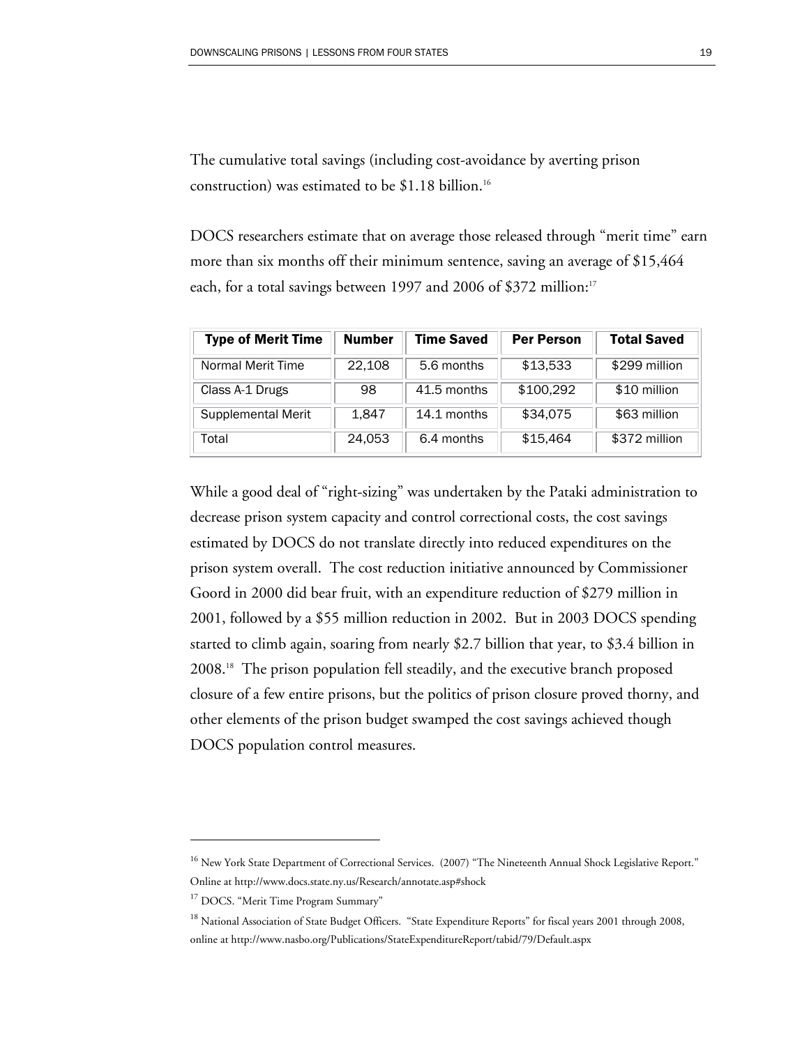The cumulative total savings (including cost-avoidance by averting prison construction) was estimated to be $1.18 billion.[16]

DOCS researchers estimate that on average those released through "merit time" earn more than six months off their minimum sentence, saving an average of $15,464 each, for a total savings between 1997 and 2006 of $372 million:[17]

| Type of Merit Time | Number | Time Saved | Per Person | Total Saved |
|---|---|---|---|---|
| Normal Merit Time | 22,108 | 5.6 months | $13,533 | $299 million |
| Class A-1 Drugs | 98 | 41.5 months | $100,292 | $10 million |
| Supplemental Merit | 1,847 | 14.1 months | $34,075 | $63 million |
| Total | 24,053 | 6.4 months | $15,464 | $372 million |

While a good deal of "right-sizing" was undertaken by the Pataki administration to decrease prison system capacity and control correctional costs, the cost savings estimated by DOCS do not translate directly into reduced expenditures on the prison system overall. The cost reduction initiative announced by Commissioner Goord in 2000 did bear fruit, with an expenditure reduction of $279 million in 2001, followed by a $55 million reduction in 2002. But in 2003 DOCS spending started to climb again, soaring from nearly $2.7 billion that year, to $3.4 billion in 2008.[18] The prison population fell steadily, and the executive branch proposed closure of a few entire prisons, but the politics of prison closure proved thorny, and other elements of the prison budget swamped the cost savings achieved though DOCS population control measures.

---

[16] New York State Department of Correctional Services. (2007) "The Nineteenth Annual Shock Legislative Report." Online at http://www.docs.state.ny.us/Research/annotate.asp#shock

[17] DOCS. "Merit Time Program Summary"

[18] National Association of State Budget Officers. "State Expenditure Reports" for fiscal years 2001 through 2008, online at http://www.nasbo.org/Publications/StateExpenditureReport/tabid/79/Default.aspx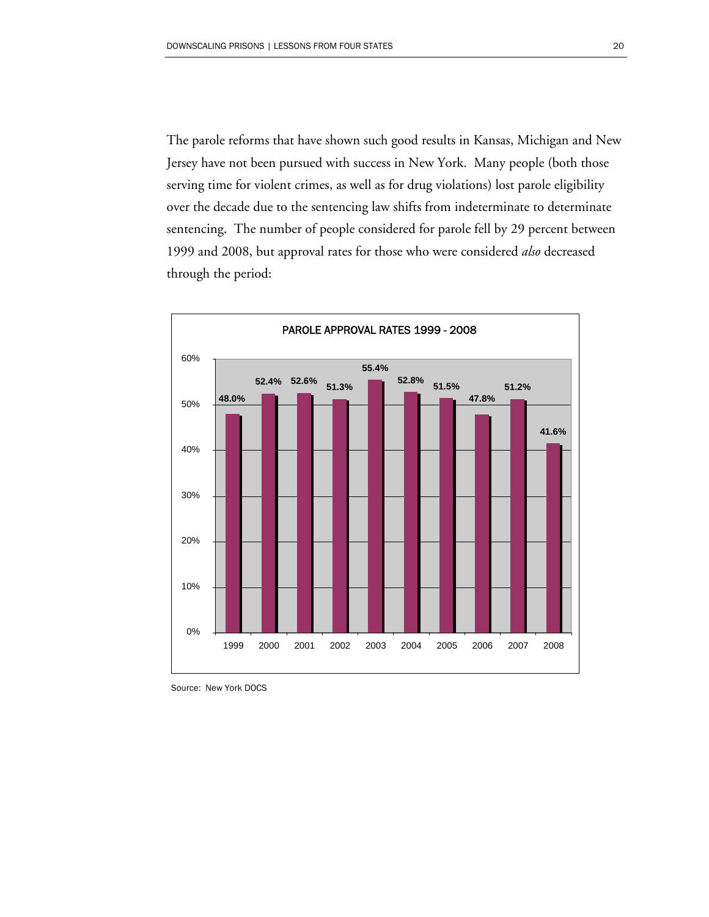The parole reforms that have shown such good results in Kansas, Michigan and New Jersey have not been pursued with success in New York. Many people (both those serving time for violent crimes, as well as for drug violations) lost parole eligibility over the decade due to the sentencing law shifts from indeterminate to determinate sentencing. The number of people considered for parole fell by 29 percent between 1999 and 2008, but approval rates for those who were considered *also* decreased through the period:

**PAROLE APPROVAL RATES 1999 - 2008**

| Year | Approval Rate |
|---|---|
| 1999 | 48.0% |
| 2000 | 52.4% |
| 2001 | 52.6% |
| 2002 | 51.3% |
| 2003 | 55.4% |
| 2004 | 52.8% |
| 2005 | 51.5% |
| 2006 | 47.8% |
| 2007 | 51.2% |
| 2008 | 41.6% |

Source: New York DOCS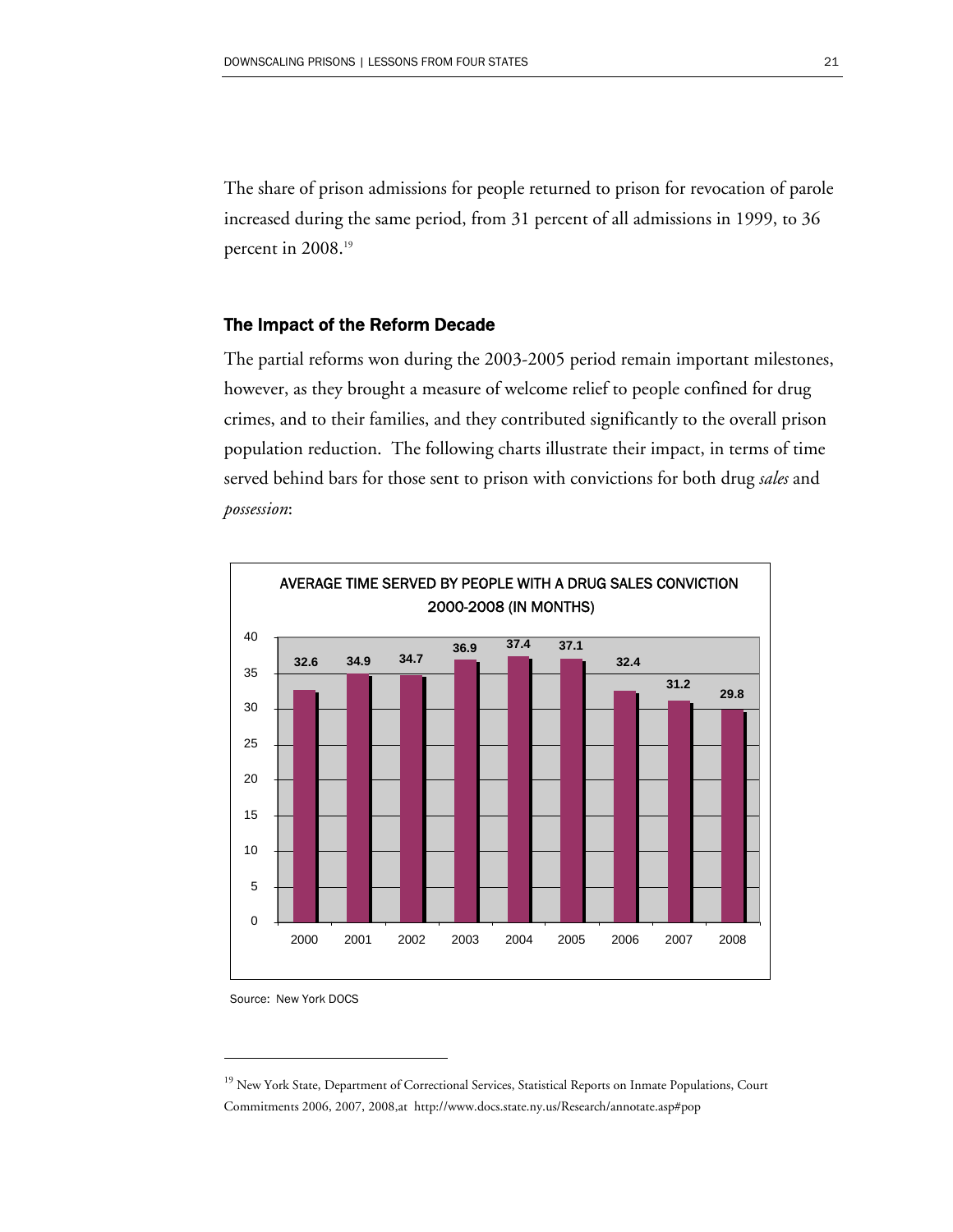The share of prison admissions for people returned to prison for revocation of parole increased during the same period, from 31 percent of all admissions in 1999, to 36 percent in 2008.[19]

## The Impact of the Reform Decade

The partial reforms won during the 2003-2005 period remain important milestones, however, as they brought a measure of welcome relief to people confined for drug crimes, and to their families, and they contributed significantly to the overall prison population reduction. The following charts illustrate their impact, in terms of time served behind bars for those sent to prison with convictions for both drug *sales* and *possession*:

**AVERAGE TIME SERVED BY PEOPLE WITH A DRUG SALES CONVICTION 2000-2008 (IN MONTHS)**

| Year | Months |
|---|---|
| 2000 | 32.6 |
| 2001 | 34.9 |
| 2002 | 34.7 |
| 2003 | 36.9 |
| 2004 | 37.4 |
| 2005 | 37.1 |
| 2006 | 32.4 |
| 2007 | 31.2 |
| 2008 | 29.8 |

Source: New York DOCS

[19] New York State, Department of Correctional Services, Statistical Reports on Inmate Populations, Court Commitments 2006, 2007, 2008,at http://www.docs.state.ny.us/Research/annotate.asp#pop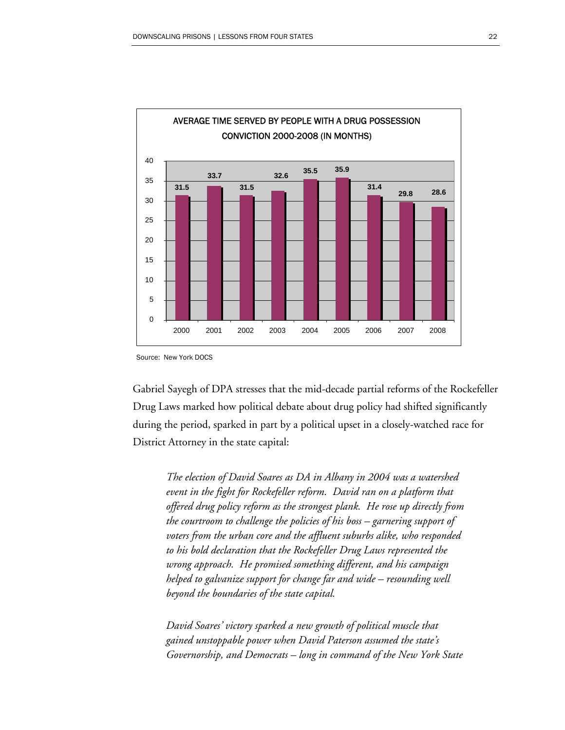**AVERAGE TIME SERVED BY PEOPLE WITH A DRUG POSSESSION CONVICTION 2000-2008 (IN MONTHS)**

| Year | Months |
|---|---|
| 2000 | 31.5 |
| 2001 | 33.7 |
| 2002 | 31.5 |
| 2003 | 32.6 |
| 2004 | 35.5 |
| 2005 | 35.9 |
| 2006 | 31.4 |
| 2007 | 29.8 |
| 2008 | 28.6 |

Source: New York DOCS

Gabriel Sayegh of DPA stresses that the mid-decade partial reforms of the Rockefeller Drug Laws marked how political debate about drug policy had shifted significantly during the period, sparked in part by a political upset in a closely-watched race for District Attorney in the state capital:

> *The election of David Soares as DA in Albany in 2004 was a watershed event in the fight for Rockefeller reform. David ran on a platform that offered drug policy reform as the strongest plank. He rose up directly from the courtroom to challenge the policies of his boss – garnering support of voters from the urban core and the affluent suburbs alike, who responded to his bold declaration that the Rockefeller Drug Laws represented the wrong approach. He promised something different, and his campaign helped to galvanize support for change far and wide – resounding well beyond the boundaries of the state capital.*
>
> *David Soares' victory sparked a new growth of political muscle that gained unstoppable power when David Paterson assumed the state's Governorship, and Democrats – long in command of the New York State*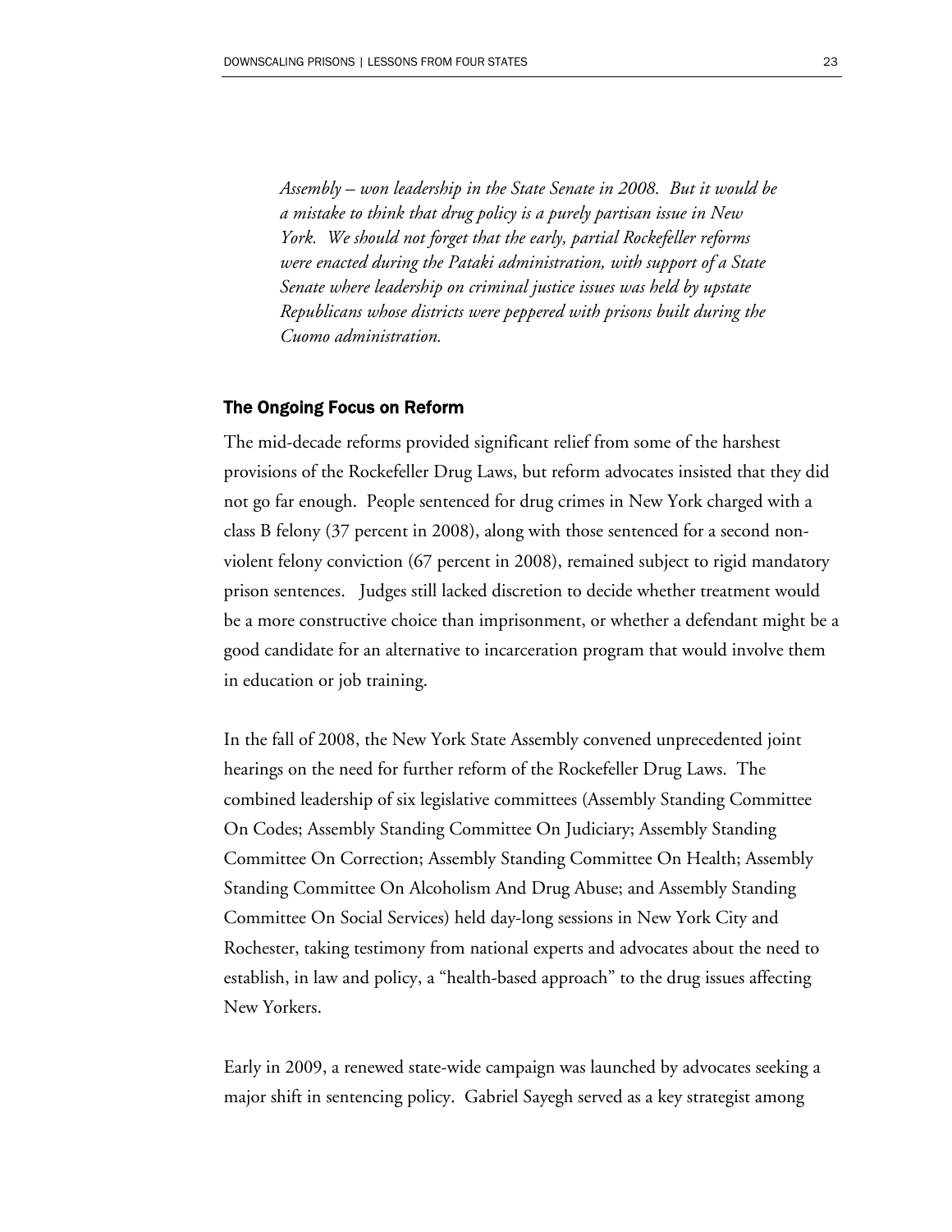*Assembly – won leadership in the State Senate in 2008. But it would be a mistake to think that drug policy is a purely partisan issue in New York. We should not forget that the early, partial Rockefeller reforms were enacted during the Pataki administration, with support of a State Senate where leadership on criminal justice issues was held by upstate Republicans whose districts were peppered with prisons built during the Cuomo administration.*

### The Ongoing Focus on Reform

The mid-decade reforms provided significant relief from some of the harshest provisions of the Rockefeller Drug Laws, but reform advocates insisted that they did not go far enough. People sentenced for drug crimes in New York charged with a class B felony (37 percent in 2008), along with those sentenced for a second non-violent felony conviction (67 percent in 2008), remained subject to rigid mandatory prison sentences. Judges still lacked discretion to decide whether treatment would be a more constructive choice than imprisonment, or whether a defendant might be a good candidate for an alternative to incarceration program that would involve them in education or job training.

In the fall of 2008, the New York State Assembly convened unprecedented joint hearings on the need for further reform of the Rockefeller Drug Laws. The combined leadership of six legislative committees (Assembly Standing Committee On Codes; Assembly Standing Committee On Judiciary; Assembly Standing Committee On Correction; Assembly Standing Committee On Health; Assembly Standing Committee On Alcoholism And Drug Abuse; and Assembly Standing Committee On Social Services) held day-long sessions in New York City and Rochester, taking testimony from national experts and advocates about the need to establish, in law and policy, a "health-based approach" to the drug issues affecting New Yorkers.

Early in 2009, a renewed state-wide campaign was launched by advocates seeking a major shift in sentencing policy. Gabriel Sayegh served as a key strategist among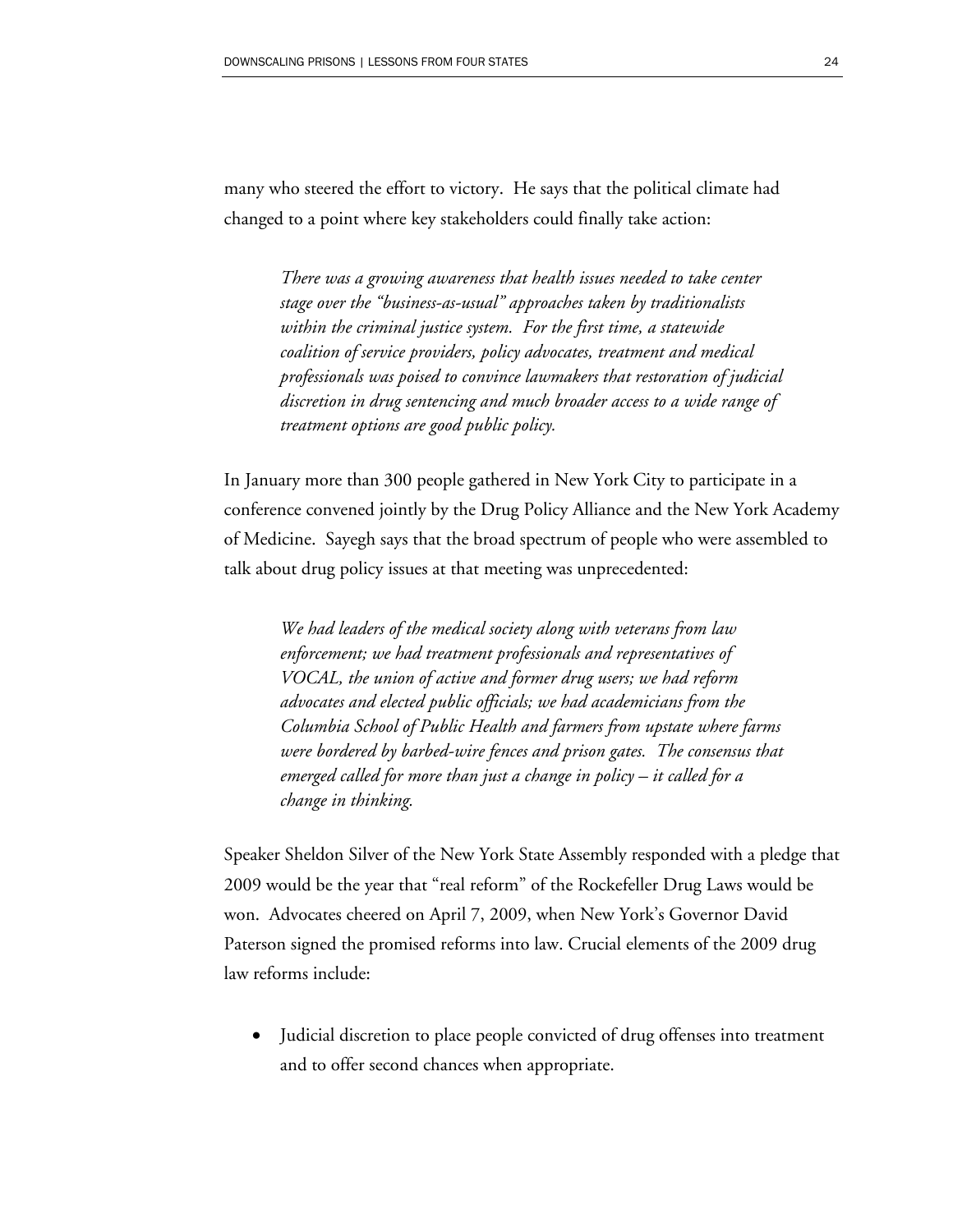many who steered the effort to victory. He says that the political climate had changed to a point where key stakeholders could finally take action:

> *There was a growing awareness that health issues needed to take center stage over the "business-as-usual" approaches taken by traditionalists within the criminal justice system. For the first time, a statewide coalition of service providers, policy advocates, treatment and medical professionals was poised to convince lawmakers that restoration of judicial discretion in drug sentencing and much broader access to a wide range of treatment options are good public policy.*

In January more than 300 people gathered in New York City to participate in a conference convened jointly by the Drug Policy Alliance and the New York Academy of Medicine. Sayegh says that the broad spectrum of people who were assembled to talk about drug policy issues at that meeting was unprecedented:

> *We had leaders of the medical society along with veterans from law enforcement; we had treatment professionals and representatives of VOCAL, the union of active and former drug users; we had reform advocates and elected public officials; we had academicians from the Columbia School of Public Health and farmers from upstate where farms were bordered by barbed-wire fences and prison gates. The consensus that emerged called for more than just a change in policy – it called for a change in thinking.*

Speaker Sheldon Silver of the New York State Assembly responded with a pledge that 2009 would be the year that "real reform" of the Rockefeller Drug Laws would be won. Advocates cheered on April 7, 2009, when New York's Governor David Paterson signed the promised reforms into law. Crucial elements of the 2009 drug law reforms include:

- Judicial discretion to place people convicted of drug offenses into treatment and to offer second chances when appropriate.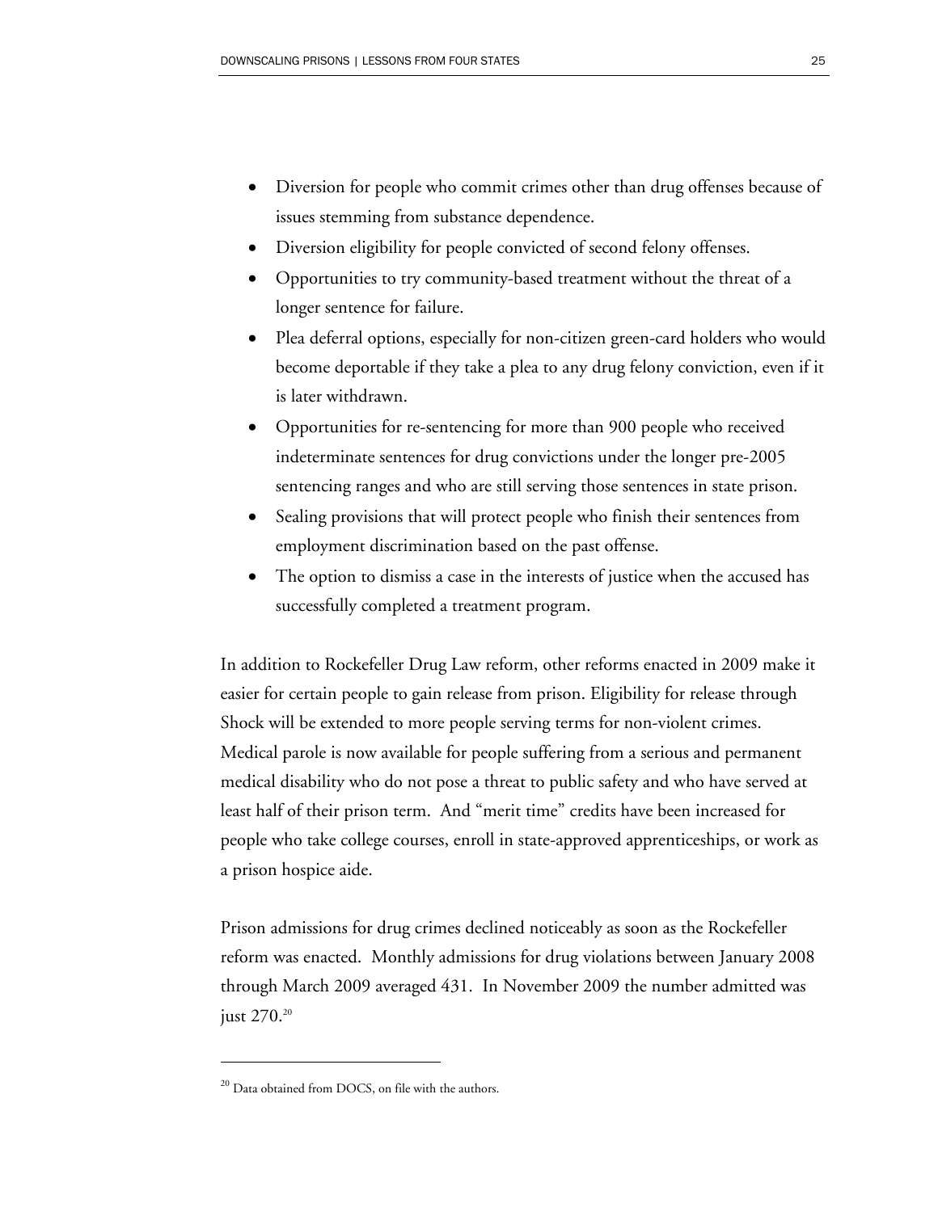- Diversion for people who commit crimes other than drug offenses because of issues stemming from substance dependence.
- Diversion eligibility for people convicted of second felony offenses.
- Opportunities to try community-based treatment without the threat of a longer sentence for failure.
- Plea deferral options, especially for non-citizen green-card holders who would become deportable if they take a plea to any drug felony conviction, even if it is later withdrawn.
- Opportunities for re-sentencing for more than 900 people who received indeterminate sentences for drug convictions under the longer pre-2005 sentencing ranges and who are still serving those sentences in state prison.
- Sealing provisions that will protect people who finish their sentences from employment discrimination based on the past offense.
- The option to dismiss a case in the interests of justice when the accused has successfully completed a treatment program.

In addition to Rockefeller Drug Law reform, other reforms enacted in 2009 make it easier for certain people to gain release from prison. Eligibility for release through Shock will be extended to more people serving terms for non-violent crimes. Medical parole is now available for people suffering from a serious and permanent medical disability who do not pose a threat to public safety and who have served at least half of their prison term. And "merit time" credits have been increased for people who take college courses, enroll in state-approved apprenticeships, or work as a prison hospice aide.

Prison admissions for drug crimes declined noticeably as soon as the Rockefeller reform was enacted. Monthly admissions for drug violations between January 2008 through March 2009 averaged 431. In November 2009 the number admitted was just 270.[20]

---

[20] Data obtained from DOCS, on file with the authors.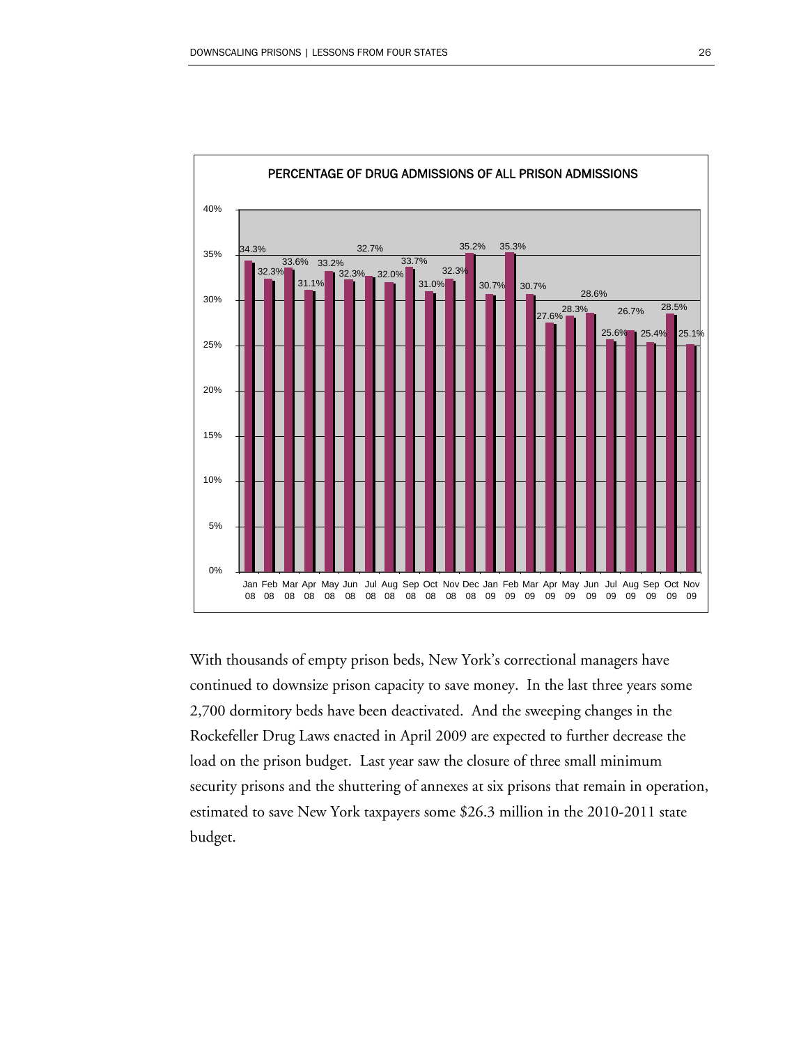**PERCENTAGE OF DRUG ADMISSIONS OF ALL PRISON ADMISSIONS**

| Month | Percentage |
|---|---|
| Jan 08 | 34.3% |
| Feb 08 | 32.3% |
| Mar 08 | 33.6% |
| Apr 08 | 31.1% |
| May 08 | 33.2% |
| Jun 08 | 32.3% |
| Jul 08 | 32.7% |
| Aug 08 | 32.0% |
| Sep 08 | 33.7% |
| Oct 08 | 31.0% |
| Nov 08 | 32.3% |
| Dec 08 | 35.2% |
| Jan 09 | 30.7% |
| Feb 09 | 35.3% |
| Mar 09 | 30.7% |
| Apr 09 | 27.6% |
| May 09 | 28.3% |
| Jun 09 | 28.6% |
| Jul 09 | 25.6% |
| Aug 09 | 26.7% |
| Sep 09 | 25.4% |
| Oct 09 | 28.5% |
| Nov 09 | 25.1% |

With thousands of empty prison beds, New York's correctional managers have continued to downsize prison capacity to save money. In the last three years some 2,700 dormitory beds have been deactivated. And the sweeping changes in the Rockefeller Drug Laws enacted in April 2009 are expected to further decrease the load on the prison budget. Last year saw the closure of three small minimum security prisons and the shuttering of annexes at six prisons that remain in operation, estimated to save New York taxpayers some $26.3 million in the 2010-2011 state budget.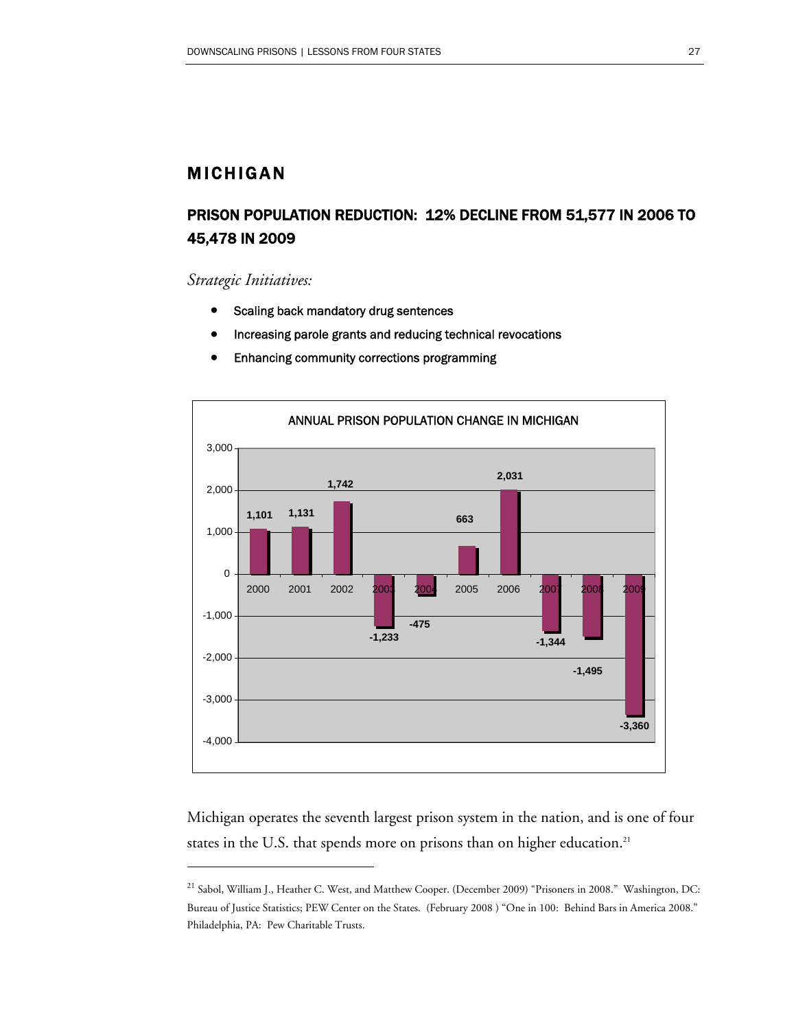## MICHIGAN

### PRISON POPULATION REDUCTION: 12% DECLINE FROM 51,577 IN 2006 TO 45,478 IN 2009

*Strategic Initiatives:*

- Scaling back mandatory drug sentences
- Increasing parole grants and reducing technical revocations
- Enhancing community corrections programming

ANNUAL PRISON POPULATION CHANGE IN MICHIGAN

| Year | Change |
|---|---|
| 2000 | 1,101 |
| 2001 | 1,131 |
| 2002 | 1,742 |
| 2003 | -1,233 |
| 2004 | -475 |
| 2005 | 663 |
| 2006 | 2,031 |
| 2007 | -1,344 |
| 2008 | -1,495 |
| 2009 | -3,360 |

Michigan operates the seventh largest prison system in the nation, and is one of four states in the U.S. that spends more on prisons than on higher education.[21]

[21] Sabol, William J., Heather C. West, and Matthew Cooper. (December 2009) "Prisoners in 2008." Washington, DC: Bureau of Justice Statistics; PEW Center on the States. (February 2008 ) "One in 100: Behind Bars in America 2008." Philadelphia, PA: Pew Charitable Trusts.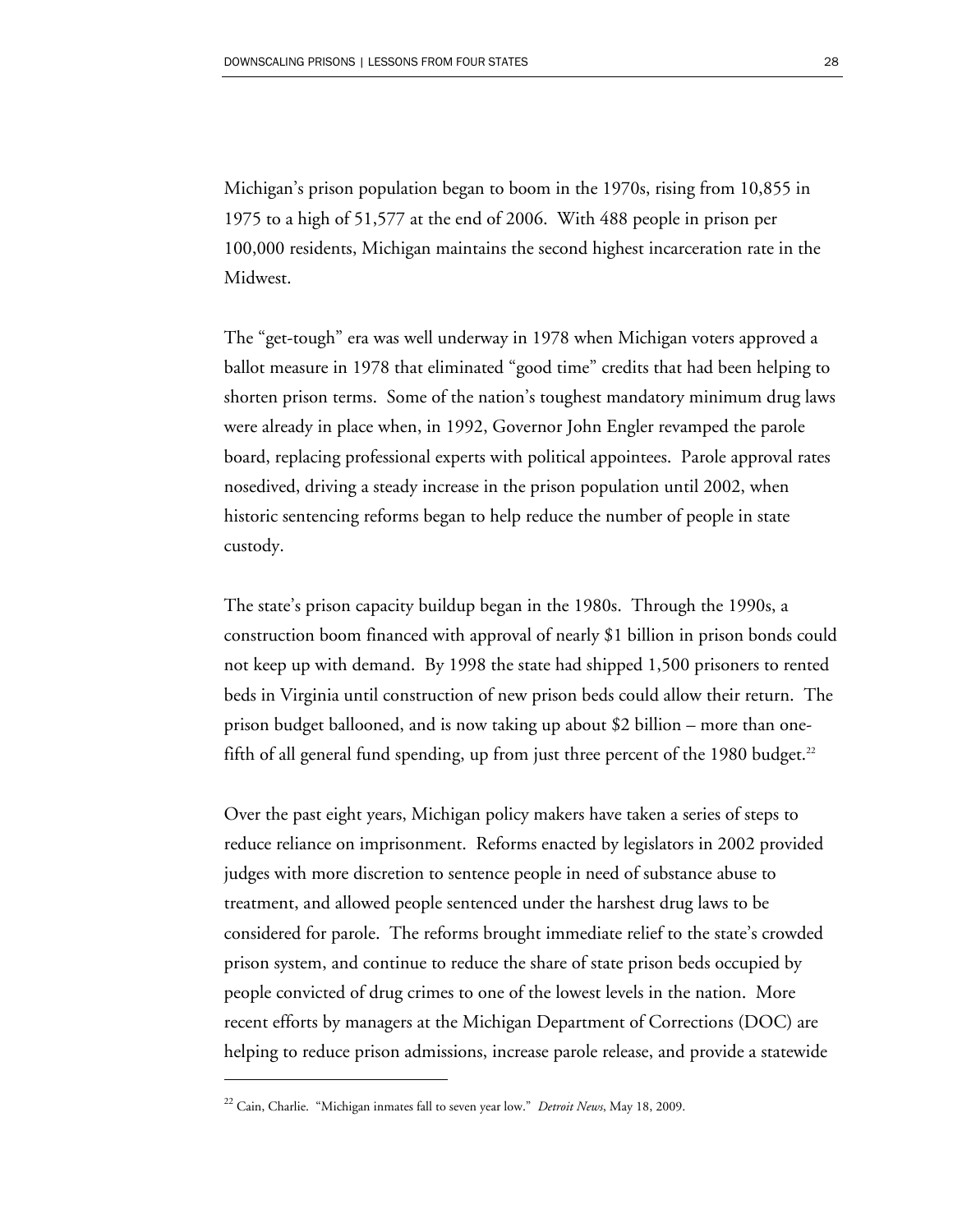Michigan's prison population began to boom in the 1970s, rising from 10,855 in 1975 to a high of 51,577 at the end of 2006. With 488 people in prison per 100,000 residents, Michigan maintains the second highest incarceration rate in the Midwest.

The "get-tough" era was well underway in 1978 when Michigan voters approved a ballot measure in 1978 that eliminated "good time" credits that had been helping to shorten prison terms. Some of the nation's toughest mandatory minimum drug laws were already in place when, in 1992, Governor John Engler revamped the parole board, replacing professional experts with political appointees. Parole approval rates nosedived, driving a steady increase in the prison population until 2002, when historic sentencing reforms began to help reduce the number of people in state custody.

The state's prison capacity buildup began in the 1980s. Through the 1990s, a construction boom financed with approval of nearly $1 billion in prison bonds could not keep up with demand. By 1998 the state had shipped 1,500 prisoners to rented beds in Virginia until construction of new prison beds could allow their return. The prison budget ballooned, and is now taking up about $2 billion – more than one-fifth of all general fund spending, up from just three percent of the 1980 budget.[22]

Over the past eight years, Michigan policy makers have taken a series of steps to reduce reliance on imprisonment. Reforms enacted by legislators in 2002 provided judges with more discretion to sentence people in need of substance abuse to treatment, and allowed people sentenced under the harshest drug laws to be considered for parole. The reforms brought immediate relief to the state's crowded prison system, and continue to reduce the share of state prison beds occupied by people convicted of drug crimes to one of the lowest levels in the nation. More recent efforts by managers at the Michigan Department of Corrections (DOC) are helping to reduce prison admissions, increase parole release, and provide a statewide

---

[22] Cain, Charlie. "Michigan inmates fall to seven year low." *Detroit News*, May 18, 2009.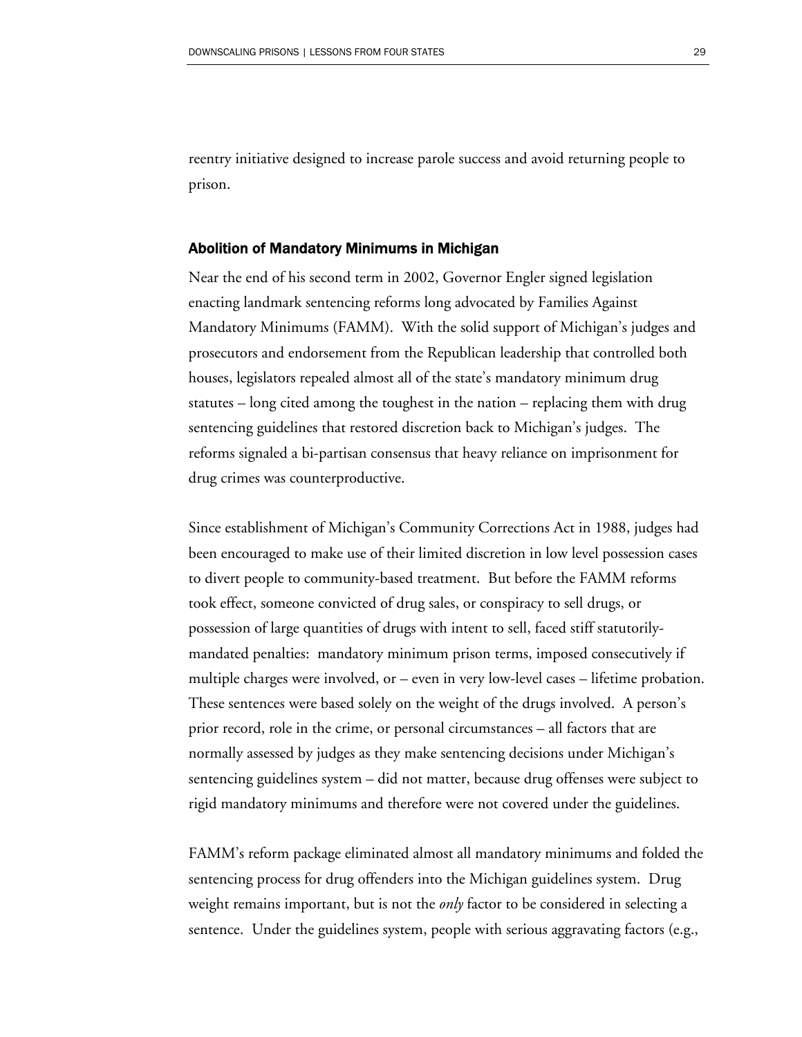reentry initiative designed to increase parole success and avoid returning people to prison.

### Abolition of Mandatory Minimums in Michigan

Near the end of his second term in 2002, Governor Engler signed legislation enacting landmark sentencing reforms long advocated by Families Against Mandatory Minimums (FAMM). With the solid support of Michigan's judges and prosecutors and endorsement from the Republican leadership that controlled both houses, legislators repealed almost all of the state's mandatory minimum drug statutes – long cited among the toughest in the nation – replacing them with drug sentencing guidelines that restored discretion back to Michigan's judges. The reforms signaled a bi-partisan consensus that heavy reliance on imprisonment for drug crimes was counterproductive.

Since establishment of Michigan's Community Corrections Act in 1988, judges had been encouraged to make use of their limited discretion in low level possession cases to divert people to community-based treatment. But before the FAMM reforms took effect, someone convicted of drug sales, or conspiracy to sell drugs, or possession of large quantities of drugs with intent to sell, faced stiff statutorily-mandated penalties: mandatory minimum prison terms, imposed consecutively if multiple charges were involved, or – even in very low-level cases – lifetime probation. These sentences were based solely on the weight of the drugs involved. A person's prior record, role in the crime, or personal circumstances – all factors that are normally assessed by judges as they make sentencing decisions under Michigan's sentencing guidelines system – did not matter, because drug offenses were subject to rigid mandatory minimums and therefore were not covered under the guidelines.

FAMM's reform package eliminated almost all mandatory minimums and folded the sentencing process for drug offenders into the Michigan guidelines system. Drug weight remains important, but is not the *only* factor to be considered in selecting a sentence. Under the guidelines system, people with serious aggravating factors (e.g.,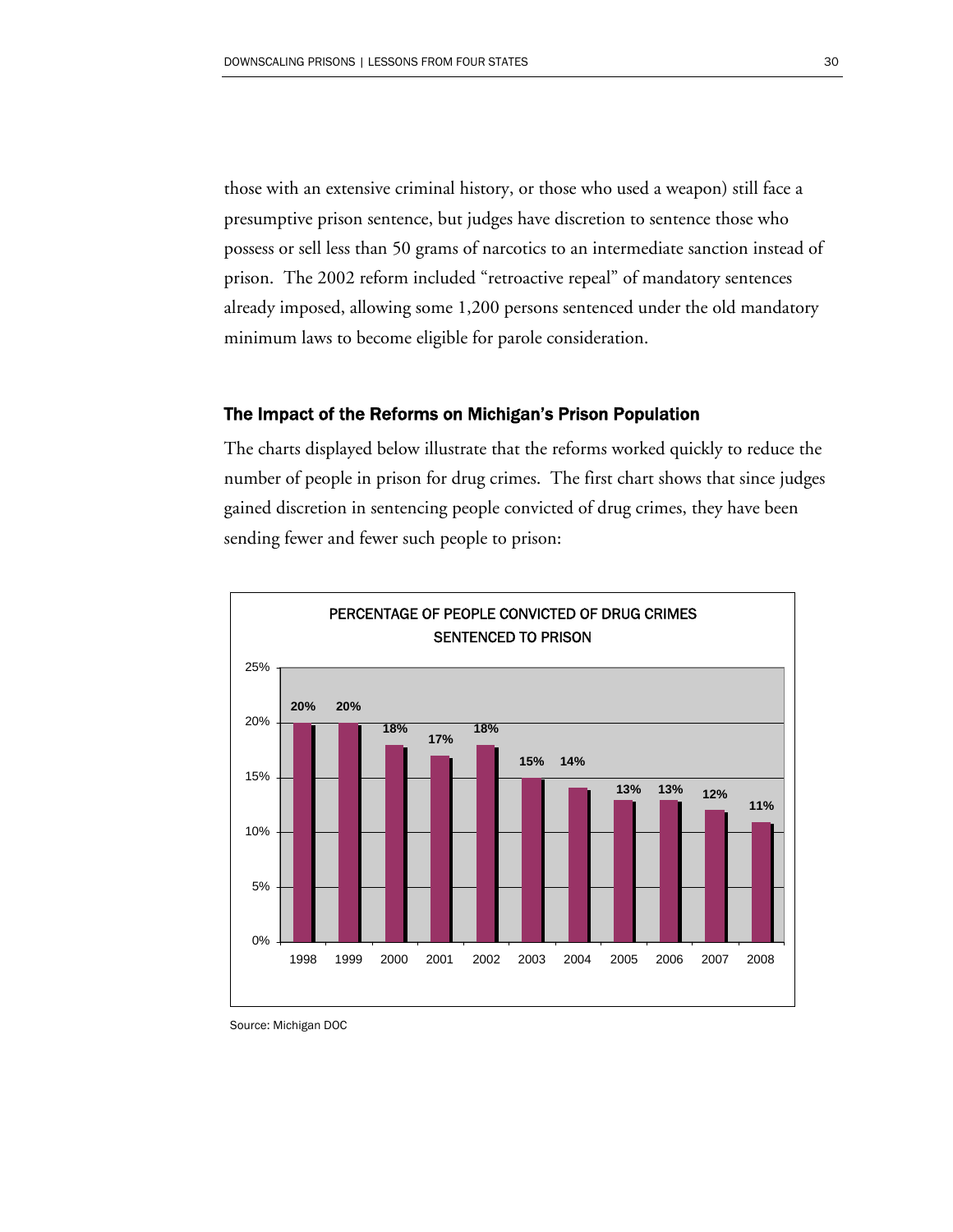those with an extensive criminal history, or those who used a weapon) still face a presumptive prison sentence, but judges have discretion to sentence those who possess or sell less than 50 grams of narcotics to an intermediate sanction instead of prison. The 2002 reform included "retroactive repeal" of mandatory sentences already imposed, allowing some 1,200 persons sentenced under the old mandatory minimum laws to become eligible for parole consideration.

### The Impact of the Reforms on Michigan's Prison Population

The charts displayed below illustrate that the reforms worked quickly to reduce the number of people in prison for drug crimes. The first chart shows that since judges gained discretion in sentencing people convicted of drug crimes, they have been sending fewer and fewer such people to prison:

**PERCENTAGE OF PEOPLE CONVICTED OF DRUG CRIMES SENTENCED TO PRISON**

| Year | Percentage |
|---|---|
| 1998 | 20% |
| 1999 | 20% |
| 2000 | 18% |
| 2001 | 17% |
| 2002 | 18% |
| 2003 | 15% |
| 2004 | 14% |
| 2005 | 13% |
| 2006 | 13% |
| 2007 | 12% |
| 2008 | 11% |

Source: Michigan DOC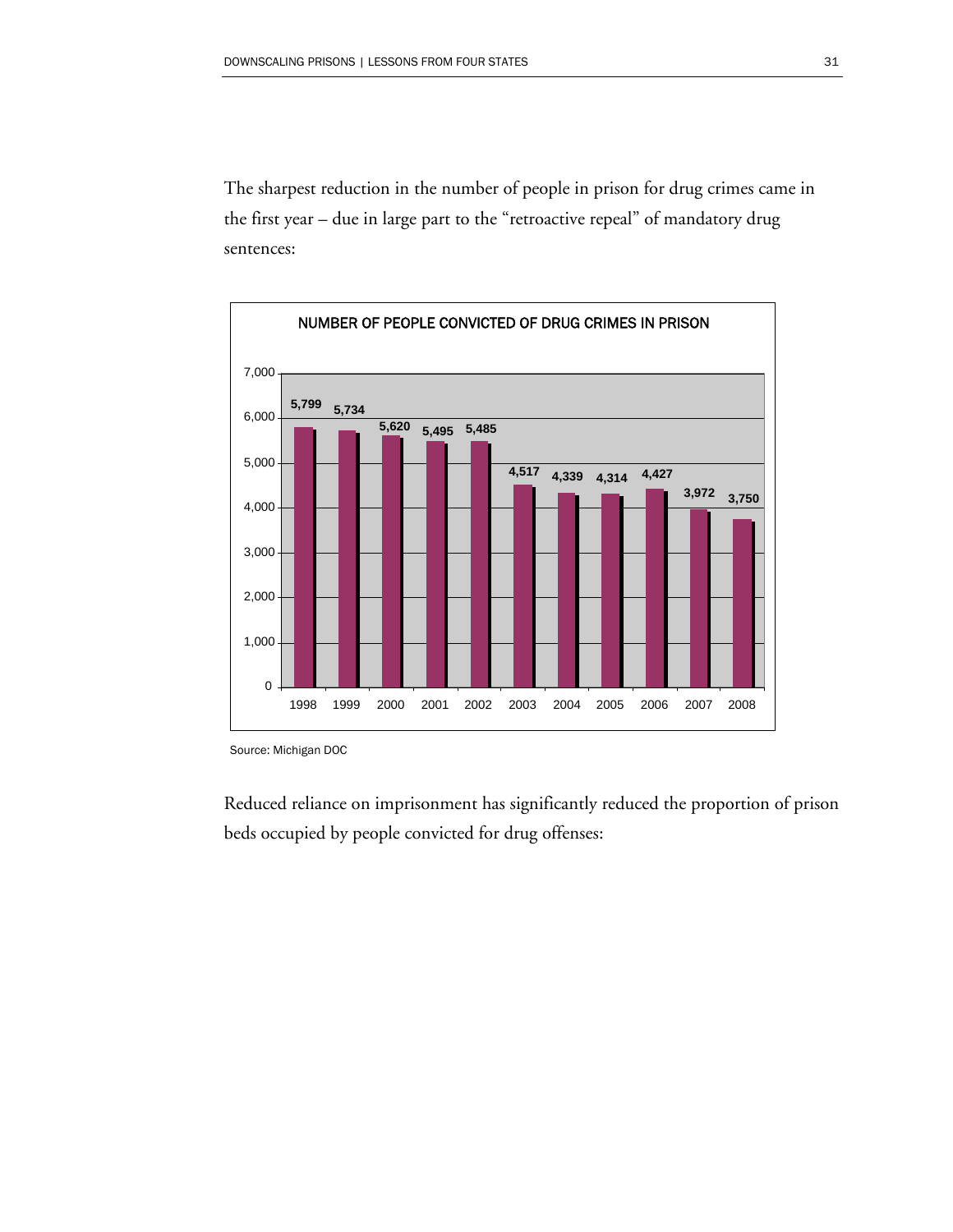The sharpest reduction in the number of people in prison for drug crimes came in the first year – due in large part to the "retroactive repeal" of mandatory drug sentences:

**NUMBER OF PEOPLE CONVICTED OF DRUG CRIMES IN PRISON**

| Year | Number |
|---|---|
| 1998 | 5,799 |
| 1999 | 5,734 |
| 2000 | 5,620 |
| 2001 | 5,495 |
| 2002 | 5,485 |
| 2003 | 4,517 |
| 2004 | 4,339 |
| 2005 | 4,314 |
| 2006 | 4,427 |
| 2007 | 3,972 |
| 2008 | 3,750 |

Source: Michigan DOC

Reduced reliance on imprisonment has significantly reduced the proportion of prison beds occupied by people convicted for drug offenses: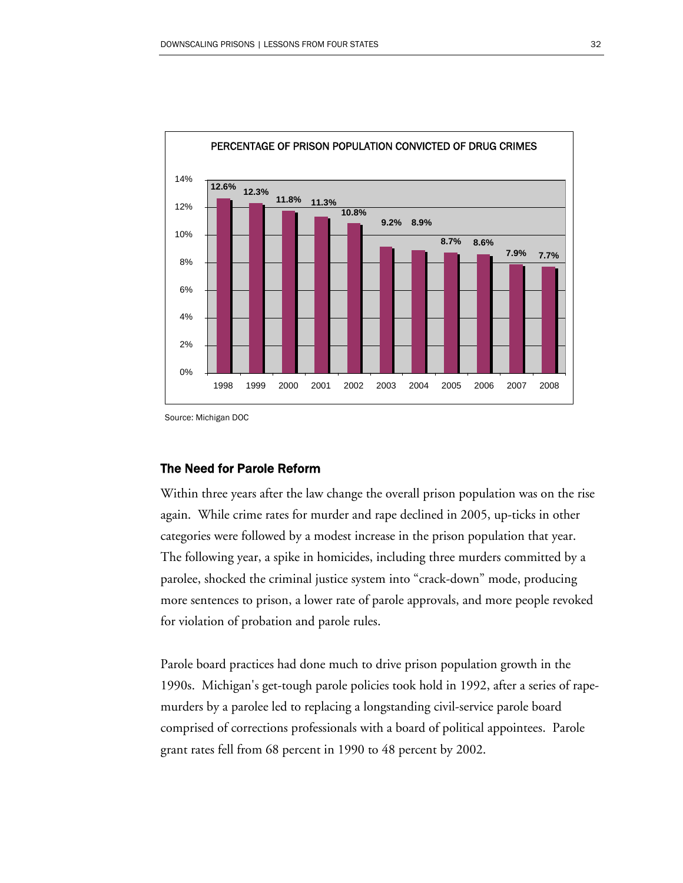PERCENTAGE OF PRISON POPULATION CONVICTED OF DRUG CRIMES

| Year | Percentage |
|---|---|
| 1998 | 12.6% |
| 1999 | 12.3% |
| 2000 | 11.8% |
| 2001 | 11.3% |
| 2002 | 10.8% |
| 2003 | 9.2% |
| 2004 | 8.9% |
| 2005 | 8.7% |
| 2006 | 8.6% |
| 2007 | 7.9% |
| 2008 | 7.7% |

Source: Michigan DOC

### The Need for Parole Reform

Within three years after the law change the overall prison population was on the rise again. While crime rates for murder and rape declined in 2005, up-ticks in other categories were followed by a modest increase in the prison population that year. The following year, a spike in homicides, including three murders committed by a parolee, shocked the criminal justice system into "crack-down" mode, producing more sentences to prison, a lower rate of parole approvals, and more people revoked for violation of probation and parole rules.

Parole board practices had done much to drive prison population growth in the 1990s. Michigan's get-tough parole policies took hold in 1992, after a series of rape-murders by a parolee led to replacing a longstanding civil-service parole board comprised of corrections professionals with a board of political appointees. Parole grant rates fell from 68 percent in 1990 to 48 percent by 2002.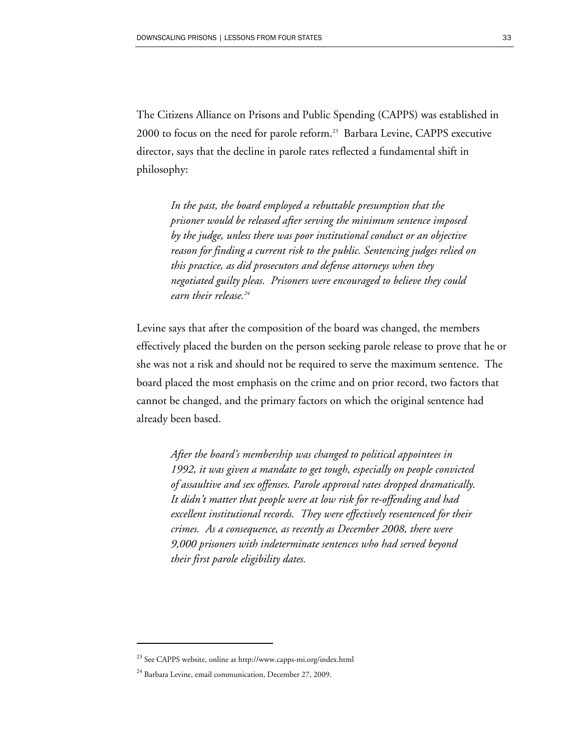The Citizens Alliance on Prisons and Public Spending (CAPPS) was established in 2000 to focus on the need for parole reform.[23] Barbara Levine, CAPPS executive director, says that the decline in parole rates reflected a fundamental shift in philosophy:

> *In the past, the board employed a rebuttable presumption that the prisoner would be released after serving the minimum sentence imposed by the judge, unless there was poor institutional conduct or an objective reason for finding a current risk to the public. Sentencing judges relied on this practice, as did prosecutors and defense attorneys when they negotiated guilty pleas. Prisoners were encouraged to believe they could earn their release.*[24]

Levine says that after the composition of the board was changed, the members effectively placed the burden on the person seeking parole release to prove that he or she was not a risk and should not be required to serve the maximum sentence. The board placed the most emphasis on the crime and on prior record, two factors that cannot be changed, and the primary factors on which the original sentence had already been based.

> *After the board's membership was changed to political appointees in 1992, it was given a mandate to get tough, especially on people convicted of assaultive and sex offenses. Parole approval rates dropped dramatically. It didn't matter that people were at low risk for re-offending and had excellent institutional records. They were effectively resentenced for their crimes. As a consequence, as recently as December 2008, there were 9,000 prisoners with indeterminate sentences who had served beyond their first parole eligibility dates.*

---

[23] See CAPPS website, online at http://www.capps-mi.org/index.html

[24] Barbara Levine, email communication, December 27, 2009.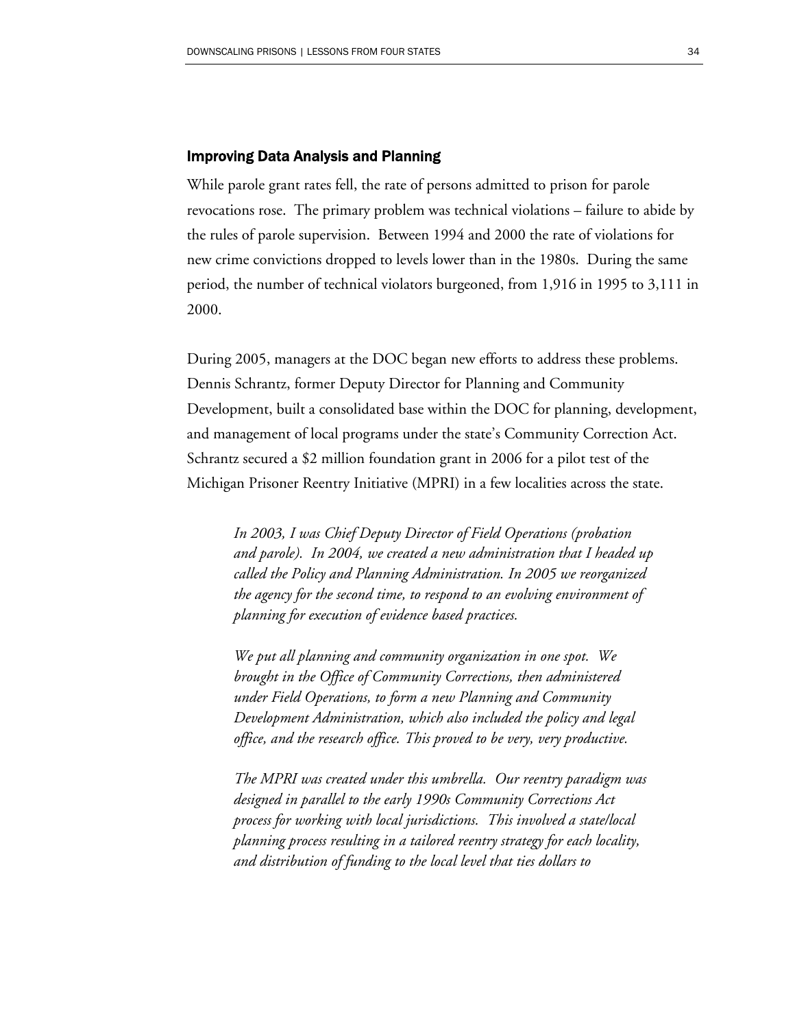### Improving Data Analysis and Planning

While parole grant rates fell, the rate of persons admitted to prison for parole revocations rose. The primary problem was technical violations – failure to abide by the rules of parole supervision. Between 1994 and 2000 the rate of violations for new crime convictions dropped to levels lower than in the 1980s. During the same period, the number of technical violators burgeoned, from 1,916 in 1995 to 3,111 in 2000.

During 2005, managers at the DOC began new efforts to address these problems. Dennis Schrantz, former Deputy Director for Planning and Community Development, built a consolidated base within the DOC for planning, development, and management of local programs under the state's Community Correction Act. Schrantz secured a $2 million foundation grant in 2006 for a pilot test of the Michigan Prisoner Reentry Initiative (MPRI) in a few localities across the state.

> *In 2003, I was Chief Deputy Director of Field Operations (probation and parole). In 2004, we created a new administration that I headed up called the Policy and Planning Administration. In 2005 we reorganized the agency for the second time, to respond to an evolving environment of planning for execution of evidence based practices.*
>
> *We put all planning and community organization in one spot. We brought in the Office of Community Corrections, then administered under Field Operations, to form a new Planning and Community Development Administration, which also included the policy and legal office, and the research office. This proved to be very, very productive.*
>
> *The MPRI was created under this umbrella. Our reentry paradigm was designed in parallel to the early 1990s Community Corrections Act process for working with local jurisdictions. This involved a state/local planning process resulting in a tailored reentry strategy for each locality, and distribution of funding to the local level that ties dollars to*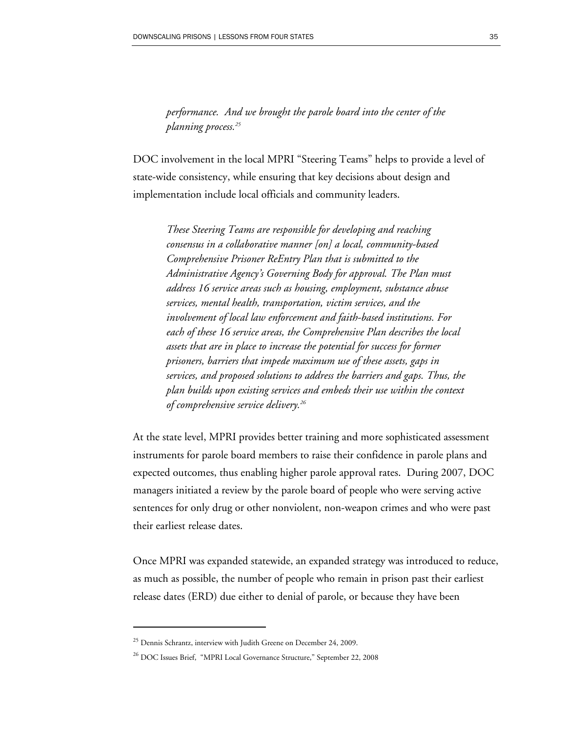> *performance. And we brought the parole board into the center of the planning process.*[25]

DOC involvement in the local MPRI "Steering Teams" helps to provide a level of state-wide consistency, while ensuring that key decisions about design and implementation include local officials and community leaders.

> *These Steering Teams are responsible for developing and reaching consensus in a collaborative manner [on] a local, community-based Comprehensive Prisoner ReEntry Plan that is submitted to the Administrative Agency's Governing Body for approval. The Plan must address 16 service areas such as housing, employment, substance abuse services, mental health, transportation, victim services, and the involvement of local law enforcement and faith-based institutions. For each of these 16 service areas, the Comprehensive Plan describes the local assets that are in place to increase the potential for success for former prisoners, barriers that impede maximum use of these assets, gaps in services, and proposed solutions to address the barriers and gaps. Thus, the plan builds upon existing services and embeds their use within the context of comprehensive service delivery.*[26]

At the state level, MPRI provides better training and more sophisticated assessment instruments for parole board members to raise their confidence in parole plans and expected outcomes, thus enabling higher parole approval rates. During 2007, DOC managers initiated a review by the parole board of people who were serving active sentences for only drug or other nonviolent, non-weapon crimes and who were past their earliest release dates.

Once MPRI was expanded statewide, an expanded strategy was introduced to reduce, as much as possible, the number of people who remain in prison past their earliest release dates (ERD) due either to denial of parole, or because they have been

---

[25] Dennis Schrantz, interview with Judith Greene on December 24, 2009.

[26] DOC Issues Brief, "MPRI Local Governance Structure," September 22, 2008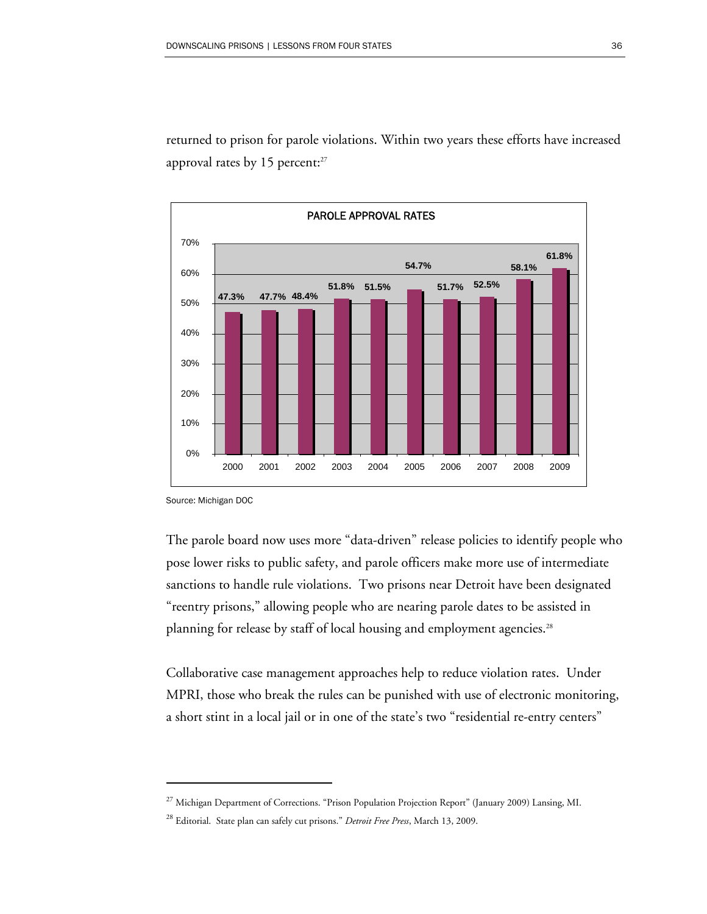returned to prison for parole violations. Within two years these efforts have increased approval rates by 15 percent:[27]

**PAROLE APPROVAL RATES**

| Year | Approval Rate |
|---|---|
| 2000 | 47.3% |
| 2001 | 47.7% |
| 2002 | 48.4% |
| 2003 | 51.8% |
| 2004 | 51.5% |
| 2005 | 54.7% |
| 2006 | 51.7% |
| 2007 | 52.5% |
| 2008 | 58.1% |
| 2009 | 61.8% |

Source: Michigan DOC

The parole board now uses more "data-driven" release policies to identify people who pose lower risks to public safety, and parole officers make more use of intermediate sanctions to handle rule violations. Two prisons near Detroit have been designated "reentry prisons," allowing people who are nearing parole dates to be assisted in planning for release by staff of local housing and employment agencies.[28]

Collaborative case management approaches help to reduce violation rates. Under MPRI, those who break the rules can be punished with use of electronic monitoring, a short stint in a local jail or in one of the state's two "residential re-entry centers"

---

[27] Michigan Department of Corrections. "Prison Population Projection Report" (January 2009) Lansing, MI.

[28] Editorial. State plan can safely cut prisons." *Detroit Free Press*, March 13, 2009.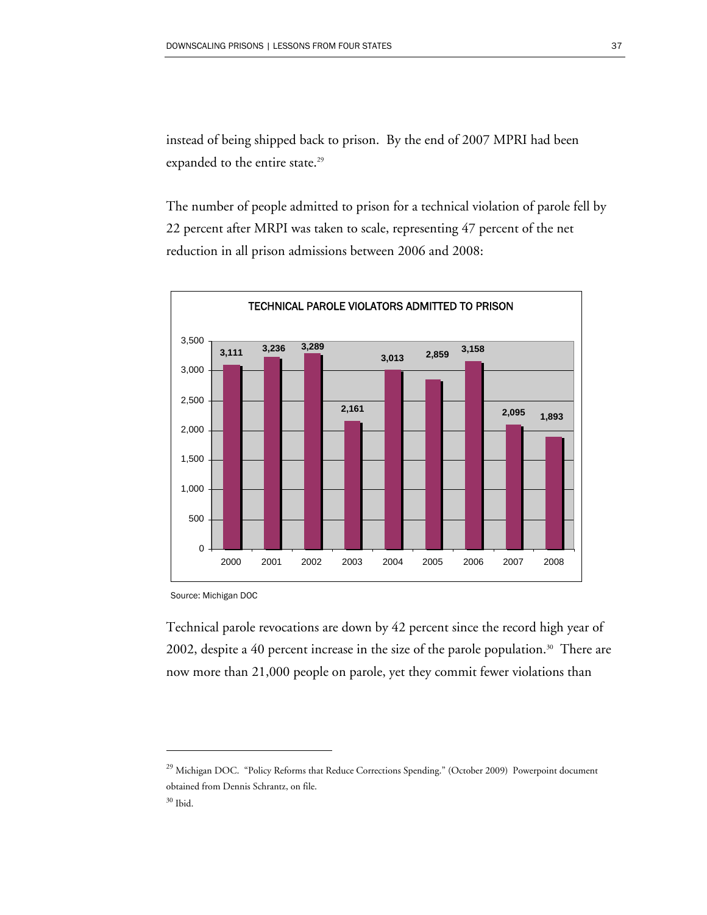instead of being shipped back to prison. By the end of 2007 MPRI had been expanded to the entire state.[29]

The number of people admitted to prison for a technical violation of parole fell by 22 percent after MRPI was taken to scale, representing 47 percent of the net reduction in all prison admissions between 2006 and 2008:

**TECHNICAL PAROLE VIOLATORS ADMITTED TO PRISON**

| Year | Admissions |
|---|---|
| 2000 | 3,111 |
| 2001 | 3,236 |
| 2002 | 3,289 |
| 2003 | 2,161 |
| 2004 | 3,013 |
| 2005 | 2,859 |
| 2006 | 3,158 |
| 2007 | 2,095 |
| 2008 | 1,893 |

Source: Michigan DOC

Technical parole revocations are down by 42 percent since the record high year of 2002, despite a 40 percent increase in the size of the parole population.[30] There are now more than 21,000 people on parole, yet they commit fewer violations than

---

[29] Michigan DOC. "Policy Reforms that Reduce Corrections Spending." (October 2009) Powerpoint document obtained from Dennis Schrantz, on file.

[30] Ibid.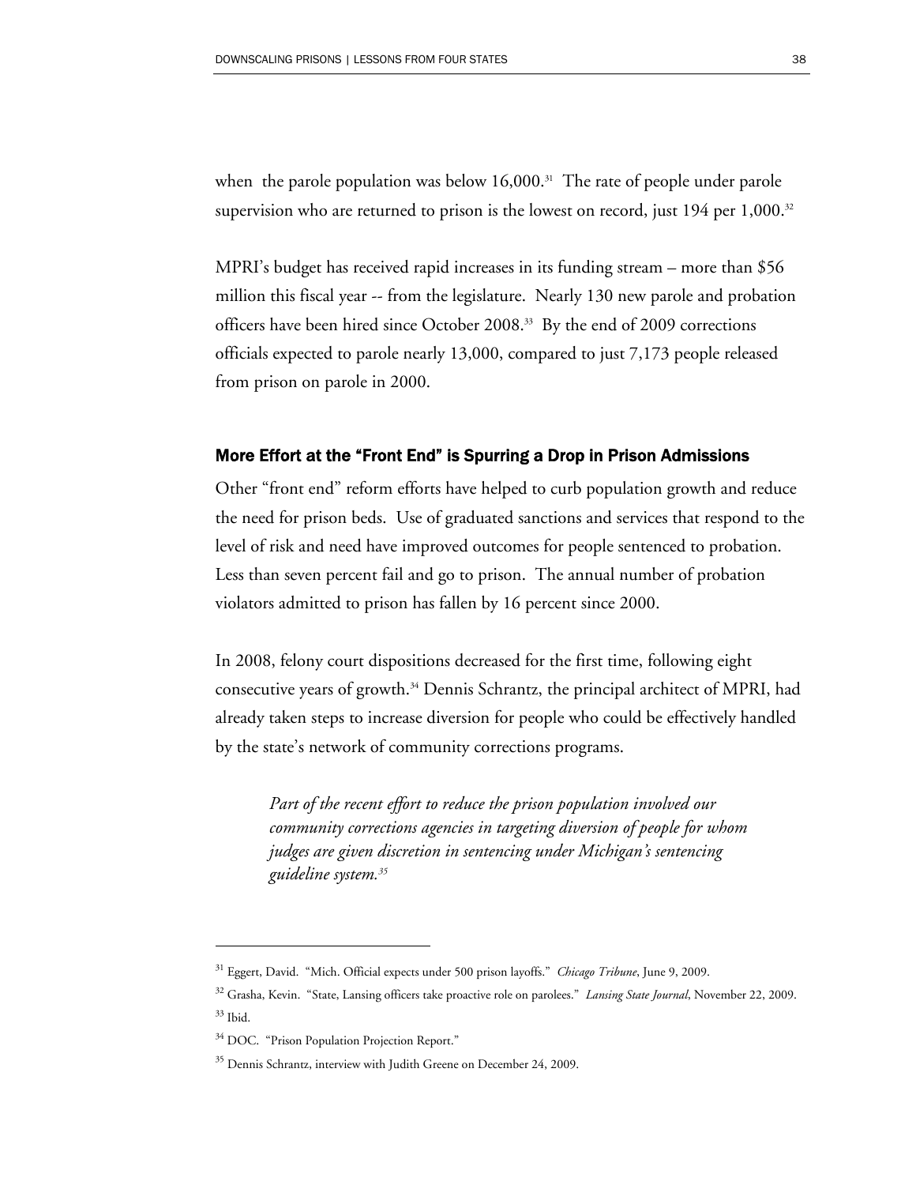when the parole population was below 16,000.[31] The rate of people under parole supervision who are returned to prison is the lowest on record, just 194 per 1,000.[32]

MPRI's budget has received rapid increases in its funding stream – more than $56 million this fiscal year -- from the legislature. Nearly 130 new parole and probation officers have been hired since October 2008.[33] By the end of 2009 corrections officials expected to parole nearly 13,000, compared to just 7,173 people released from prison on parole in 2000.

### More Effort at the "Front End" is Spurring a Drop in Prison Admissions

Other "front end" reform efforts have helped to curb population growth and reduce the need for prison beds. Use of graduated sanctions and services that respond to the level of risk and need have improved outcomes for people sentenced to probation. Less than seven percent fail and go to prison. The annual number of probation violators admitted to prison has fallen by 16 percent since 2000.

In 2008, felony court dispositions decreased for the first time, following eight consecutive years of growth.[34] Dennis Schrantz, the principal architect of MPRI, had already taken steps to increase diversion for people who could be effectively handled by the state's network of community corrections programs.

> *Part of the recent effort to reduce the prison population involved our community corrections agencies in targeting diversion of people for whom judges are given discretion in sentencing under Michigan's sentencing guideline system.[35]*

---

[31] Eggert, David. "Mich. Official expects under 500 prison layoffs." *Chicago Tribune*, June 9, 2009.

[32] Grasha, Kevin. "State, Lansing officers take proactive role on parolees." *Lansing State Journal*, November 22, 2009.

[33] Ibid.

[34] DOC. "Prison Population Projection Report."

[35] Dennis Schrantz, interview with Judith Greene on December 24, 2009.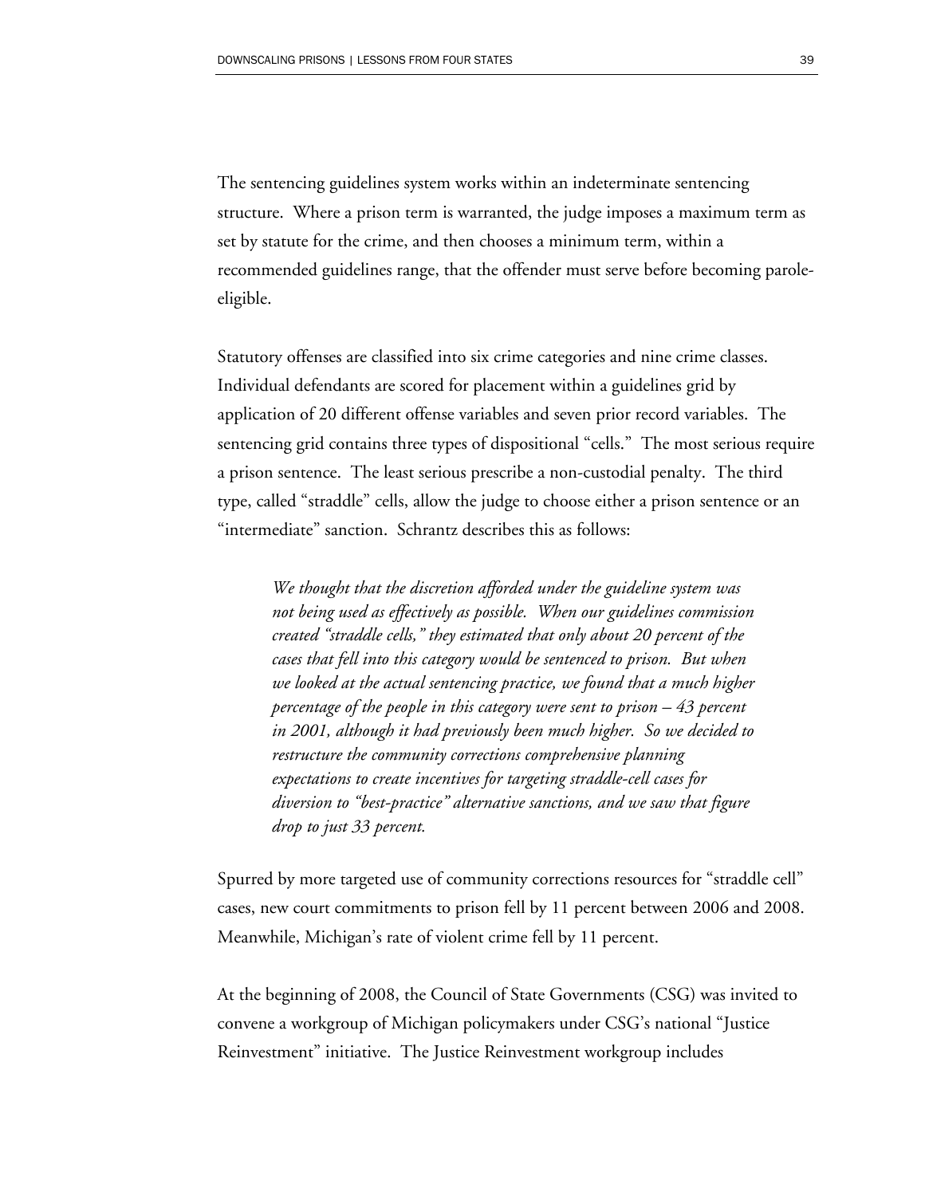The sentencing guidelines system works within an indeterminate sentencing structure. Where a prison term is warranted, the judge imposes a maximum term as set by statute for the crime, and then chooses a minimum term, within a recommended guidelines range, that the offender must serve before becoming parole-eligible.

Statutory offenses are classified into six crime categories and nine crime classes. Individual defendants are scored for placement within a guidelines grid by application of 20 different offense variables and seven prior record variables. The sentencing grid contains three types of dispositional "cells." The most serious require a prison sentence. The least serious prescribe a non-custodial penalty. The third type, called "straddle" cells, allow the judge to choose either a prison sentence or an "intermediate" sanction. Schrantz describes this as follows:

> *We thought that the discretion afforded under the guideline system was not being used as effectively as possible. When our guidelines commission created "straddle cells," they estimated that only about 20 percent of the cases that fell into this category would be sentenced to prison. But when we looked at the actual sentencing practice, we found that a much higher percentage of the people in this category were sent to prison – 43 percent in 2001, although it had previously been much higher. So we decided to restructure the community corrections comprehensive planning expectations to create incentives for targeting straddle-cell cases for diversion to "best-practice" alternative sanctions, and we saw that figure drop to just 33 percent.*

Spurred by more targeted use of community corrections resources for "straddle cell" cases, new court commitments to prison fell by 11 percent between 2006 and 2008. Meanwhile, Michigan's rate of violent crime fell by 11 percent.

At the beginning of 2008, the Council of State Governments (CSG) was invited to convene a workgroup of Michigan policymakers under CSG's national "Justice Reinvestment" initiative. The Justice Reinvestment workgroup includes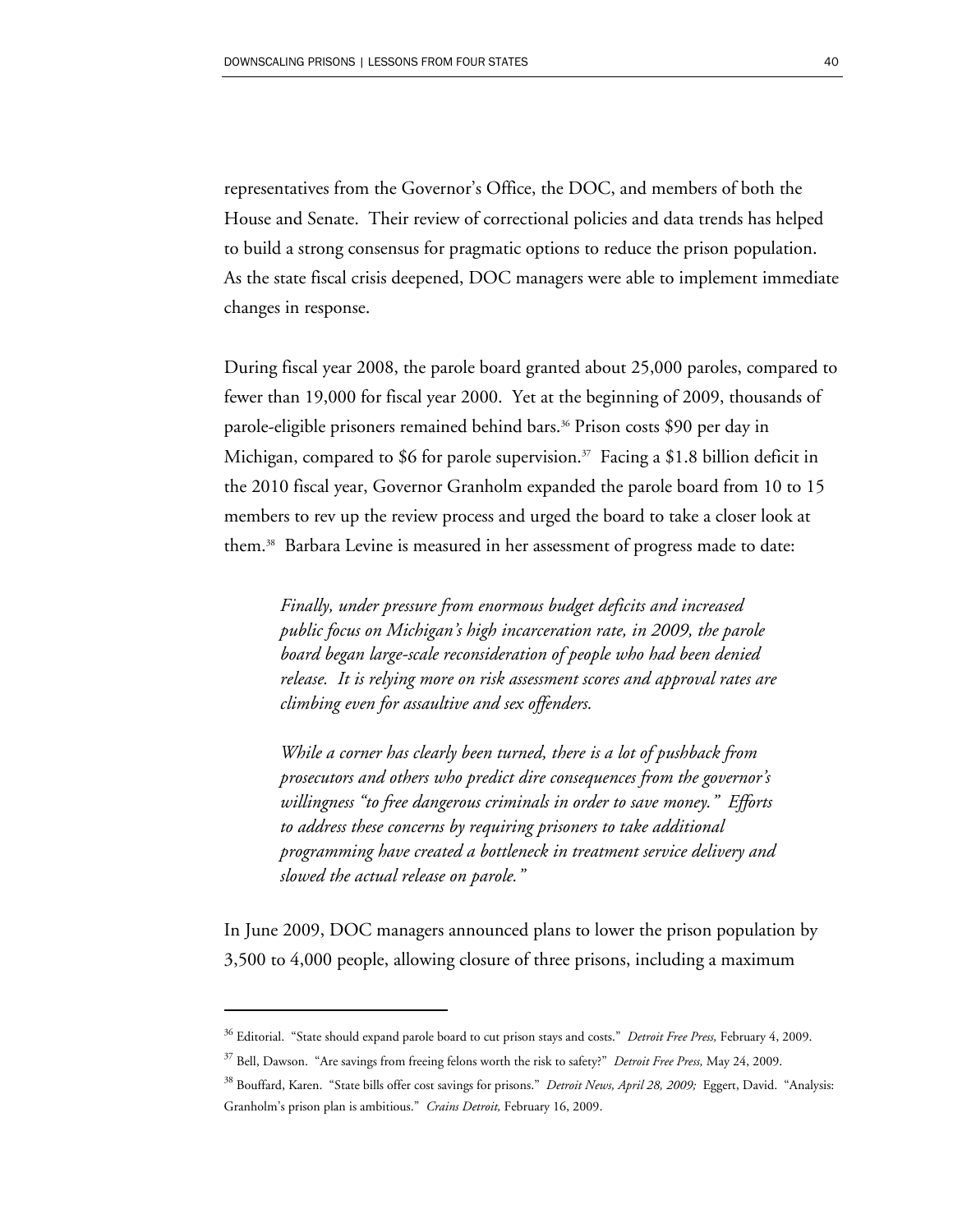representatives from the Governor's Office, the DOC, and members of both the House and Senate. Their review of correctional policies and data trends has helped to build a strong consensus for pragmatic options to reduce the prison population. As the state fiscal crisis deepened, DOC managers were able to implement immediate changes in response.

During fiscal year 2008, the parole board granted about 25,000 paroles, compared to fewer than 19,000 for fiscal year 2000. Yet at the beginning of 2009, thousands of parole-eligible prisoners remained behind bars.[36] Prison costs $90 per day in Michigan, compared to $6 for parole supervision.[37] Facing a $1.8 billion deficit in the 2010 fiscal year, Governor Granholm expanded the parole board from 10 to 15 members to rev up the review process and urged the board to take a closer look at them.[38] Barbara Levine is measured in her assessment of progress made to date:

> *Finally, under pressure from enormous budget deficits and increased public focus on Michigan's high incarceration rate, in 2009, the parole board began large-scale reconsideration of people who had been denied release. It is relying more on risk assessment scores and approval rates are climbing even for assaultive and sex offenders.*
>
> *While a corner has clearly been turned, there is a lot of pushback from prosecutors and others who predict dire consequences from the governor's willingness "to free dangerous criminals in order to save money." Efforts to address these concerns by requiring prisoners to take additional programming have created a bottleneck in treatment service delivery and slowed the actual release on parole."*

In June 2009, DOC managers announced plans to lower the prison population by 3,500 to 4,000 people, allowing closure of three prisons, including a maximum

---

[36] Editorial. "State should expand parole board to cut prison stays and costs." *Detroit Free Press,* February 4, 2009.

[37] Bell, Dawson. "Are savings from freeing felons worth the risk to safety?" *Detroit Free Press,* May 24, 2009.

[38] Bouffard, Karen. "State bills offer cost savings for prisons." *Detroit News, April 28, 2009;* Eggert, David. "Analysis: Granholm's prison plan is ambitious." *Crains Detroit,* February 16, 2009.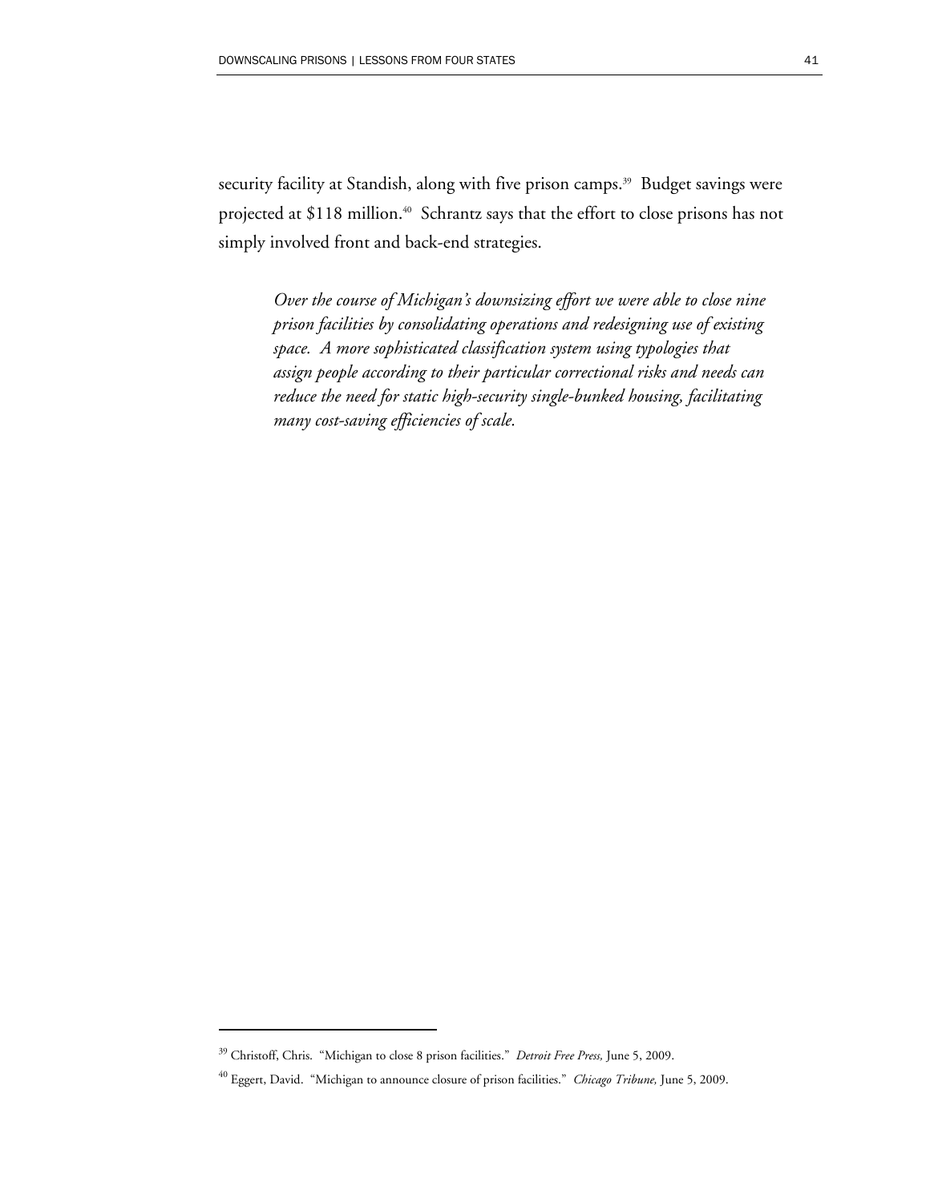security facility at Standish, along with five prison camps.[39] Budget savings were projected at $118 million.[40] Schrantz says that the effort to close prisons has not simply involved front and back-end strategies.

> *Over the course of Michigan's downsizing effort we were able to close nine prison facilities by consolidating operations and redesigning use of existing space. A more sophisticated classification system using typologies that assign people according to their particular correctional risks and needs can reduce the need for static high-security single-bunked housing, facilitating many cost-saving efficiencies of scale.*

---

[39] Christoff, Chris. "Michigan to close 8 prison facilities." *Detroit Free Press,* June 5, 2009.

[40] Eggert, David. "Michigan to announce closure of prison facilities." *Chicago Tribune,* June 5, 2009.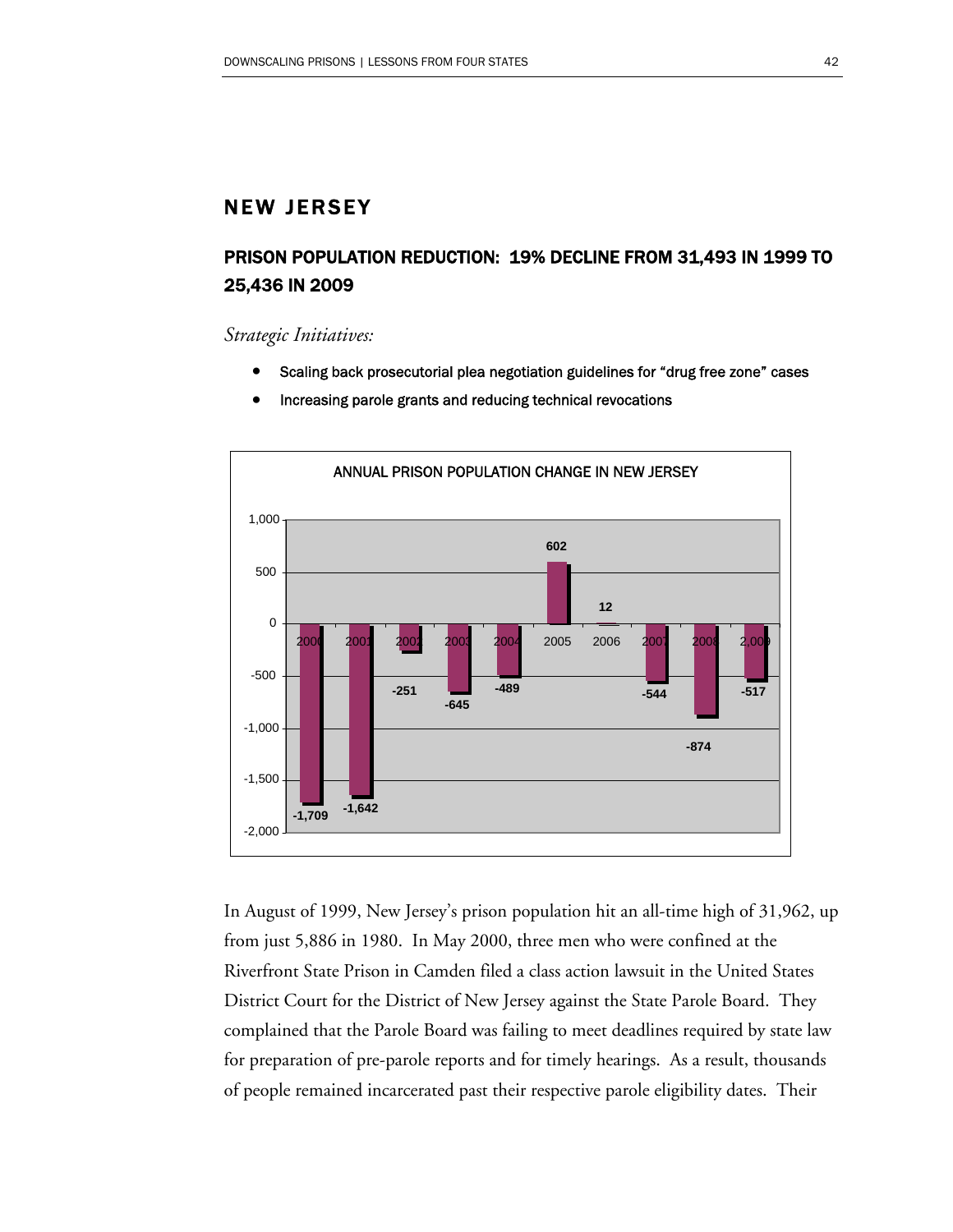## NEW JERSEY

### PRISON POPULATION REDUCTION: 19% DECLINE FROM 31,493 IN 1999 TO 25,436 IN 2009

*Strategic Initiatives:*

- Scaling back prosecutorial plea negotiation guidelines for "drug free zone" cases
- Increasing parole grants and reducing technical revocations

ANNUAL PRISON POPULATION CHANGE IN NEW JERSEY

| Year | Change |
|---|---|
| 2000 | -1,709 |
| 2001 | -1,642 |
| 2002 | -251 |
| 2003 | -645 |
| 2004 | -489 |
| 2005 | 602 |
| 2006 | 12 |
| 2007 | -544 |
| 2008 | -874 |
| 2009 | -517 |

In August of 1999, New Jersey's prison population hit an all-time high of 31,962, up from just 5,886 in 1980. In May 2000, three men who were confined at the Riverfront State Prison in Camden filed a class action lawsuit in the United States District Court for the District of New Jersey against the State Parole Board. They complained that the Parole Board was failing to meet deadlines required by state law for preparation of pre-parole reports and for timely hearings. As a result, thousands of people remained incarcerated past their respective parole eligibility dates. Their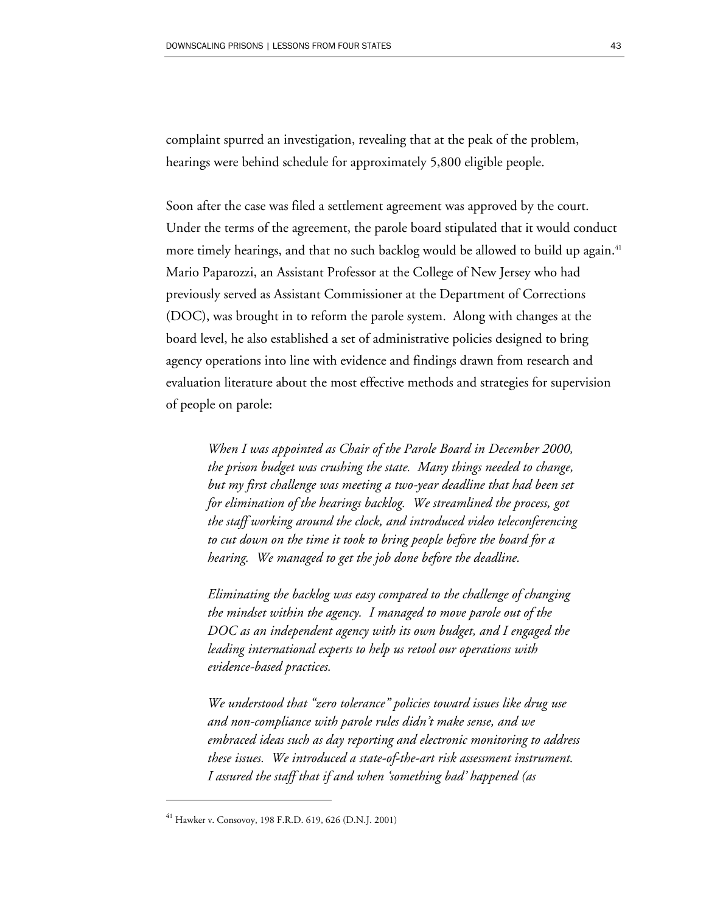complaint spurred an investigation, revealing that at the peak of the problem, hearings were behind schedule for approximately 5,800 eligible people.

Soon after the case was filed a settlement agreement was approved by the court. Under the terms of the agreement, the parole board stipulated that it would conduct more timely hearings, and that no such backlog would be allowed to build up again.[41] Mario Paparozzi, an Assistant Professor at the College of New Jersey who had previously served as Assistant Commissioner at the Department of Corrections (DOC), was brought in to reform the parole system. Along with changes at the board level, he also established a set of administrative policies designed to bring agency operations into line with evidence and findings drawn from research and evaluation literature about the most effective methods and strategies for supervision of people on parole:

> *When I was appointed as Chair of the Parole Board in December 2000, the prison budget was crushing the state. Many things needed to change, but my first challenge was meeting a two-year deadline that had been set for elimination of the hearings backlog. We streamlined the process, got the staff working around the clock, and introduced video teleconferencing to cut down on the time it took to bring people before the board for a hearing. We managed to get the job done before the deadline.*
>
> *Eliminating the backlog was easy compared to the challenge of changing the mindset within the agency. I managed to move parole out of the DOC as an independent agency with its own budget, and I engaged the leading international experts to help us retool our operations with evidence-based practices.*
>
> *We understood that "zero tolerance" policies toward issues like drug use and non-compliance with parole rules didn't make sense, and we embraced ideas such as day reporting and electronic monitoring to address these issues. We introduced a state-of-the-art risk assessment instrument. I assured the staff that if and when 'something bad' happened (as*

---

[41] Hawker v. Consovoy, 198 F.R.D. 619, 626 (D.N.J. 2001)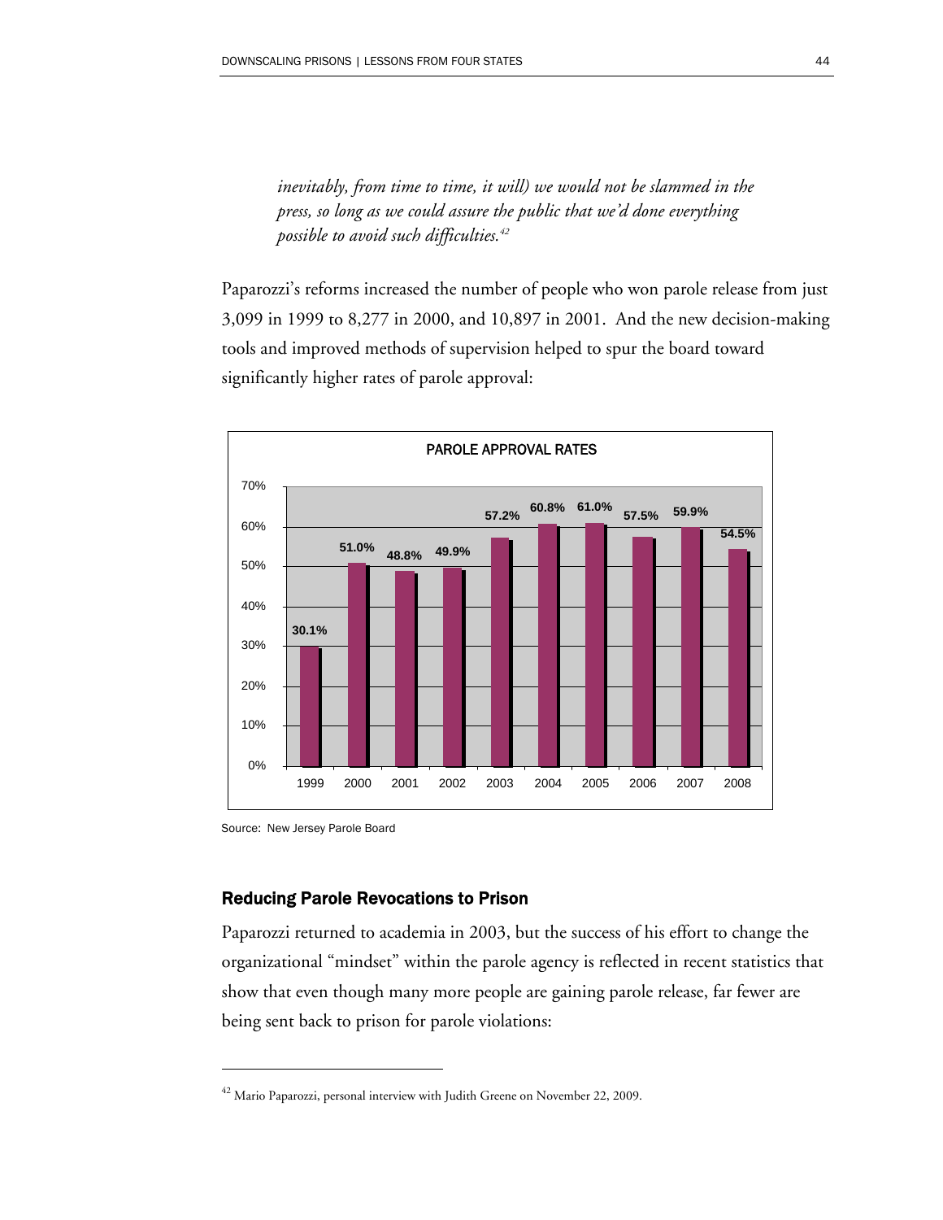*inevitably, from time to time, it will) we would not be slammed in the press, so long as we could assure the public that we'd done everything possible to avoid such difficulties.*[42]

Paparozzi's reforms increased the number of people who won parole release from just 3,099 in 1999 to 8,277 in 2000, and 10,897 in 2001. And the new decision-making tools and improved methods of supervision helped to spur the board toward significantly higher rates of parole approval:

PAROLE APPROVAL RATES

| Year | Approval Rate |
|---|---|
| 1999 | 30.1% |
| 2000 | 51.0% |
| 2001 | 48.8% |
| 2002 | 49.9% |
| 2003 | 57.2% |
| 2004 | 60.8% |
| 2005 | 61.0% |
| 2006 | 57.5% |
| 2007 | 59.9% |
| 2008 | 54.5% |

Source: New Jersey Parole Board

### Reducing Parole Revocations to Prison

Paparozzi returned to academia in 2003, but the success of his effort to change the organizational "mindset" within the parole agency is reflected in recent statistics that show that even though many more people are gaining parole release, far fewer are being sent back to prison for parole violations:

[42] Mario Paparozzi, personal interview with Judith Greene on November 22, 2009.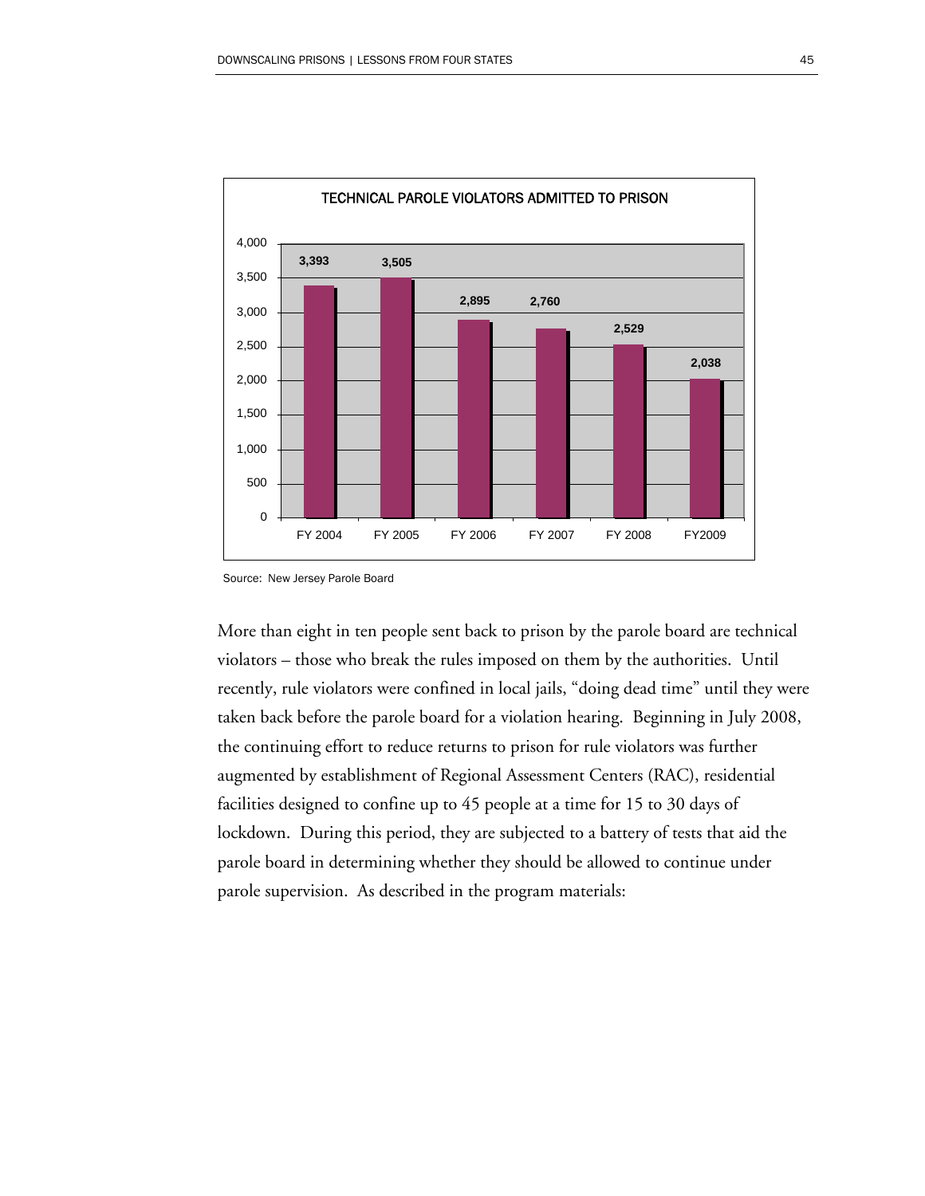**TECHNICAL PAROLE VIOLATORS ADMITTED TO PRISON**

| Fiscal Year | Technical Parole Violators Admitted to Prison |
|---|---|
| FY 2004 | 3,393 |
| FY 2005 | 3,505 |
| FY 2006 | 2,895 |
| FY 2007 | 2,760 |
| FY 2008 | 2,529 |
| FY2009 | 2,038 |

Source: New Jersey Parole Board

More than eight in ten people sent back to prison by the parole board are technical violators – those who break the rules imposed on them by the authorities. Until recently, rule violators were confined in local jails, "doing dead time" until they were taken back before the parole board for a violation hearing. Beginning in July 2008, the continuing effort to reduce returns to prison for rule violators was further augmented by establishment of Regional Assessment Centers (RAC), residential facilities designed to confine up to 45 people at a time for 15 to 30 days of lockdown. During this period, they are subjected to a battery of tests that aid the parole board in determining whether they should be allowed to continue under parole supervision. As described in the program materials: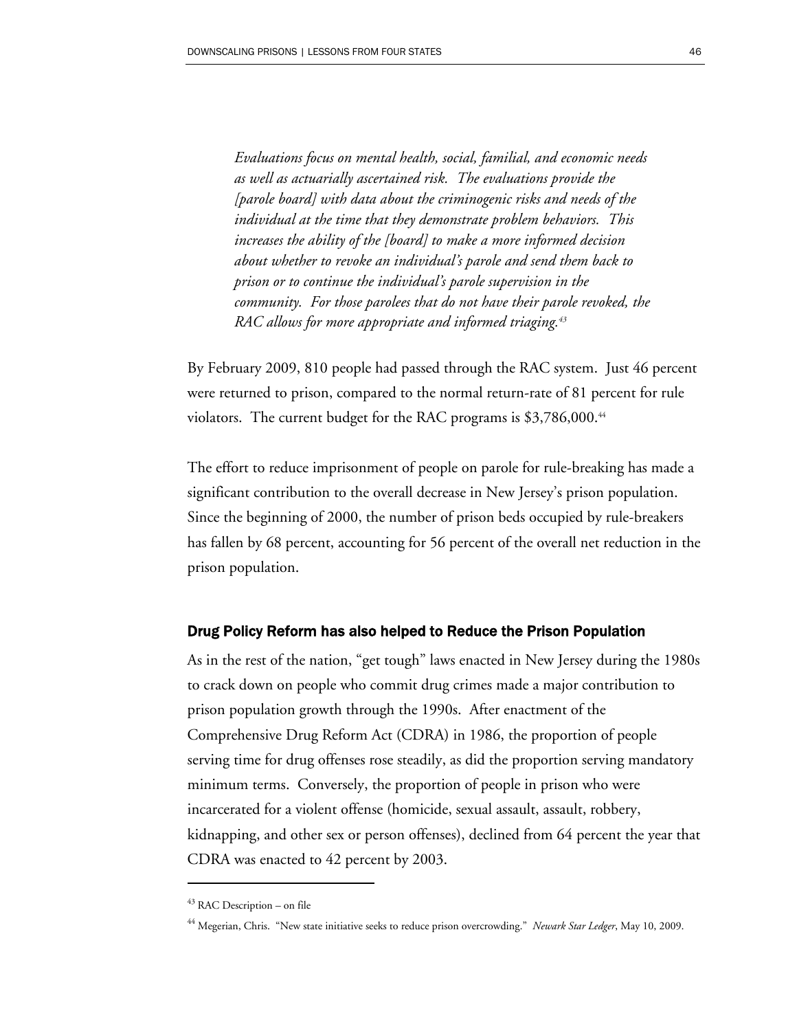> *Evaluations focus on mental health, social, familial, and economic needs as well as actuarially ascertained risk. The evaluations provide the [parole board] with data about the criminogenic risks and needs of the individual at the time that they demonstrate problem behaviors. This increases the ability of the [board] to make a more informed decision about whether to revoke an individual's parole and send them back to prison or to continue the individual's parole supervision in the community. For those parolees that do not have their parole revoked, the RAC allows for more appropriate and informed triaging.*[43]

By February 2009, 810 people had passed through the RAC system. Just 46 percent were returned to prison, compared to the normal return-rate of 81 percent for rule violators. The current budget for the RAC programs is $3,786,000.[44]

The effort to reduce imprisonment of people on parole for rule-breaking has made a significant contribution to the overall decrease in New Jersey's prison population. Since the beginning of 2000, the number of prison beds occupied by rule-breakers has fallen by 68 percent, accounting for 56 percent of the overall net reduction in the prison population.

### Drug Policy Reform has also helped to Reduce the Prison Population

As in the rest of the nation, "get tough" laws enacted in New Jersey during the 1980s to crack down on people who commit drug crimes made a major contribution to prison population growth through the 1990s. After enactment of the Comprehensive Drug Reform Act (CDRA) in 1986, the proportion of people serving time for drug offenses rose steadily, as did the proportion serving mandatory minimum terms. Conversely, the proportion of people in prison who were incarcerated for a violent offense (homicide, sexual assault, assault, robbery, kidnapping, and other sex or person offenses), declined from 64 percent the year that CDRA was enacted to 42 percent by 2003.

---

[43] RAC Description – on file

[44] Megerian, Chris. "New state initiative seeks to reduce prison overcrowding." *Newark Star Ledger*, May 10, 2009.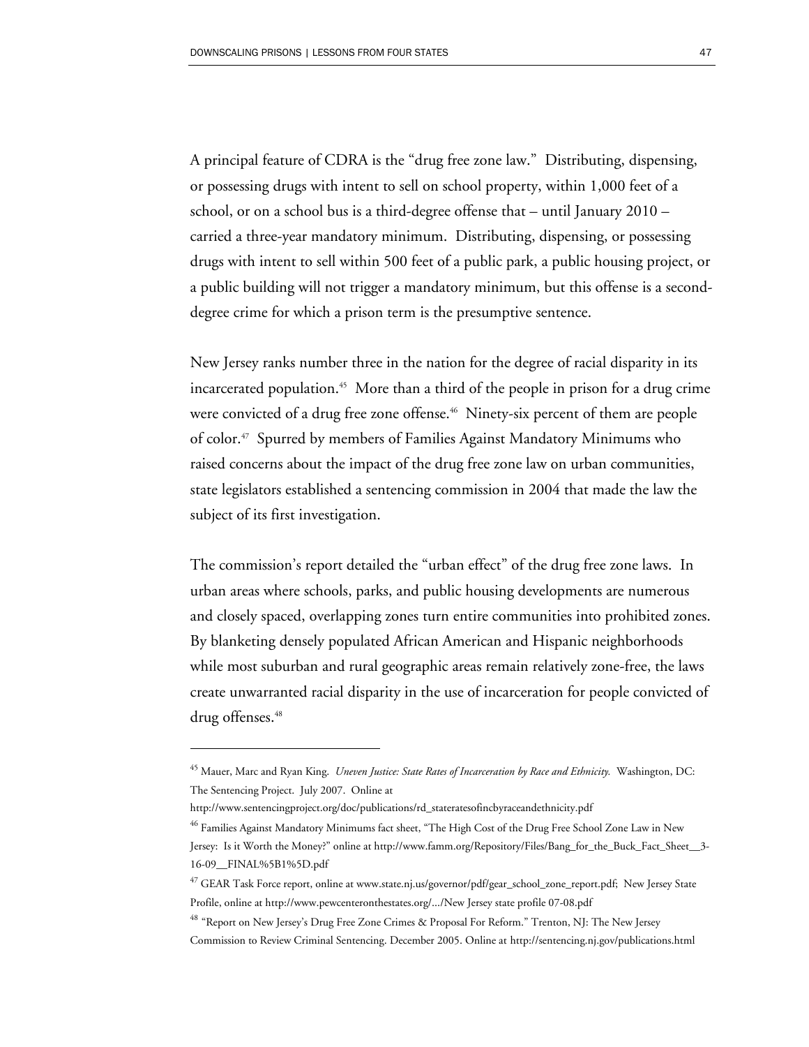A principal feature of CDRA is the "drug free zone law." Distributing, dispensing, or possessing drugs with intent to sell on school property, within 1,000 feet of a school, or on a school bus is a third-degree offense that – until January 2010 – carried a three-year mandatory minimum. Distributing, dispensing, or possessing drugs with intent to sell within 500 feet of a public park, a public housing project, or a public building will not trigger a mandatory minimum, but this offense is a second-degree crime for which a prison term is the presumptive sentence.

New Jersey ranks number three in the nation for the degree of racial disparity in its incarcerated population.[45] More than a third of the people in prison for a drug crime were convicted of a drug free zone offense.[46] Ninety-six percent of them are people of color.[47] Spurred by members of Families Against Mandatory Minimums who raised concerns about the impact of the drug free zone law on urban communities, state legislators established a sentencing commission in 2004 that made the law the subject of its first investigation.

The commission's report detailed the "urban effect" of the drug free zone laws. In urban areas where schools, parks, and public housing developments are numerous and closely spaced, overlapping zones turn entire communities into prohibited zones. By blanketing densely populated African American and Hispanic neighborhoods while most suburban and rural geographic areas remain relatively zone-free, the laws create unwarranted racial disparity in the use of incarceration for people convicted of drug offenses.[48]

---

[45] Mauer, Marc and Ryan King. *Uneven Justice: State Rates of Incarceration by Race and Ethnicity.* Washington, DC: The Sentencing Project. July 2007. Online at http://www.sentencingproject.org/doc/publications/rd_stateratesofincbyraceandethnicity.pdf

[46] Families Against Mandatory Minimums fact sheet, "The High Cost of the Drug Free School Zone Law in New Jersey: Is it Worth the Money?" online at http://www.famm.org/Repository/Files/Bang_for_the_Buck_Fact_Sheet__3-16-09__FINAL%5B1%5D.pdf

[47] GEAR Task Force report, online at www.state.nj.us/governor/pdf/gear_school_zone_report.pdf; New Jersey State Profile, online at http://www.pewcenteronthestates.org/.../New Jersey state profile 07-08.pdf

[48] "Report on New Jersey's Drug Free Zone Crimes & Proposal For Reform." Trenton, NJ: The New Jersey Commission to Review Criminal Sentencing. December 2005. Online at http://sentencing.nj.gov/publications.html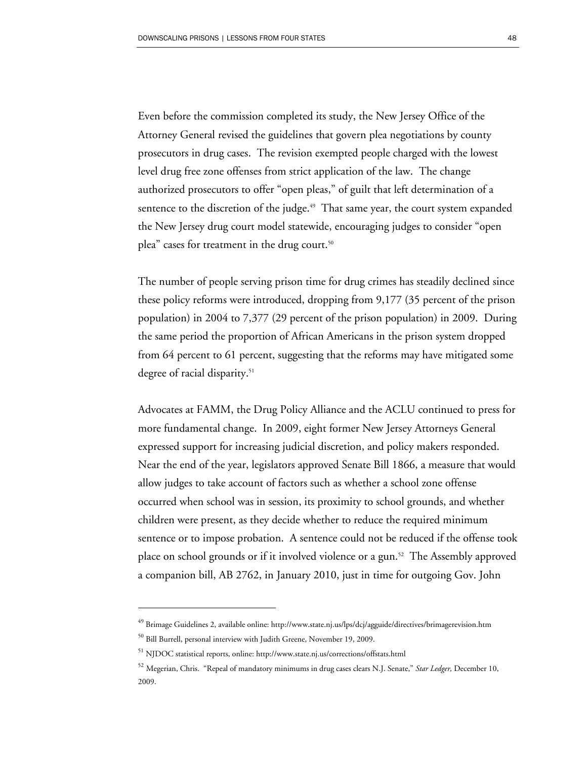Even before the commission completed its study, the New Jersey Office of the Attorney General revised the guidelines that govern plea negotiations by county prosecutors in drug cases. The revision exempted people charged with the lowest level drug free zone offenses from strict application of the law. The change authorized prosecutors to offer "open pleas," of guilt that left determination of a sentence to the discretion of the judge.[49] That same year, the court system expanded the New Jersey drug court model statewide, encouraging judges to consider "open plea" cases for treatment in the drug court.[50]

The number of people serving prison time for drug crimes has steadily declined since these policy reforms were introduced, dropping from 9,177 (35 percent of the prison population) in 2004 to 7,377 (29 percent of the prison population) in 2009. During the same period the proportion of African Americans in the prison system dropped from 64 percent to 61 percent, suggesting that the reforms may have mitigated some degree of racial disparity.[51]

Advocates at FAMM, the Drug Policy Alliance and the ACLU continued to press for more fundamental change. In 2009, eight former New Jersey Attorneys General expressed support for increasing judicial discretion, and policy makers responded. Near the end of the year, legislators approved Senate Bill 1866, a measure that would allow judges to take account of factors such as whether a school zone offense occurred when school was in session, its proximity to school grounds, and whether children were present, as they decide whether to reduce the required minimum sentence or to impose probation. A sentence could not be reduced if the offense took place on school grounds or if it involved violence or a gun.[52] The Assembly approved a companion bill, AB 2762, in January 2010, just in time for outgoing Gov. John

---

[49] Brimage Guidelines 2, available online: http://www.state.nj.us/lps/dcj/agguide/directives/brimagerevision.htm

[50] Bill Burrell, personal interview with Judith Greene, November 19, 2009.

[51] NJDOC statistical reports, online: http://www.state.nj.us/corrections/offstats.html

[52] Megerian, Chris. "Repeal of mandatory minimums in drug cases clears N.J. Senate," *Star Ledger,* December 10, 2009.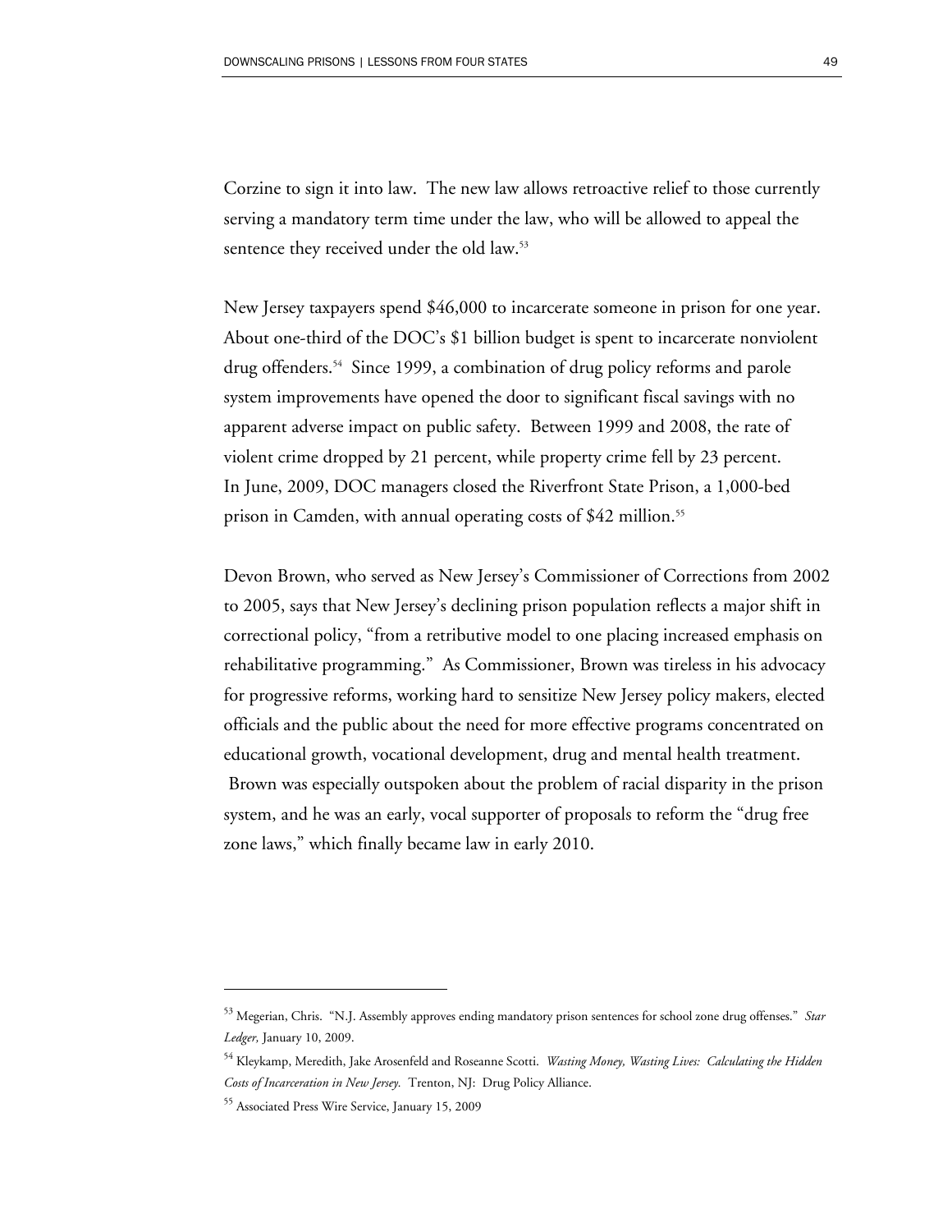Corzine to sign it into law. The new law allows retroactive relief to those currently serving a mandatory term time under the law, who will be allowed to appeal the sentence they received under the old law.[53]

New Jersey taxpayers spend $46,000 to incarcerate someone in prison for one year. About one-third of the DOC's $1 billion budget is spent to incarcerate nonviolent drug offenders.[54] Since 1999, a combination of drug policy reforms and parole system improvements have opened the door to significant fiscal savings with no apparent adverse impact on public safety. Between 1999 and 2008, the rate of violent crime dropped by 21 percent, while property crime fell by 23 percent. In June, 2009, DOC managers closed the Riverfront State Prison, a 1,000-bed prison in Camden, with annual operating costs of $42 million.[55]

Devon Brown, who served as New Jersey's Commissioner of Corrections from 2002 to 2005, says that New Jersey's declining prison population reflects a major shift in correctional policy, "from a retributive model to one placing increased emphasis on rehabilitative programming." As Commissioner, Brown was tireless in his advocacy for progressive reforms, working hard to sensitize New Jersey policy makers, elected officials and the public about the need for more effective programs concentrated on educational growth, vocational development, drug and mental health treatment. Brown was especially outspoken about the problem of racial disparity in the prison system, and he was an early, vocal supporter of proposals to reform the "drug free zone laws," which finally became law in early 2010.

---

[53] Megerian, Chris. "N.J. Assembly approves ending mandatory prison sentences for school zone drug offenses." *Star Ledger,* January 10, 2009.

[54] Kleykamp, Meredith, Jake Arosenfeld and Roseanne Scotti. *Wasting Money, Wasting Lives: Calculating the Hidden Costs of Incarceration in New Jersey.* Trenton, NJ: Drug Policy Alliance.

[55] Associated Press Wire Service, January 15, 2009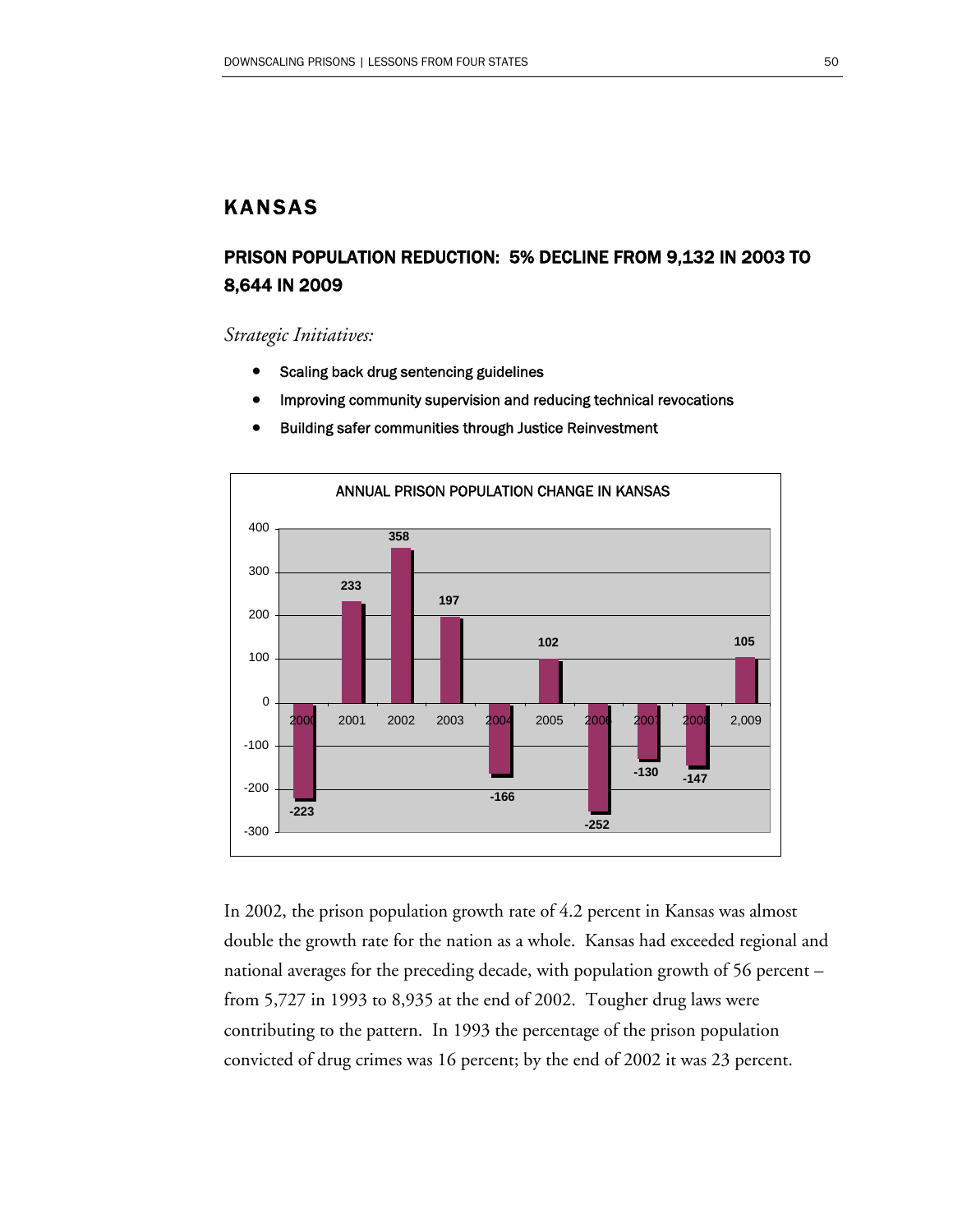# KANSAS

## PRISON POPULATION REDUCTION: 5% DECLINE FROM 9,132 IN 2003 TO 8,644 IN 2009

*Strategic Initiatives:*

- Scaling back drug sentencing guidelines
- Improving community supervision and reducing technical revocations
- Building safer communities through Justice Reinvestment

ANNUAL PRISON POPULATION CHANGE IN KANSAS

| Year | Change |
|---|---|
| 2000 | -223 |
| 2001 | 233 |
| 2002 | 358 |
| 2003 | 197 |
| 2004 | -166 |
| 2005 | 102 |
| 2006 | -252 |
| 2007 | -130 |
| 2008 | -147 |
| 2,009 | 105 |

In 2002, the prison population growth rate of 4.2 percent in Kansas was almost double the growth rate for the nation as a whole. Kansas had exceeded regional and national averages for the preceding decade, with population growth of 56 percent – from 5,727 in 1993 to 8,935 at the end of 2002. Tougher drug laws were contributing to the pattern. In 1993 the percentage of the prison population convicted of drug crimes was 16 percent; by the end of 2002 it was 23 percent.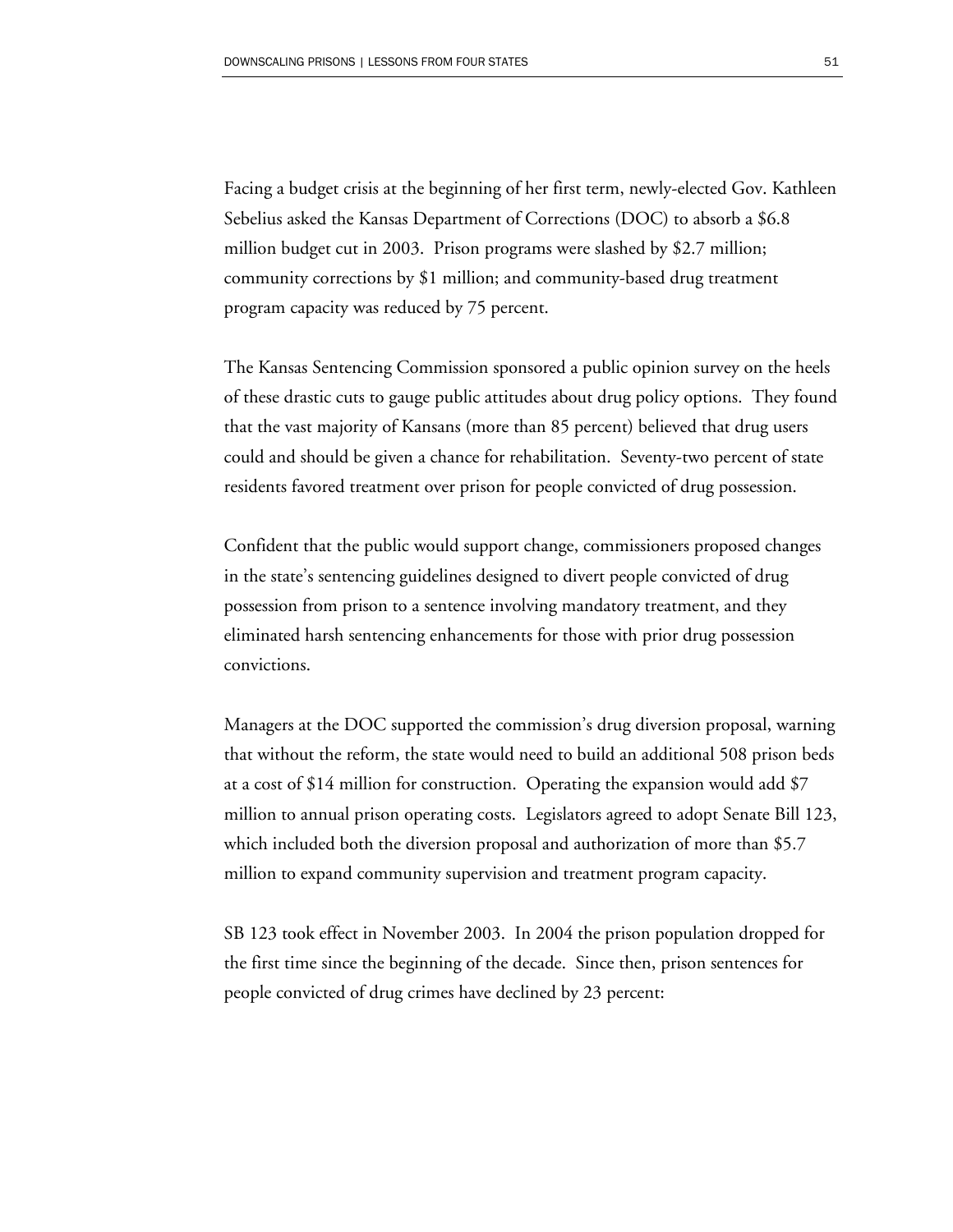Facing a budget crisis at the beginning of her first term, newly-elected Gov. Kathleen Sebelius asked the Kansas Department of Corrections (DOC) to absorb a $6.8 million budget cut in 2003. Prison programs were slashed by $2.7 million; community corrections by $1 million; and community-based drug treatment program capacity was reduced by 75 percent.

The Kansas Sentencing Commission sponsored a public opinion survey on the heels of these drastic cuts to gauge public attitudes about drug policy options. They found that the vast majority of Kansans (more than 85 percent) believed that drug users could and should be given a chance for rehabilitation. Seventy-two percent of state residents favored treatment over prison for people convicted of drug possession.

Confident that the public would support change, commissioners proposed changes in the state's sentencing guidelines designed to divert people convicted of drug possession from prison to a sentence involving mandatory treatment, and they eliminated harsh sentencing enhancements for those with prior drug possession convictions.

Managers at the DOC supported the commission's drug diversion proposal, warning that without the reform, the state would need to build an additional 508 prison beds at a cost of $14 million for construction. Operating the expansion would add $7 million to annual prison operating costs. Legislators agreed to adopt Senate Bill 123, which included both the diversion proposal and authorization of more than $5.7 million to expand community supervision and treatment program capacity.

SB 123 took effect in November 2003. In 2004 the prison population dropped for the first time since the beginning of the decade. Since then, prison sentences for people convicted of drug crimes have declined by 23 percent: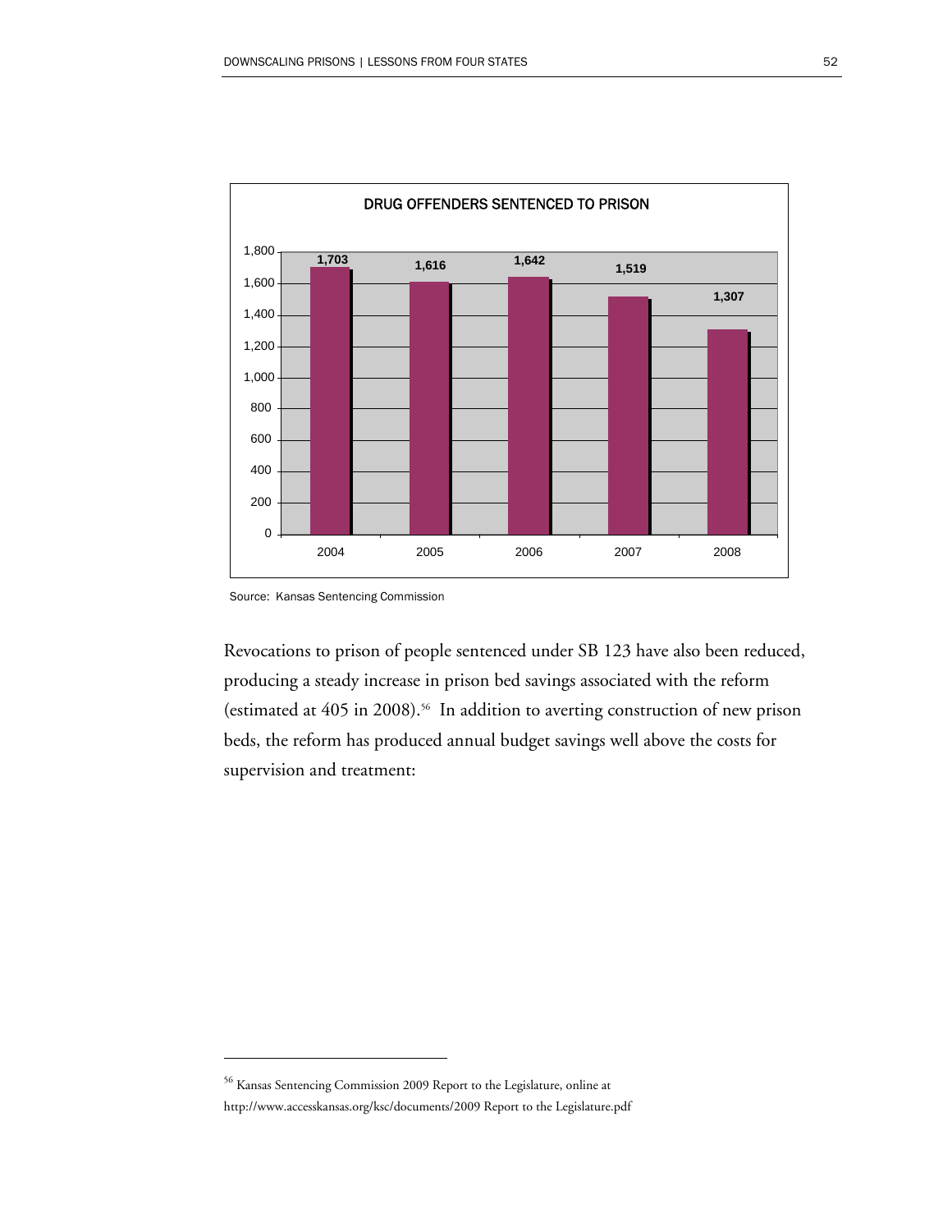**DRUG OFFENDERS SENTENCED TO PRISON**

| Year | Drug Offenders Sentenced to Prison |
|---|---|
| 2004 | 1,703 |
| 2005 | 1,616 |
| 2006 | 1,642 |
| 2007 | 1,519 |
| 2008 | 1,307 |

Source: Kansas Sentencing Commission

Revocations to prison of people sentenced under SB 123 have also been reduced, producing a steady increase in prison bed savings associated with the reform (estimated at 405 in 2008).[56] In addition to averting construction of new prison beds, the reform has produced annual budget savings well above the costs for supervision and treatment:

---

[56] Kansas Sentencing Commission 2009 Report to the Legislature, online at http://www.accesskansas.org/ksc/documents/2009 Report to the Legislature.pdf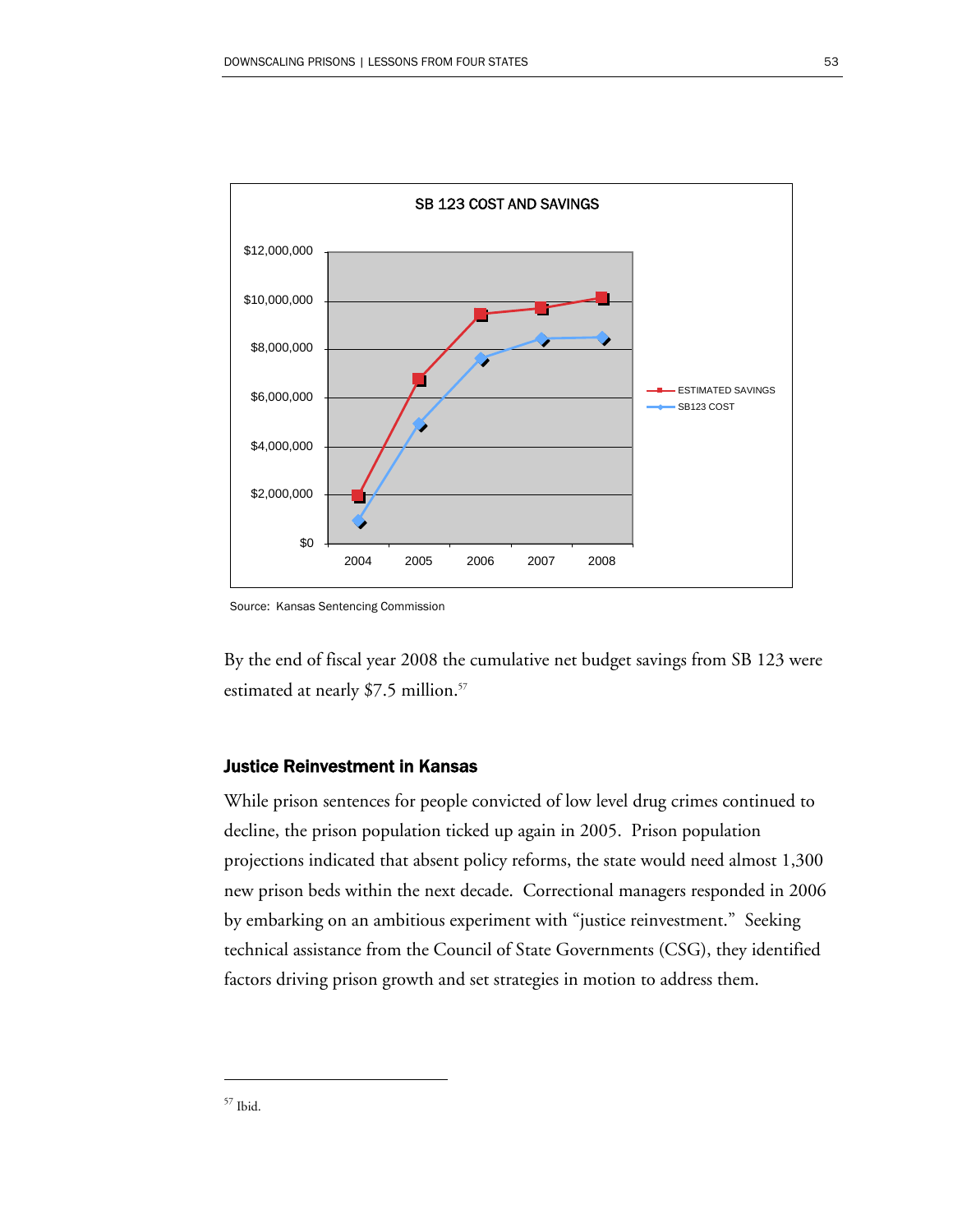SB 123 COST AND SAVINGS

Source: Kansas Sentencing Commission

By the end of fiscal year 2008 the cumulative net budget savings from SB 123 were estimated at nearly $7.5 million.[57]

### Justice Reinvestment in Kansas

While prison sentences for people convicted of low level drug crimes continued to decline, the prison population ticked up again in 2005. Prison population projections indicated that absent policy reforms, the state would need almost 1,300 new prison beds within the next decade. Correctional managers responded in 2006 by embarking on an ambitious experiment with "justice reinvestment." Seeking technical assistance from the Council of State Governments (CSG), they identified factors driving prison growth and set strategies in motion to address them.

---

[57] Ibid.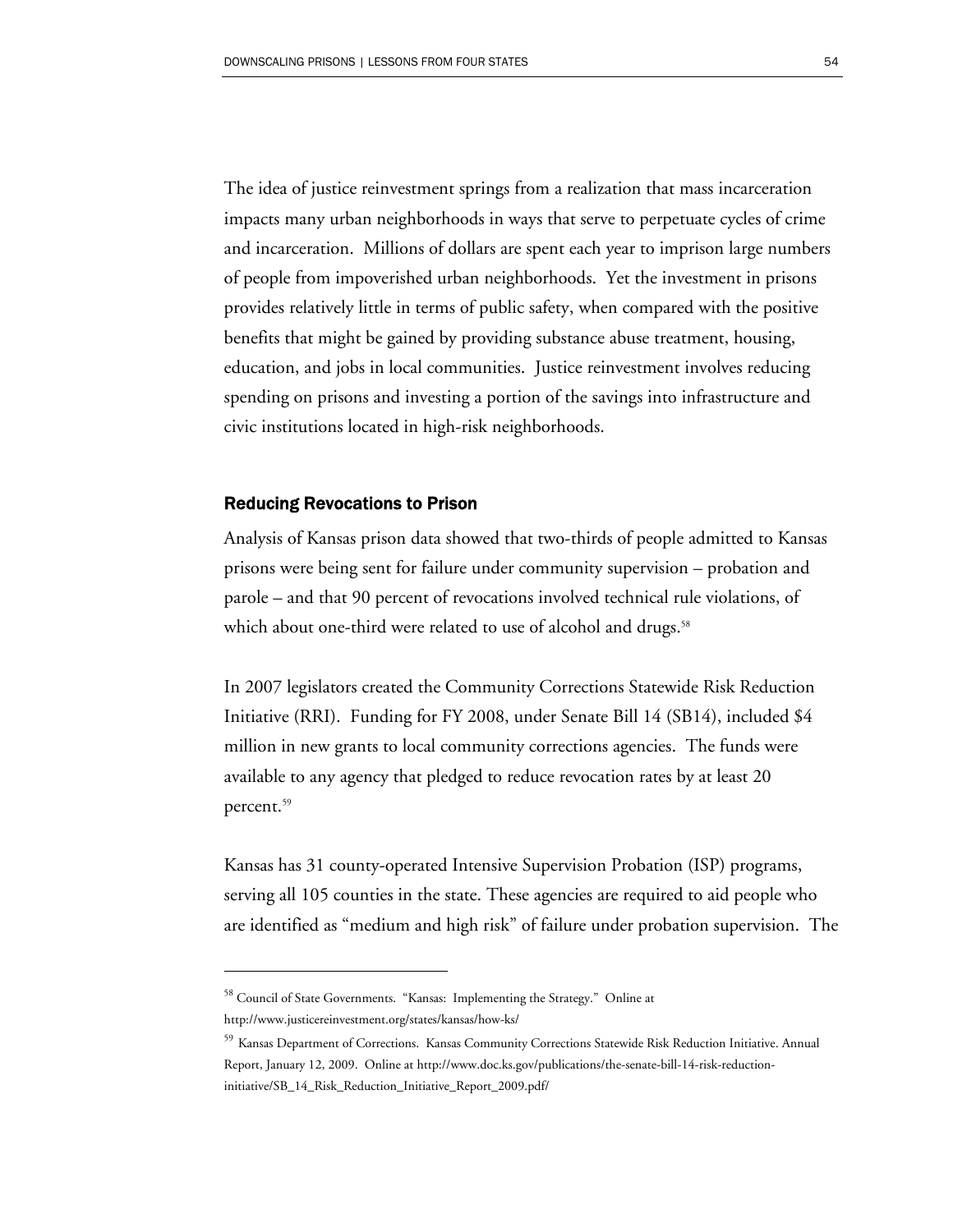The idea of justice reinvestment springs from a realization that mass incarceration impacts many urban neighborhoods in ways that serve to perpetuate cycles of crime and incarceration. Millions of dollars are spent each year to imprison large numbers of people from impoverished urban neighborhoods. Yet the investment in prisons provides relatively little in terms of public safety, when compared with the positive benefits that might be gained by providing substance abuse treatment, housing, education, and jobs in local communities. Justice reinvestment involves reducing spending on prisons and investing a portion of the savings into infrastructure and civic institutions located in high-risk neighborhoods.

### Reducing Revocations to Prison

Analysis of Kansas prison data showed that two-thirds of people admitted to Kansas prisons were being sent for failure under community supervision – probation and parole – and that 90 percent of revocations involved technical rule violations, of which about one-third were related to use of alcohol and drugs.[58]

In 2007 legislators created the Community Corrections Statewide Risk Reduction Initiative (RRI). Funding for FY 2008, under Senate Bill 14 (SB14), included $4 million in new grants to local community corrections agencies. The funds were available to any agency that pledged to reduce revocation rates by at least 20 percent.[59]

Kansas has 31 county-operated Intensive Supervision Probation (ISP) programs, serving all 105 counties in the state. These agencies are required to aid people who are identified as "medium and high risk" of failure under probation supervision. The

---

[58] Council of State Governments. "Kansas: Implementing the Strategy." Online at http://www.justicereinvestment.org/states/kansas/how-ks/

[59] Kansas Department of Corrections. Kansas Community Corrections Statewide Risk Reduction Initiative. Annual Report, January 12, 2009. Online at http://www.doc.ks.gov/publications/the-senate-bill-14-risk-reduction-initiative/SB_14_Risk_Reduction_Initiative_Report_2009.pdf/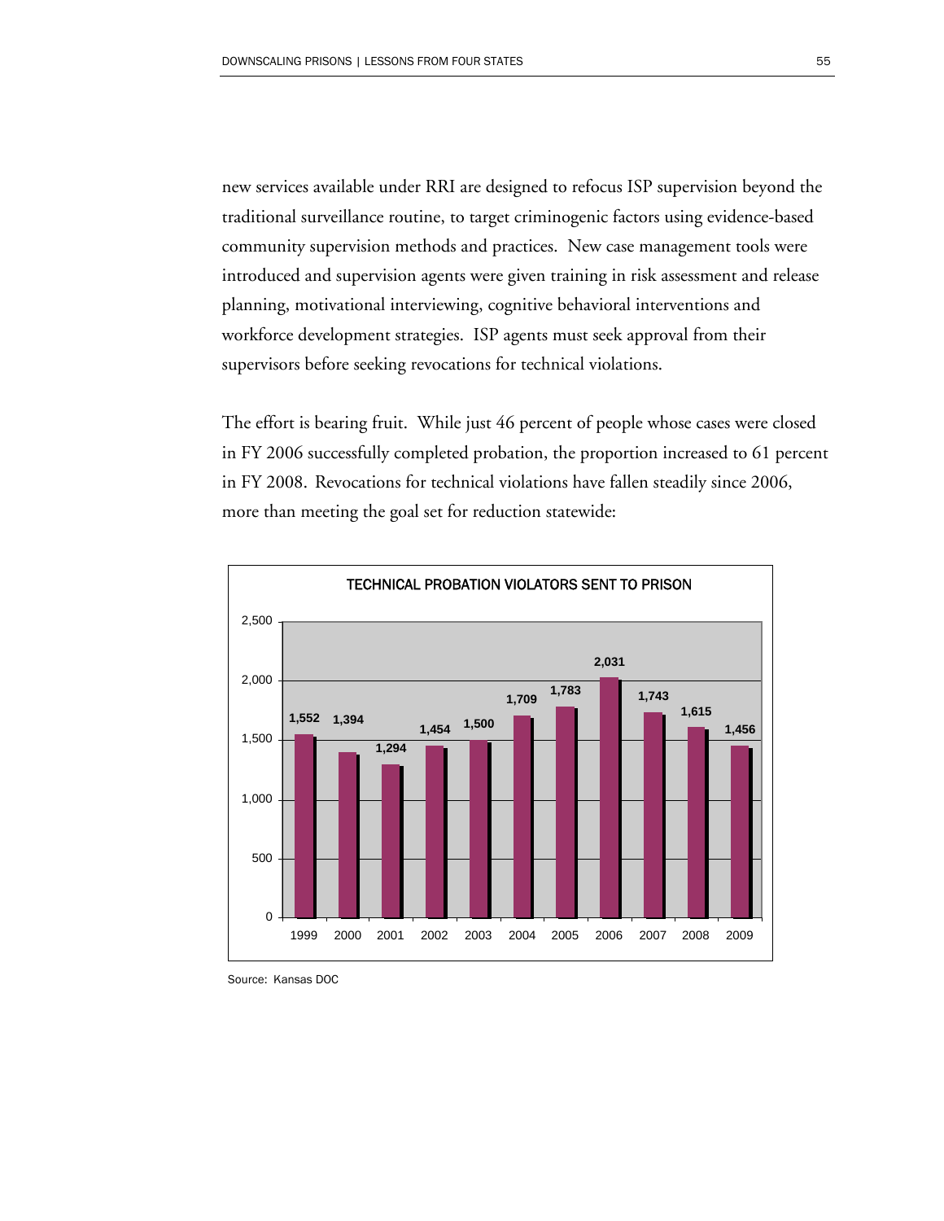new services available under RRI are designed to refocus ISP supervision beyond the traditional surveillance routine, to target criminogenic factors using evidence-based community supervision methods and practices. New case management tools were introduced and supervision agents were given training in risk assessment and release planning, motivational interviewing, cognitive behavioral interventions and workforce development strategies. ISP agents must seek approval from their supervisors before seeking revocations for technical violations.

The effort is bearing fruit. While just 46 percent of people whose cases were closed in FY 2006 successfully completed probation, the proportion increased to 61 percent in FY 2008. Revocations for technical violations have fallen steadily since 2006, more than meeting the goal set for reduction statewide:

**TECHNICAL PROBATION VIOLATORS SENT TO PRISON**

| Year | Violators |
|---|---|
| 1999 | 1,552 |
| 2000 | 1,394 |
| 2001 | 1,294 |
| 2002 | 1,454 |
| 2003 | 1,500 |
| 2004 | 1,709 |
| 2005 | 1,783 |
| 2006 | 2,031 |
| 2007 | 1,743 |
| 2008 | 1,615 |
| 2009 | 1,456 |

Source: Kansas DOC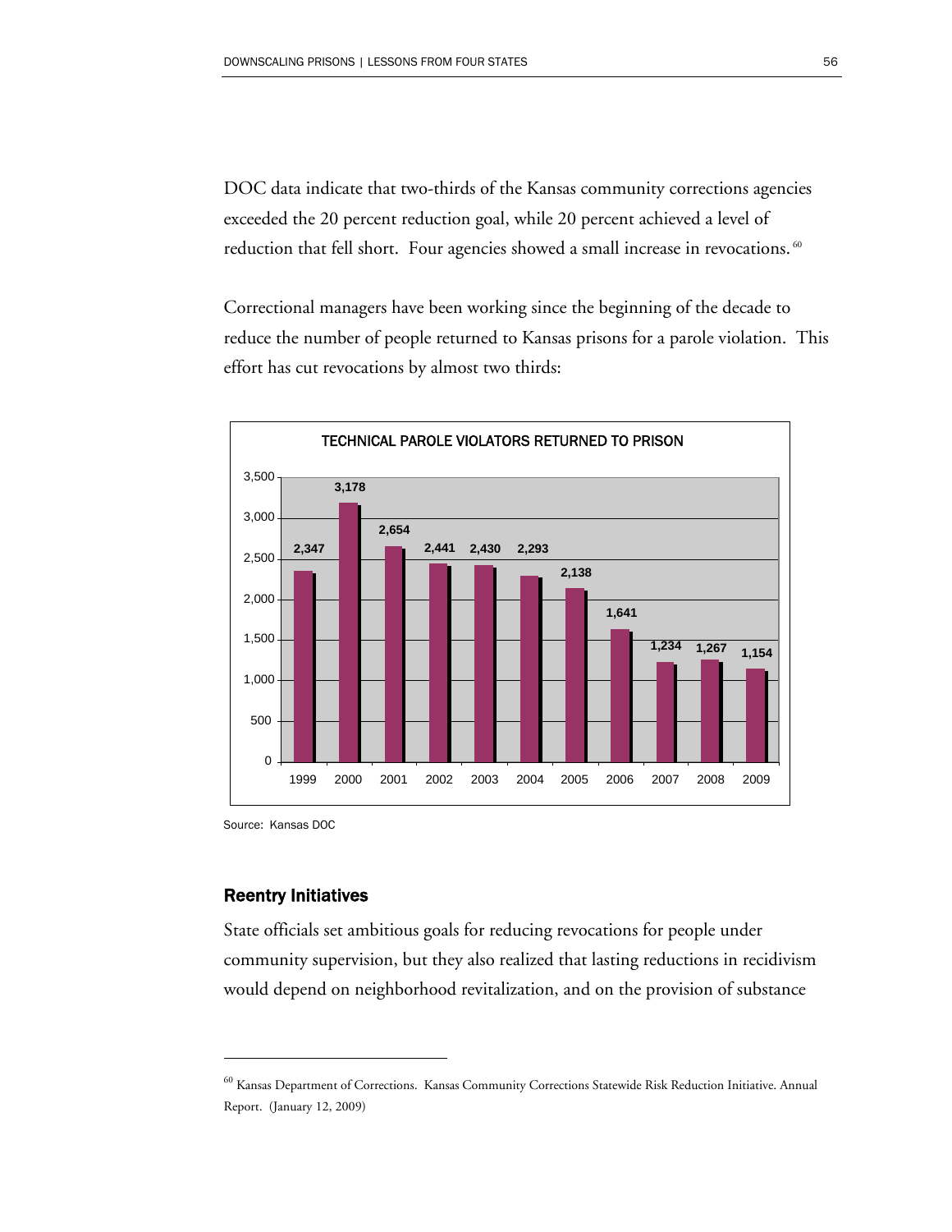DOC data indicate that two-thirds of the Kansas community corrections agencies exceeded the 20 percent reduction goal, while 20 percent achieved a level of reduction that fell short. Four agencies showed a small increase in revocations.[60]

Correctional managers have been working since the beginning of the decade to reduce the number of people returned to Kansas prisons for a parole violation. This effort has cut revocations by almost two thirds:

**TECHNICAL PAROLE VIOLATORS RETURNED TO PRISON**

| Year | Technical Parole Violators Returned to Prison |
|---|---|
| 1999 | 2,347 |
| 2000 | 3,178 |
| 2001 | 2,654 |
| 2002 | 2,441 |
| 2003 | 2,430 |
| 2004 | 2,293 |
| 2005 | 2,138 |
| 2006 | 1,641 |
| 2007 | 1,234 |
| 2008 | 1,267 |
| 2009 | 1,154 |

Source: Kansas DOC

## Reentry Initiatives

State officials set ambitious goals for reducing revocations for people under community supervision, but they also realized that lasting reductions in recidivism would depend on neighborhood revitalization, and on the provision of substance

[60] Kansas Department of Corrections. Kansas Community Corrections Statewide Risk Reduction Initiative. Annual Report. (January 12, 2009)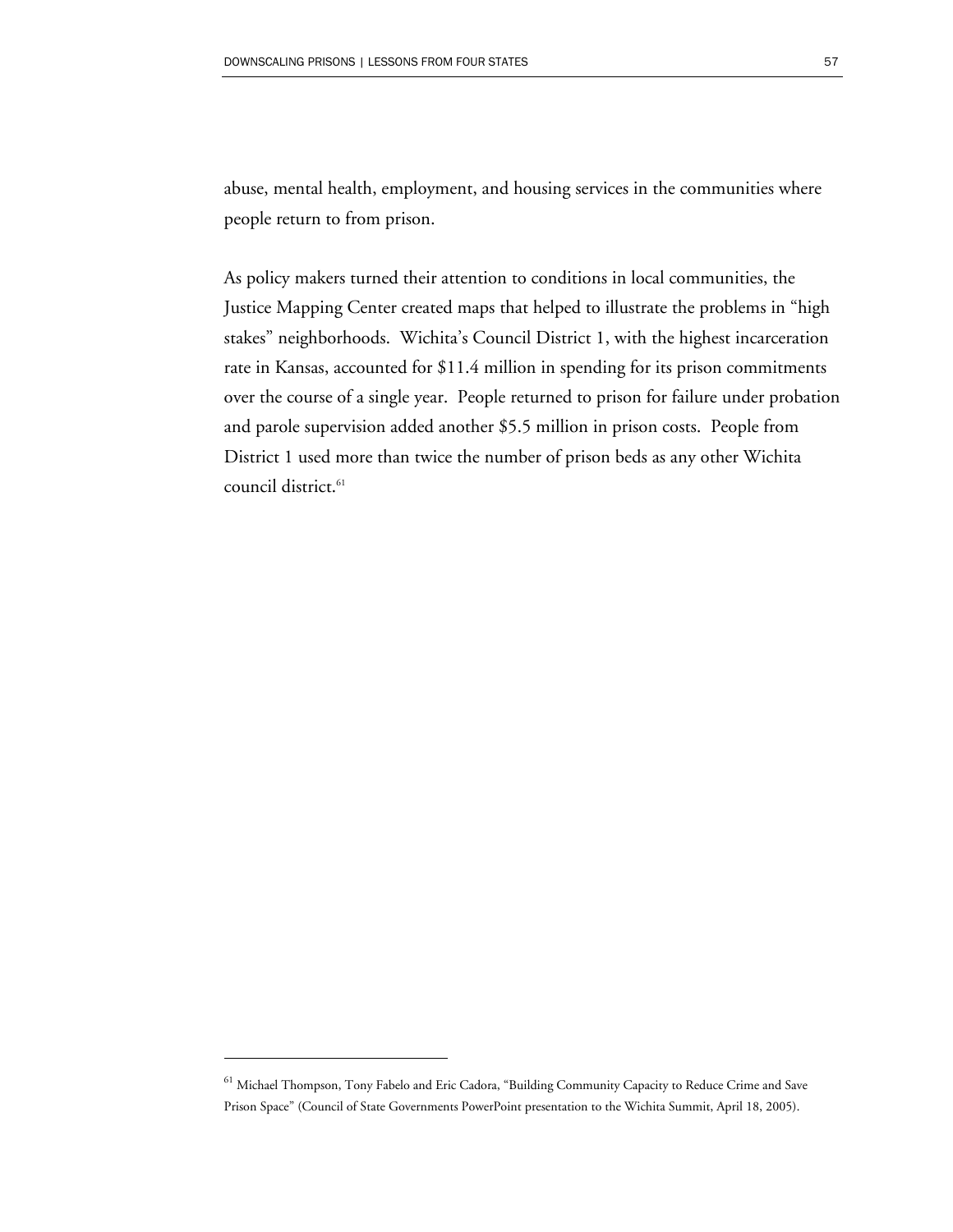abuse, mental health, employment, and housing services in the communities where people return to from prison.

As policy makers turned their attention to conditions in local communities, the Justice Mapping Center created maps that helped to illustrate the problems in "high stakes" neighborhoods. Wichita's Council District 1, with the highest incarceration rate in Kansas, accounted for $11.4 million in spending for its prison commitments over the course of a single year. People returned to prison for failure under probation and parole supervision added another $5.5 million in prison costs. People from District 1 used more than twice the number of prison beds as any other Wichita council district.[61]

[61] Michael Thompson, Tony Fabelo and Eric Cadora, "Building Community Capacity to Reduce Crime and Save Prison Space" (Council of State Governments PowerPoint presentation to the Wichita Summit, April 18, 2005).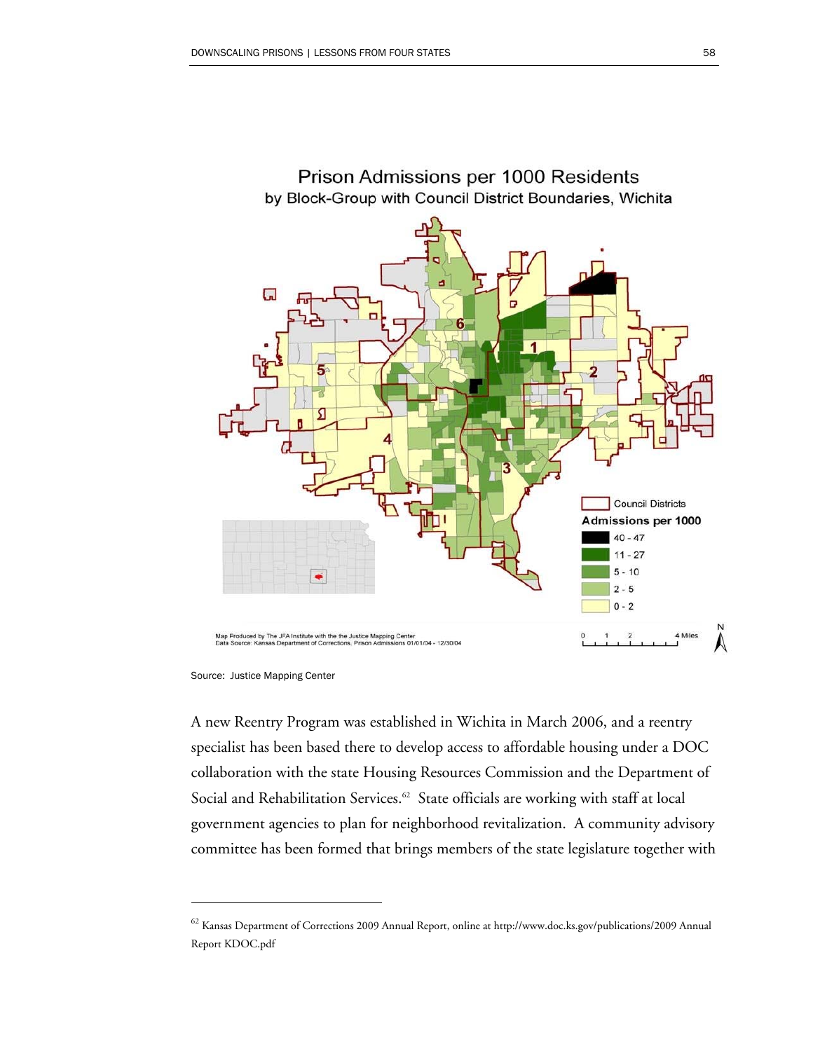Source: Justice Mapping Center

A new Reentry Program was established in Wichita in March 2006, and a reentry specialist has been based there to develop access to affordable housing under a DOC collaboration with the state Housing Resources Commission and the Department of Social and Rehabilitation Services.[62] State officials are working with staff at local government agencies to plan for neighborhood revitalization. A community advisory committee has been formed that brings members of the state legislature together with

---

[62] Kansas Department of Corrections 2009 Annual Report, online at http://www.doc.ks.gov/publications/2009 Annual Report KDOC.pdf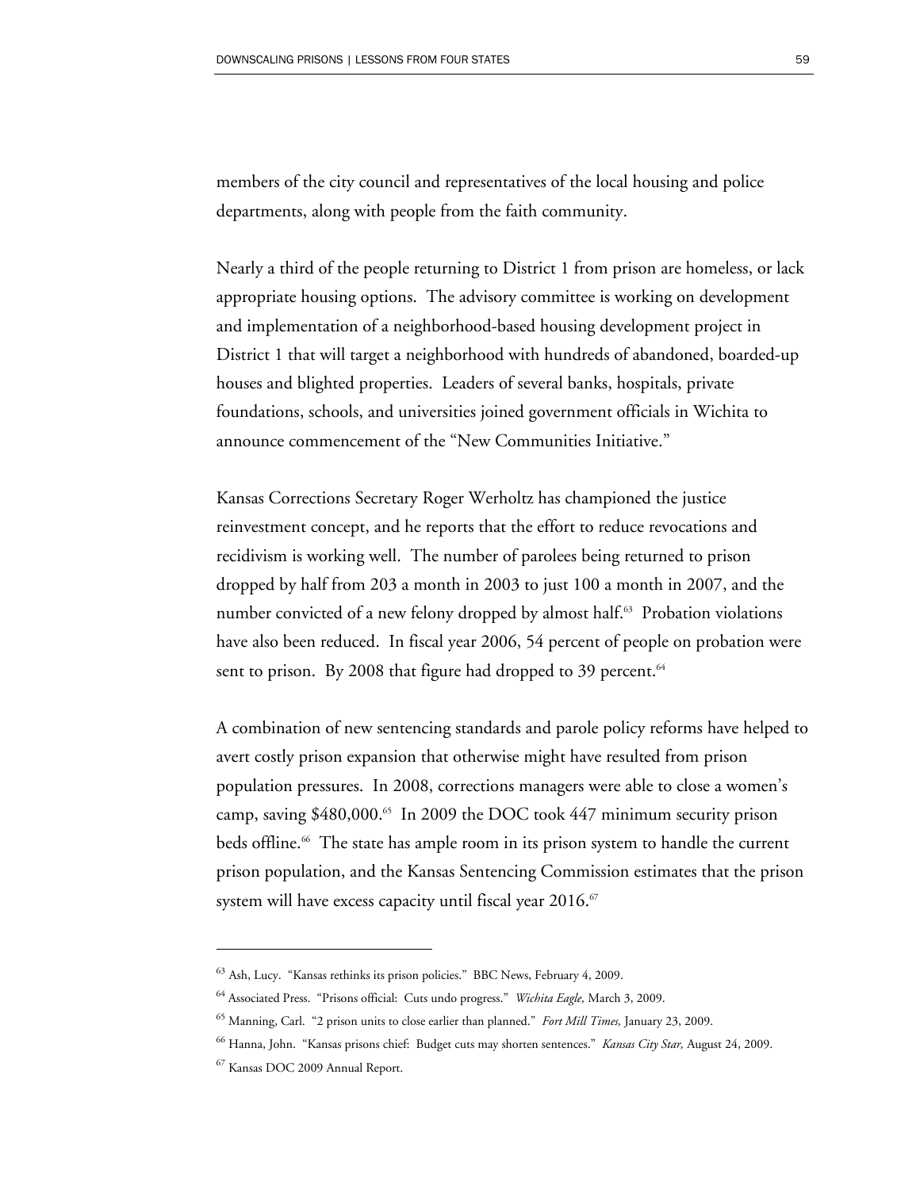members of the city council and representatives of the local housing and police departments, along with people from the faith community.

Nearly a third of the people returning to District 1 from prison are homeless, or lack appropriate housing options. The advisory committee is working on development and implementation of a neighborhood-based housing development project in District 1 that will target a neighborhood with hundreds of abandoned, boarded-up houses and blighted properties. Leaders of several banks, hospitals, private foundations, schools, and universities joined government officials in Wichita to announce commencement of the "New Communities Initiative."

Kansas Corrections Secretary Roger Werholtz has championed the justice reinvestment concept, and he reports that the effort to reduce revocations and recidivism is working well. The number of parolees being returned to prison dropped by half from 203 a month in 2003 to just 100 a month in 2007, and the number convicted of a new felony dropped by almost half.[63] Probation violations have also been reduced. In fiscal year 2006, 54 percent of people on probation were sent to prison. By 2008 that figure had dropped to 39 percent.[64]

A combination of new sentencing standards and parole policy reforms have helped to avert costly prison expansion that otherwise might have resulted from prison population pressures. In 2008, corrections managers were able to close a women's camp, saving $480,000.[65] In 2009 the DOC took 447 minimum security prison beds offline.[66] The state has ample room in its prison system to handle the current prison population, and the Kansas Sentencing Commission estimates that the prison system will have excess capacity until fiscal year 2016.[67]

---

[63] Ash, Lucy. "Kansas rethinks its prison policies." BBC News, February 4, 2009.

[64] Associated Press. "Prisons official: Cuts undo progress." *Wichita Eagle,* March 3, 2009.

[65] Manning, Carl. "2 prison units to close earlier than planned." *Fort Mill Times,* January 23, 2009.

[66] Hanna, John. "Kansas prisons chief: Budget cuts may shorten sentences." *Kansas City Star,* August 24, 2009.

[67] Kansas DOC 2009 Annual Report.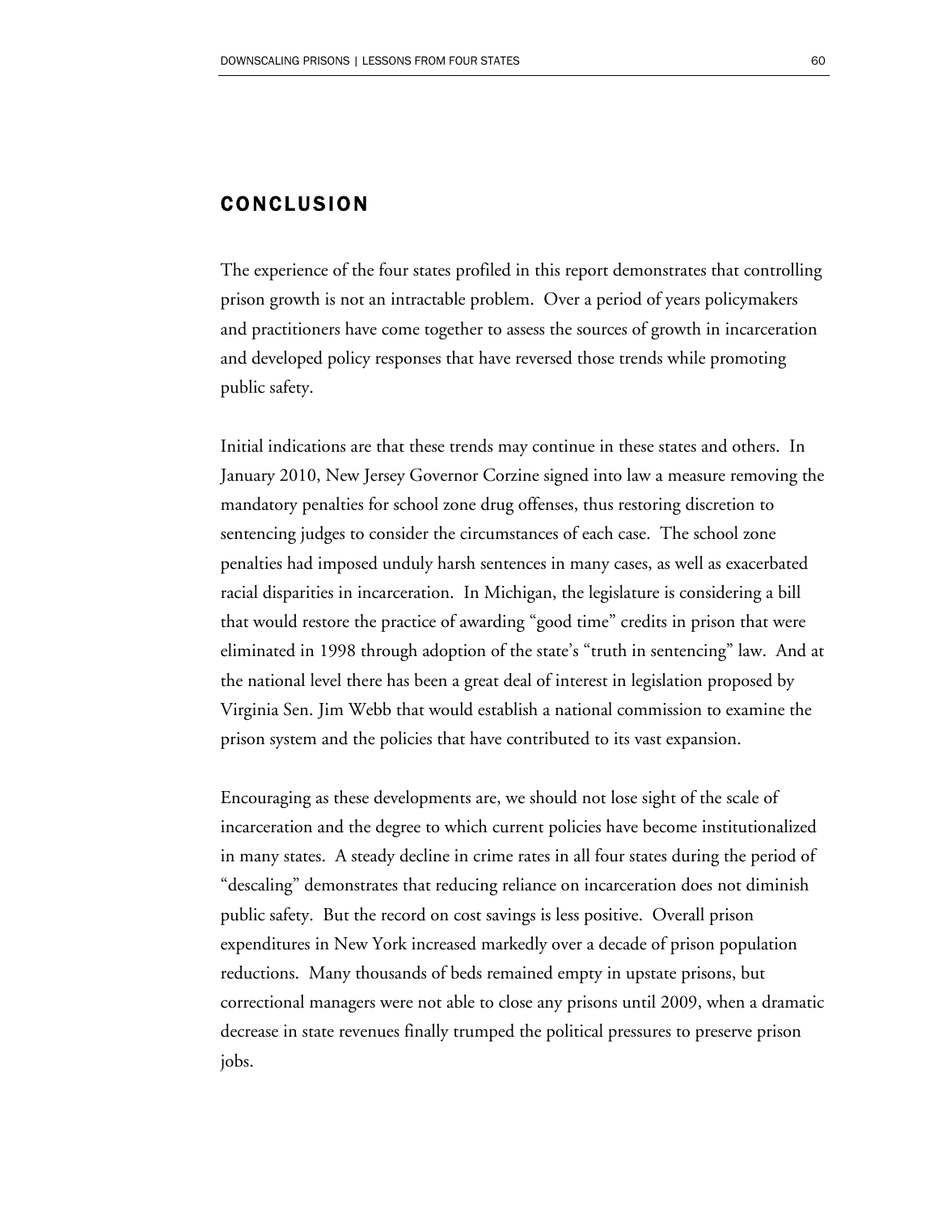## CONCLUSION

The experience of the four states profiled in this report demonstrates that controlling prison growth is not an intractable problem. Over a period of years policymakers and practitioners have come together to assess the sources of growth in incarceration and developed policy responses that have reversed those trends while promoting public safety.

Initial indications are that these trends may continue in these states and others. In January 2010, New Jersey Governor Corzine signed into law a measure removing the mandatory penalties for school zone drug offenses, thus restoring discretion to sentencing judges to consider the circumstances of each case. The school zone penalties had imposed unduly harsh sentences in many cases, as well as exacerbated racial disparities in incarceration. In Michigan, the legislature is considering a bill that would restore the practice of awarding "good time" credits in prison that were eliminated in 1998 through adoption of the state's "truth in sentencing" law. And at the national level there has been a great deal of interest in legislation proposed by Virginia Sen. Jim Webb that would establish a national commission to examine the prison system and the policies that have contributed to its vast expansion.

Encouraging as these developments are, we should not lose sight of the scale of incarceration and the degree to which current policies have become institutionalized in many states. A steady decline in crime rates in all four states during the period of "descaling" demonstrates that reducing reliance on incarceration does not diminish public safety. But the record on cost savings is less positive. Overall prison expenditures in New York increased markedly over a decade of prison population reductions. Many thousands of beds remained empty in upstate prisons, but correctional managers were not able to close any prisons until 2009, when a dramatic decrease in state revenues finally trumped the political pressures to preserve prison jobs.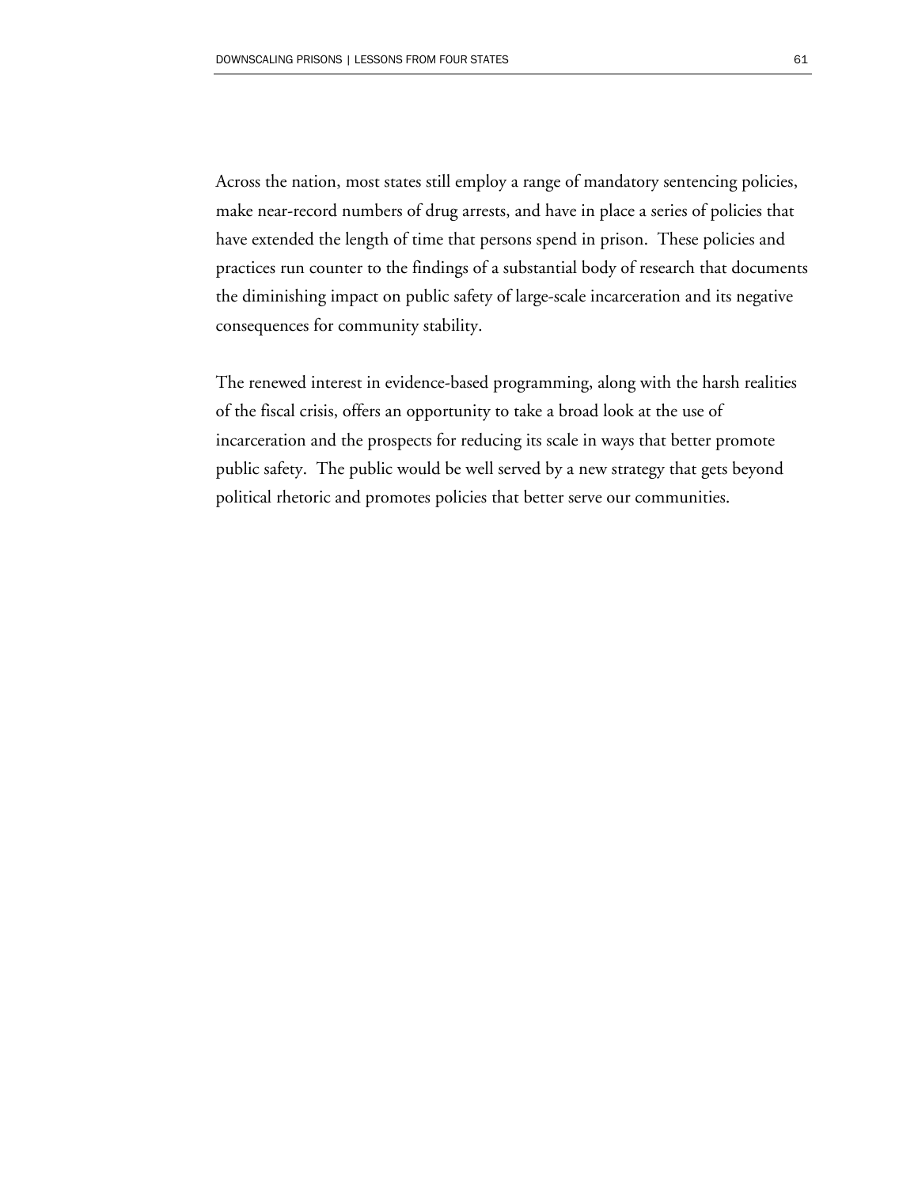Across the nation, most states still employ a range of mandatory sentencing policies, make near-record numbers of drug arrests, and have in place a series of policies that have extended the length of time that persons spend in prison. These policies and practices run counter to the findings of a substantial body of research that documents the diminishing impact on public safety of large-scale incarceration and its negative consequences for community stability.

The renewed interest in evidence-based programming, along with the harsh realities of the fiscal crisis, offers an opportunity to take a broad look at the use of incarceration and the prospects for reducing its scale in ways that better promote public safety. The public would be well served by a new strategy that gets beyond political rhetoric and promotes policies that better serve our communities.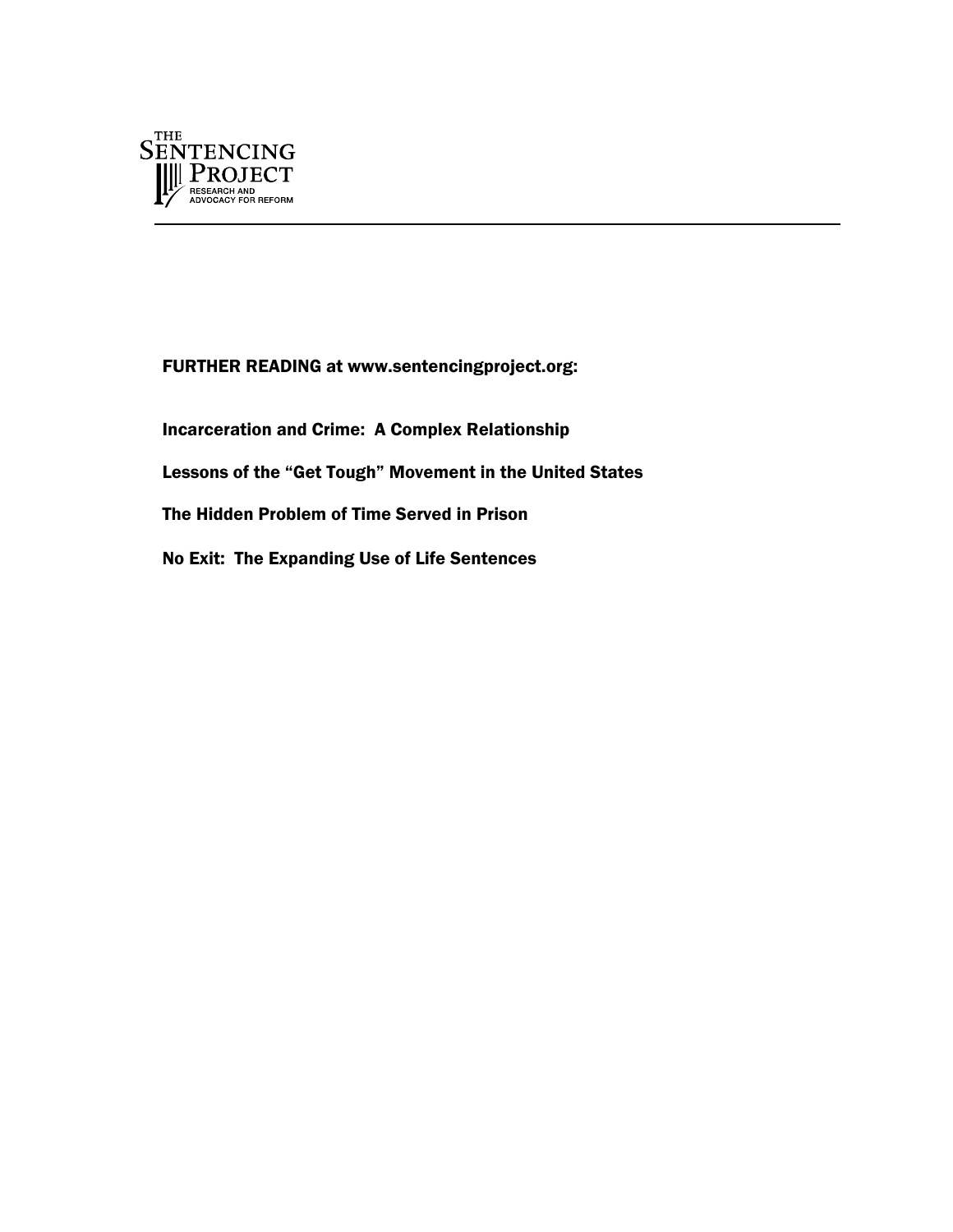THE SENTENCING PROJECT

RESEARCH AND ADVOCACY FOR REFORM

**FURTHER READING at www.sentencingproject.org:**

**Incarceration and Crime: A Complex Relationship**

**Lessons of the "Get Tough" Movement in the United States**

**The Hidden Problem of Time Served in Prison**

**No Exit: The Expanding Use of Life Sentences**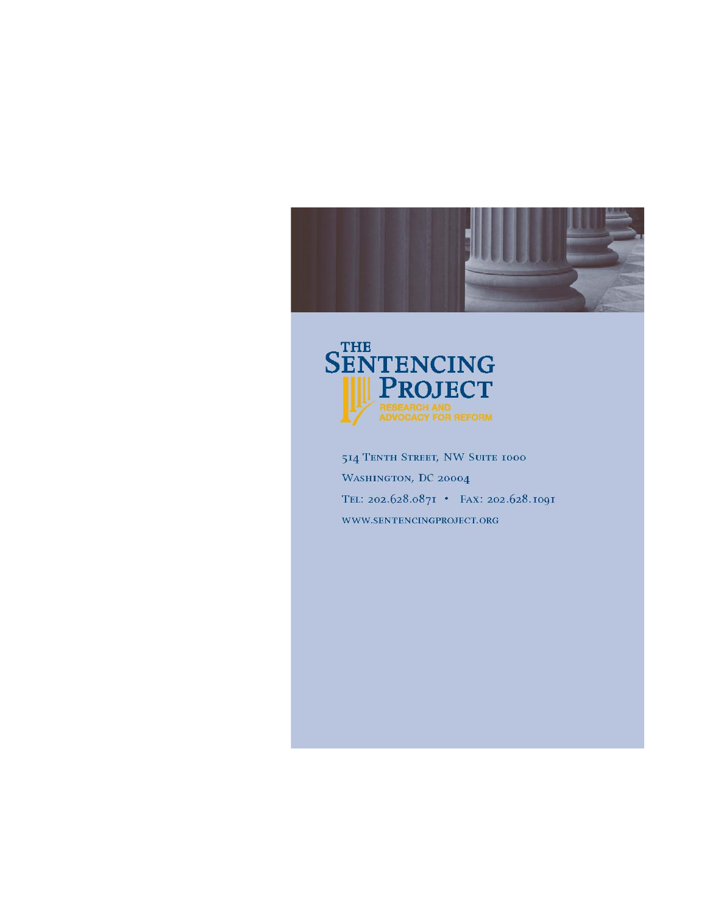THE SENTENCING PROJECT

RESEARCH AND ADVOCACY FOR REFORM

514 Tenth Street, NW Suite 1000

Washington, DC 20004

Tel: 202.628.0871 • Fax: 202.628.1091

www.sentencingproject.org